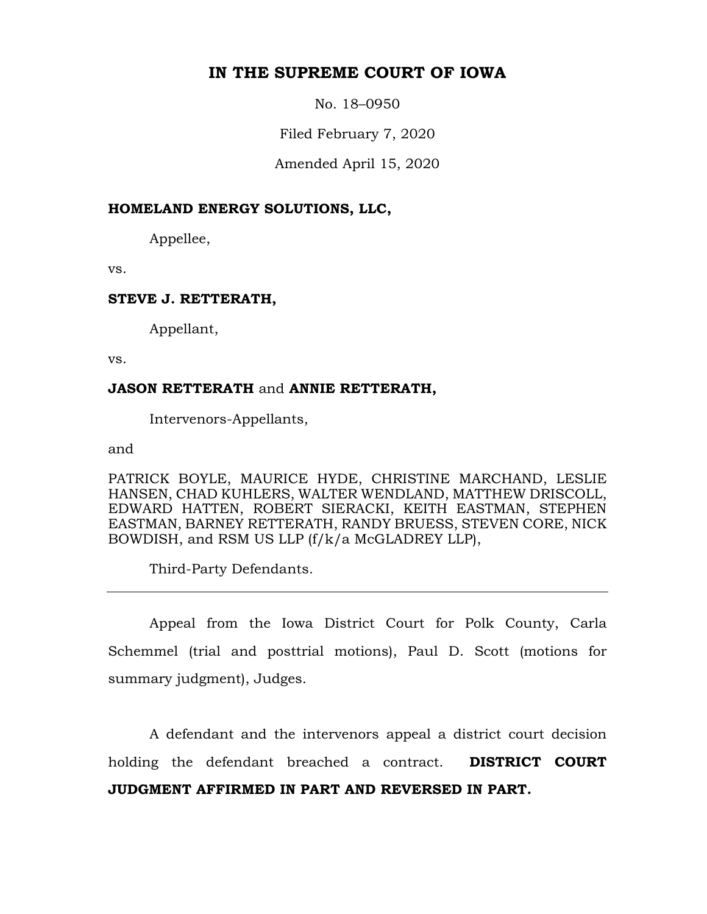# IN THE SUPREME COURT OF IOWA

No. 18–0950

Filed February 7, 2020

Amended April 15, 2020

**HOMELAND ENERGY SOLUTIONS, LLC,**

Appellee,

vs.

**STEVE J. RETTERATH,**

Appellant,

vs.

**JASON RETTERATH** and **ANNIE RETTERATH,**

Intervenors-Appellants,

and

PATRICK BOYLE, MAURICE HYDE, CHRISTINE MARCHAND, LESLIE HANSEN, CHAD KUHLERS, WALTER WENDLAND, MATTHEW DRISCOLL, EDWARD HATTEN, ROBERT SIERACKI, KEITH EASTMAN, STEPHEN EASTMAN, BARNEY RETTERATH, RANDY BRUESS, STEVEN CORE, NICK BOWDISH, and RSM US LLP (f/k/a McGLADREY LLP),

Third-Party Defendants.

---

Appeal from the Iowa District Court for Polk County, Carla Schemmel (trial and posttrial motions), Paul D. Scott (motions for summary judgment), Judges.

A defendant and the intervenors appeal a district court decision holding the defendant breached a contract. **DISTRICT COURT JUDGMENT AFFIRMED IN PART AND REVERSED IN PART.**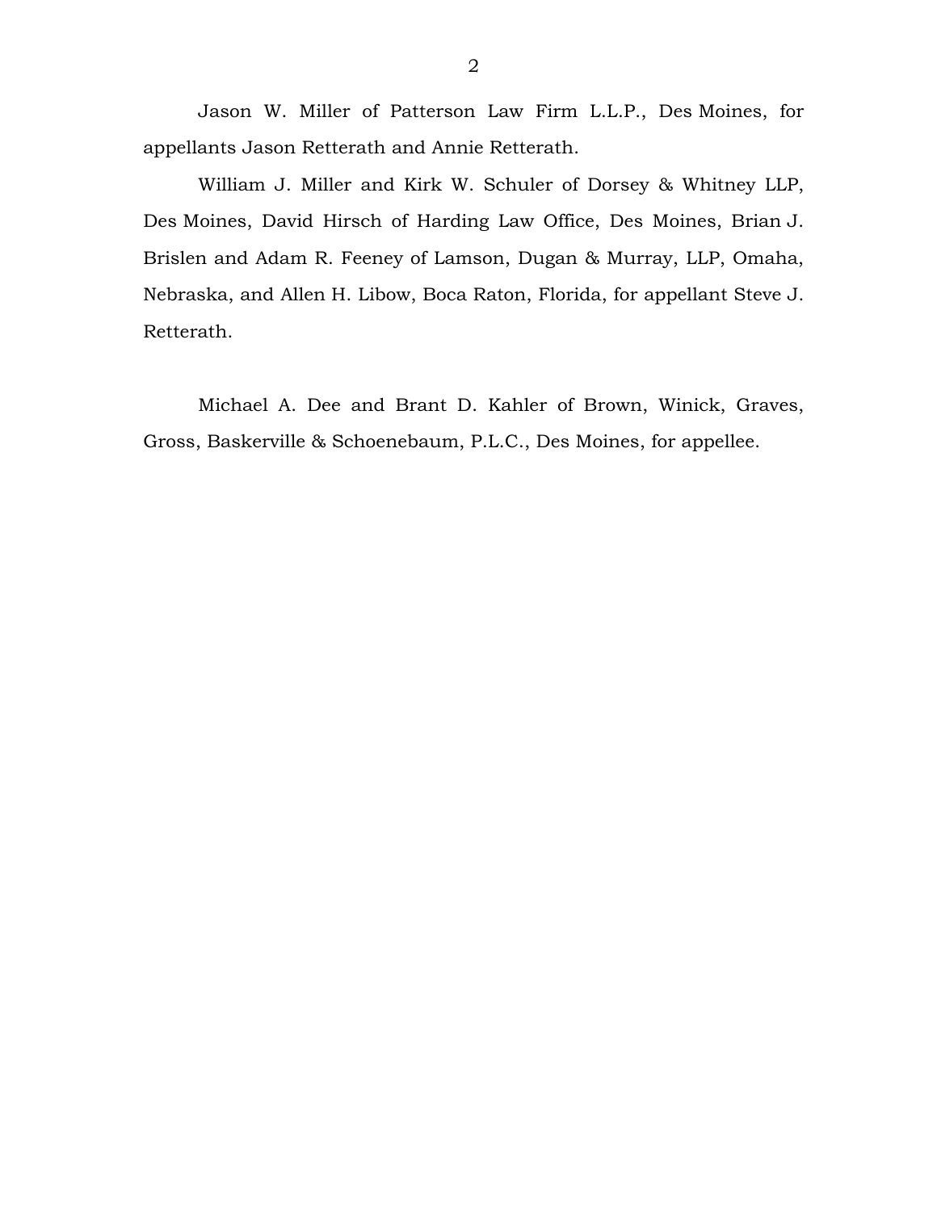Jason W. Miller of Patterson Law Firm L.L.P., Des Moines, for appellants Jason Retterath and Annie Retterath.

William J. Miller and Kirk W. Schuler of Dorsey & Whitney LLP, Des Moines, David Hirsch of Harding Law Office, Des Moines, Brian J. Brislen and Adam R. Feeney of Lamson, Dugan & Murray, LLP, Omaha, Nebraska, and Allen H. Libow, Boca Raton, Florida, for appellant Steve J. Retterath.

Michael A. Dee and Brant D. Kahler of Brown, Winick, Graves, Gross, Baskerville & Schoenebaum, P.L.C., Des Moines, for appellee.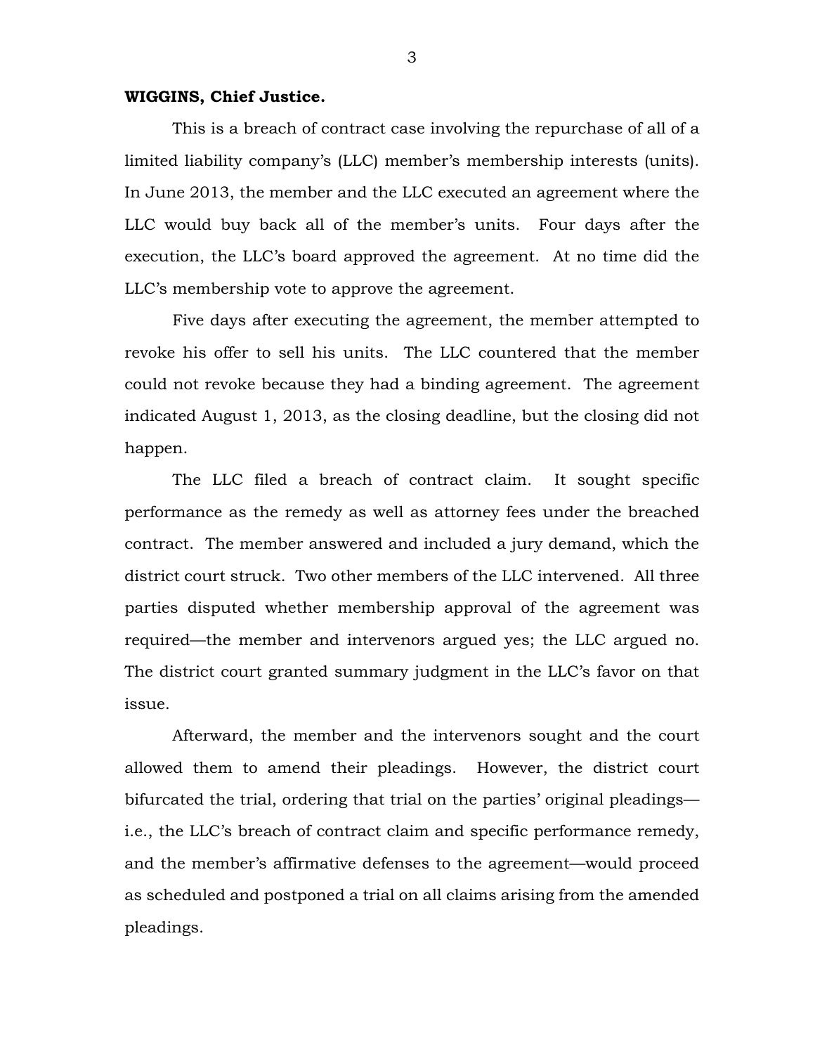**WIGGINS, Chief Justice.**

This is a breach of contract case involving the repurchase of all of a limited liability company's (LLC) member's membership interests (units). In June 2013, the member and the LLC executed an agreement where the LLC would buy back all of the member's units. Four days after the execution, the LLC's board approved the agreement. At no time did the LLC's membership vote to approve the agreement.

Five days after executing the agreement, the member attempted to revoke his offer to sell his units. The LLC countered that the member could not revoke because they had a binding agreement. The agreement indicated August 1, 2013, as the closing deadline, but the closing did not happen.

The LLC filed a breach of contract claim. It sought specific performance as the remedy as well as attorney fees under the breached contract. The member answered and included a jury demand, which the district court struck. Two other members of the LLC intervened. All three parties disputed whether membership approval of the agreement was required—the member and intervenors argued yes; the LLC argued no. The district court granted summary judgment in the LLC's favor on that issue.

Afterward, the member and the intervenors sought and the court allowed them to amend their pleadings. However, the district court bifurcated the trial, ordering that trial on the parties' original pleadings—i.e., the LLC's breach of contract claim and specific performance remedy, and the member's affirmative defenses to the agreement—would proceed as scheduled and postponed a trial on all claims arising from the amended pleadings.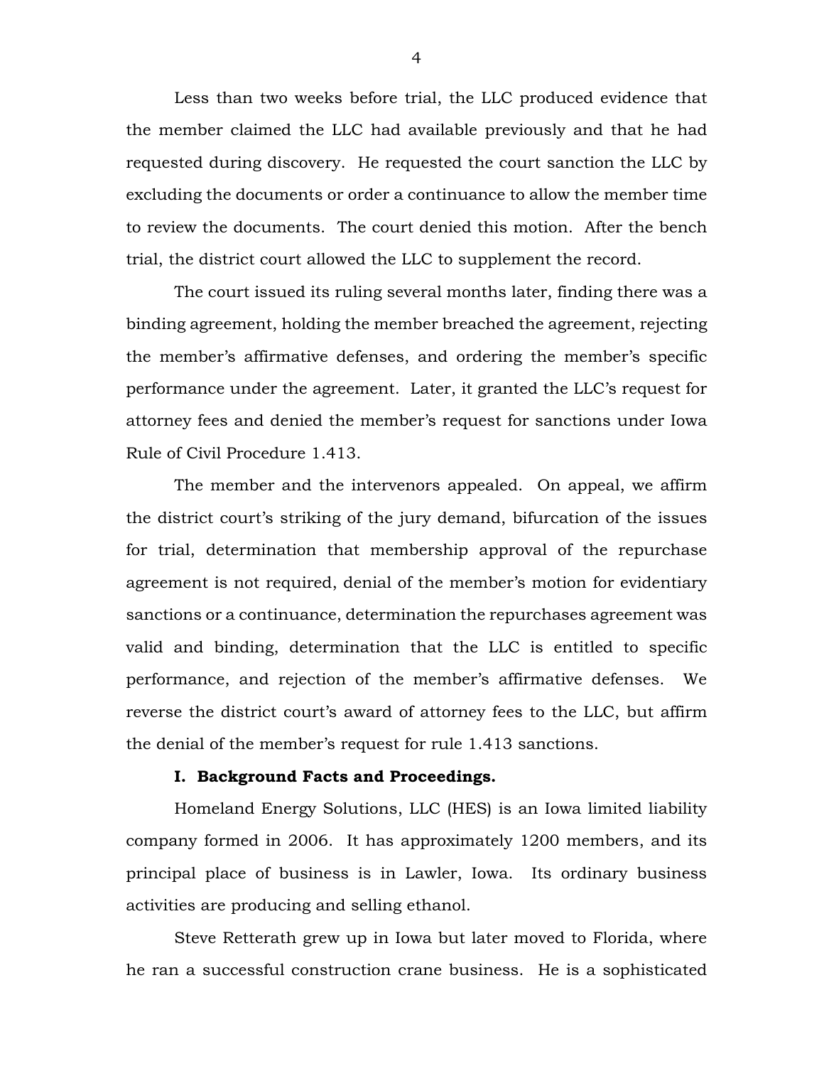Less than two weeks before trial, the LLC produced evidence that the member claimed the LLC had available previously and that he had requested during discovery. He requested the court sanction the LLC by excluding the documents or order a continuance to allow the member time to review the documents. The court denied this motion. After the bench trial, the district court allowed the LLC to supplement the record.

The court issued its ruling several months later, finding there was a binding agreement, holding the member breached the agreement, rejecting the member's affirmative defenses, and ordering the member's specific performance under the agreement. Later, it granted the LLC's request for attorney fees and denied the member's request for sanctions under Iowa Rule of Civil Procedure 1.413.

The member and the intervenors appealed. On appeal, we affirm the district court's striking of the jury demand, bifurcation of the issues for trial, determination that membership approval of the repurchase agreement is not required, denial of the member's motion for evidentiary sanctions or a continuance, determination the repurchases agreement was valid and binding, determination that the LLC is entitled to specific performance, and rejection of the member's affirmative defenses. We reverse the district court's award of attorney fees to the LLC, but affirm the denial of the member's request for rule 1.413 sanctions.

**I. Background Facts and Proceedings.**

Homeland Energy Solutions, LLC (HES) is an Iowa limited liability company formed in 2006. It has approximately 1200 members, and its principal place of business is in Lawler, Iowa. Its ordinary business activities are producing and selling ethanol.

Steve Retterath grew up in Iowa but later moved to Florida, where he ran a successful construction crane business. He is a sophisticated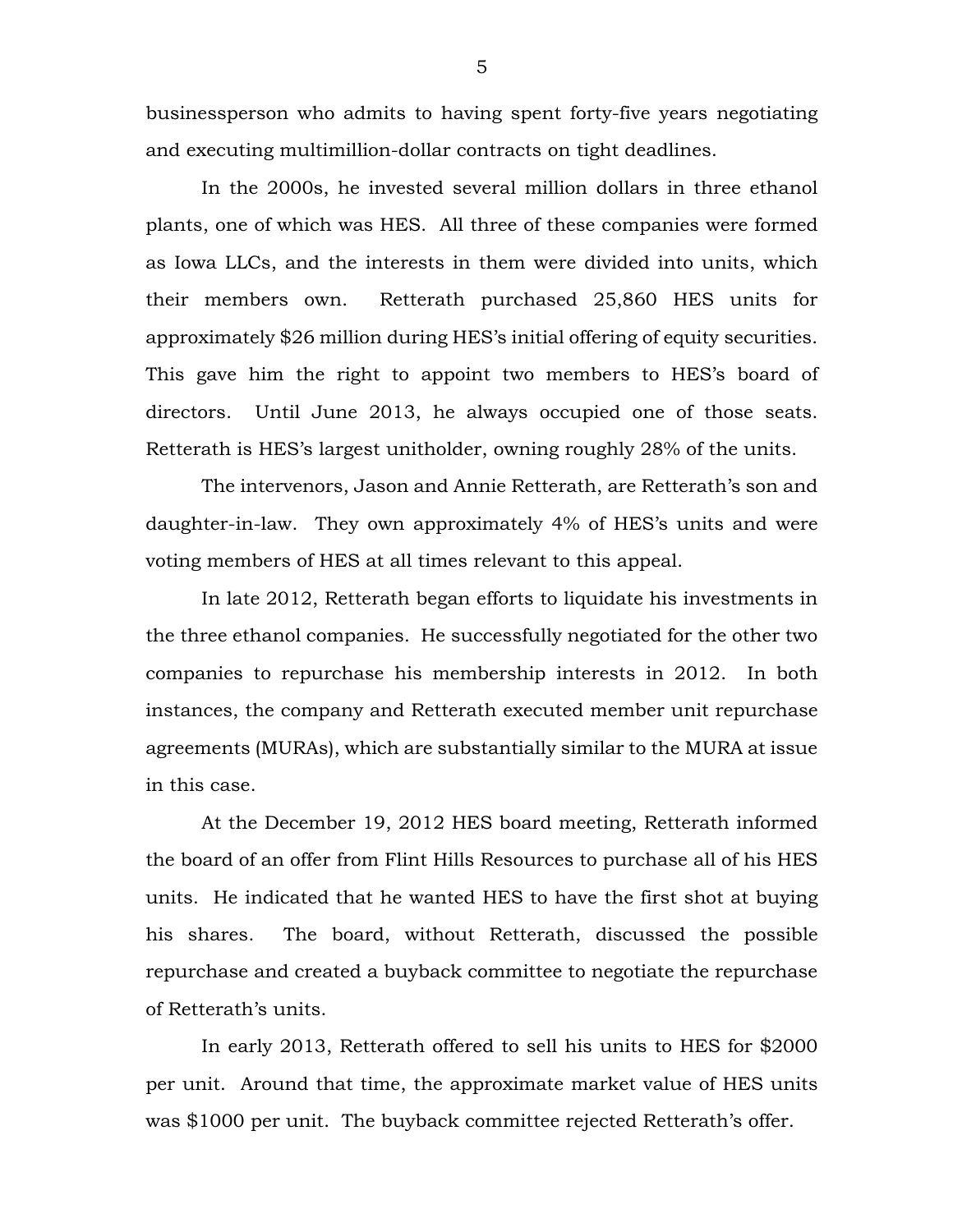businessperson who admits to having spent forty-five years negotiating and executing multimillion-dollar contracts on tight deadlines.

In the 2000s, he invested several million dollars in three ethanol plants, one of which was HES. All three of these companies were formed as Iowa LLCs, and the interests in them were divided into units, which their members own. Retterath purchased 25,860 HES units for approximately $26 million during HES's initial offering of equity securities. This gave him the right to appoint two members to HES's board of directors. Until June 2013, he always occupied one of those seats. Retterath is HES's largest unitholder, owning roughly 28% of the units.

The intervenors, Jason and Annie Retterath, are Retterath's son and daughter-in-law. They own approximately 4% of HES's units and were voting members of HES at all times relevant to this appeal.

In late 2012, Retterath began efforts to liquidate his investments in the three ethanol companies. He successfully negotiated for the other two companies to repurchase his membership interests in 2012. In both instances, the company and Retterath executed member unit repurchase agreements (MURAs), which are substantially similar to the MURA at issue in this case.

At the December 19, 2012 HES board meeting, Retterath informed the board of an offer from Flint Hills Resources to purchase all of his HES units. He indicated that he wanted HES to have the first shot at buying his shares. The board, without Retterath, discussed the possible repurchase and created a buyback committee to negotiate the repurchase of Retterath's units.

In early 2013, Retterath offered to sell his units to HES for $2000 per unit. Around that time, the approximate market value of HES units was $1000 per unit. The buyback committee rejected Retterath's offer.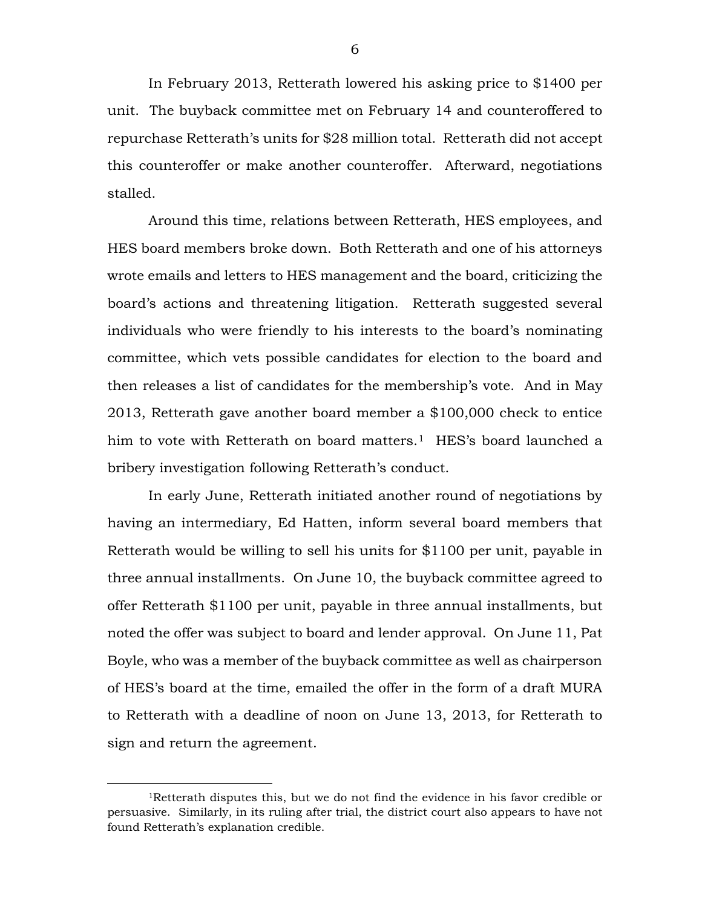In February 2013, Retterath lowered his asking price to $1400 per unit. The buyback committee met on February 14 and counteroffered to repurchase Retterath's units for $28 million total. Retterath did not accept this counteroffer or make another counteroffer. Afterward, negotiations stalled.

Around this time, relations between Retterath, HES employees, and HES board members broke down. Both Retterath and one of his attorneys wrote emails and letters to HES management and the board, criticizing the board's actions and threatening litigation. Retterath suggested several individuals who were friendly to his interests to the board's nominating committee, which vets possible candidates for election to the board and then releases a list of candidates for the membership's vote. And in May 2013, Retterath gave another board member a $100,000 check to entice him to vote with Retterath on board matters.[1] HES's board launched a bribery investigation following Retterath's conduct.

In early June, Retterath initiated another round of negotiations by having an intermediary, Ed Hatten, inform several board members that Retterath would be willing to sell his units for $1100 per unit, payable in three annual installments. On June 10, the buyback committee agreed to offer Retterath $1100 per unit, payable in three annual installments, but noted the offer was subject to board and lender approval. On June 11, Pat Boyle, who was a member of the buyback committee as well as chairperson of HES's board at the time, emailed the offer in the form of a draft MURA to Retterath with a deadline of noon on June 13, 2013, for Retterath to sign and return the agreement.

---

[1] Retterath disputes this, but we do not find the evidence in his favor credible or persuasive. Similarly, in its ruling after trial, the district court also appears to have not found Retterath's explanation credible.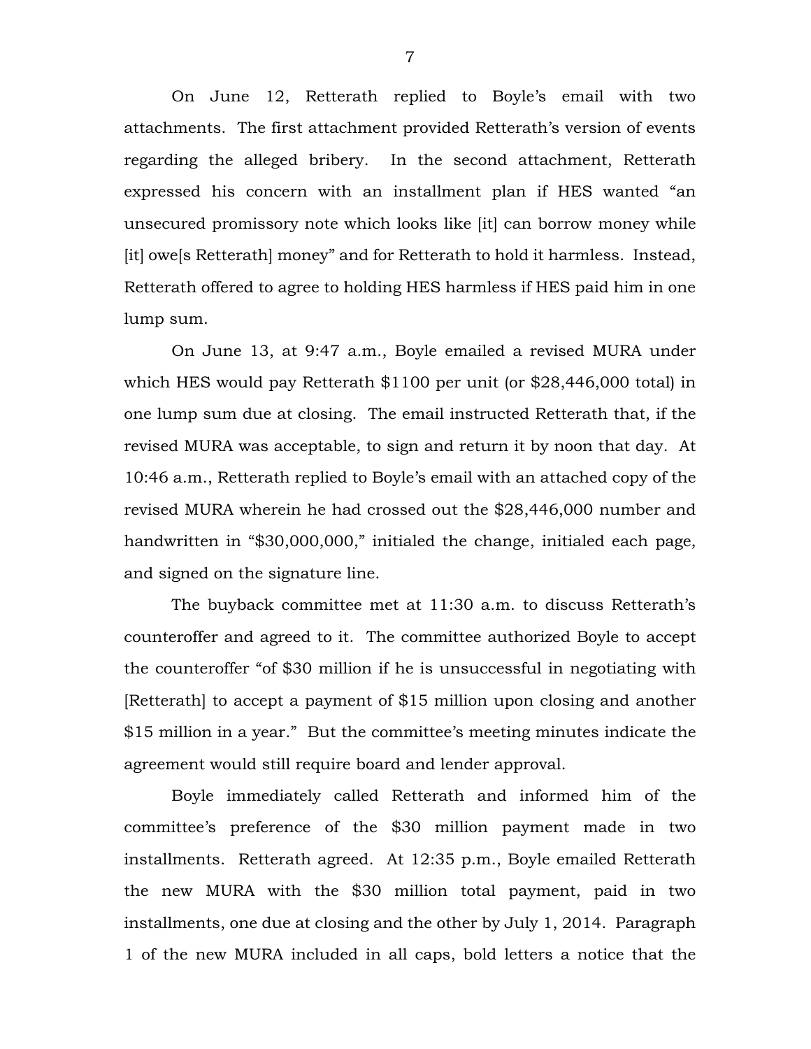On June 12, Retterath replied to Boyle's email with two attachments. The first attachment provided Retterath's version of events regarding the alleged bribery. In the second attachment, Retterath expressed his concern with an installment plan if HES wanted "an unsecured promissory note which looks like [it] can borrow money while [it] owe[s Retterath] money" and for Retterath to hold it harmless. Instead, Retterath offered to agree to holding HES harmless if HES paid him in one lump sum.

On June 13, at 9:47 a.m., Boyle emailed a revised MURA under which HES would pay Retterath $1100 per unit (or $28,446,000 total) in one lump sum due at closing. The email instructed Retterath that, if the revised MURA was acceptable, to sign and return it by noon that day. At 10:46 a.m., Retterath replied to Boyle's email with an attached copy of the revised MURA wherein he had crossed out the $28,446,000 number and handwritten in "$30,000,000," initialed the change, initialed each page, and signed on the signature line.

The buyback committee met at 11:30 a.m. to discuss Retterath's counteroffer and agreed to it. The committee authorized Boyle to accept the counteroffer "of $30 million if he is unsuccessful in negotiating with [Retterath] to accept a payment of $15 million upon closing and another $15 million in a year." But the committee's meeting minutes indicate the agreement would still require board and lender approval.

Boyle immediately called Retterath and informed him of the committee's preference of the $30 million payment made in two installments. Retterath agreed. At 12:35 p.m., Boyle emailed Retterath the new MURA with the $30 million total payment, paid in two installments, one due at closing and the other by July 1, 2014. Paragraph 1 of the new MURA included in all caps, bold letters a notice that the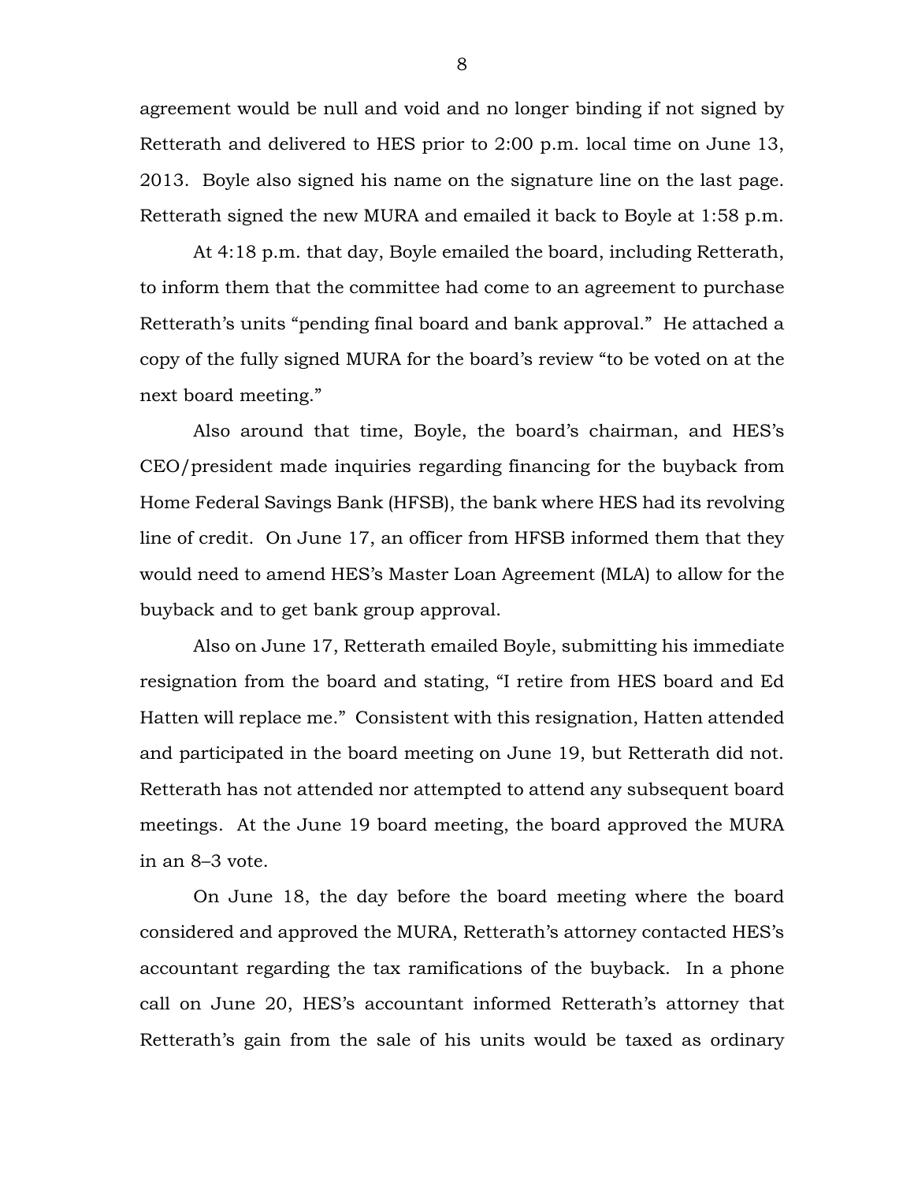agreement would be null and void and no longer binding if not signed by Retterath and delivered to HES prior to 2:00 p.m. local time on June 13, 2013. Boyle also signed his name on the signature line on the last page. Retterath signed the new MURA and emailed it back to Boyle at 1:58 p.m.

At 4:18 p.m. that day, Boyle emailed the board, including Retterath, to inform them that the committee had come to an agreement to purchase Retterath's units "pending final board and bank approval." He attached a copy of the fully signed MURA for the board's review "to be voted on at the next board meeting."

Also around that time, Boyle, the board's chairman, and HES's CEO/president made inquiries regarding financing for the buyback from Home Federal Savings Bank (HFSB), the bank where HES had its revolving line of credit. On June 17, an officer from HFSB informed them that they would need to amend HES's Master Loan Agreement (MLA) to allow for the buyback and to get bank group approval.

Also on June 17, Retterath emailed Boyle, submitting his immediate resignation from the board and stating, "I retire from HES board and Ed Hatten will replace me." Consistent with this resignation, Hatten attended and participated in the board meeting on June 19, but Retterath did not. Retterath has not attended nor attempted to attend any subsequent board meetings. At the June 19 board meeting, the board approved the MURA in an 8–3 vote.

On June 18, the day before the board meeting where the board considered and approved the MURA, Retterath's attorney contacted HES's accountant regarding the tax ramifications of the buyback. In a phone call on June 20, HES's accountant informed Retterath's attorney that Retterath's gain from the sale of his units would be taxed as ordinary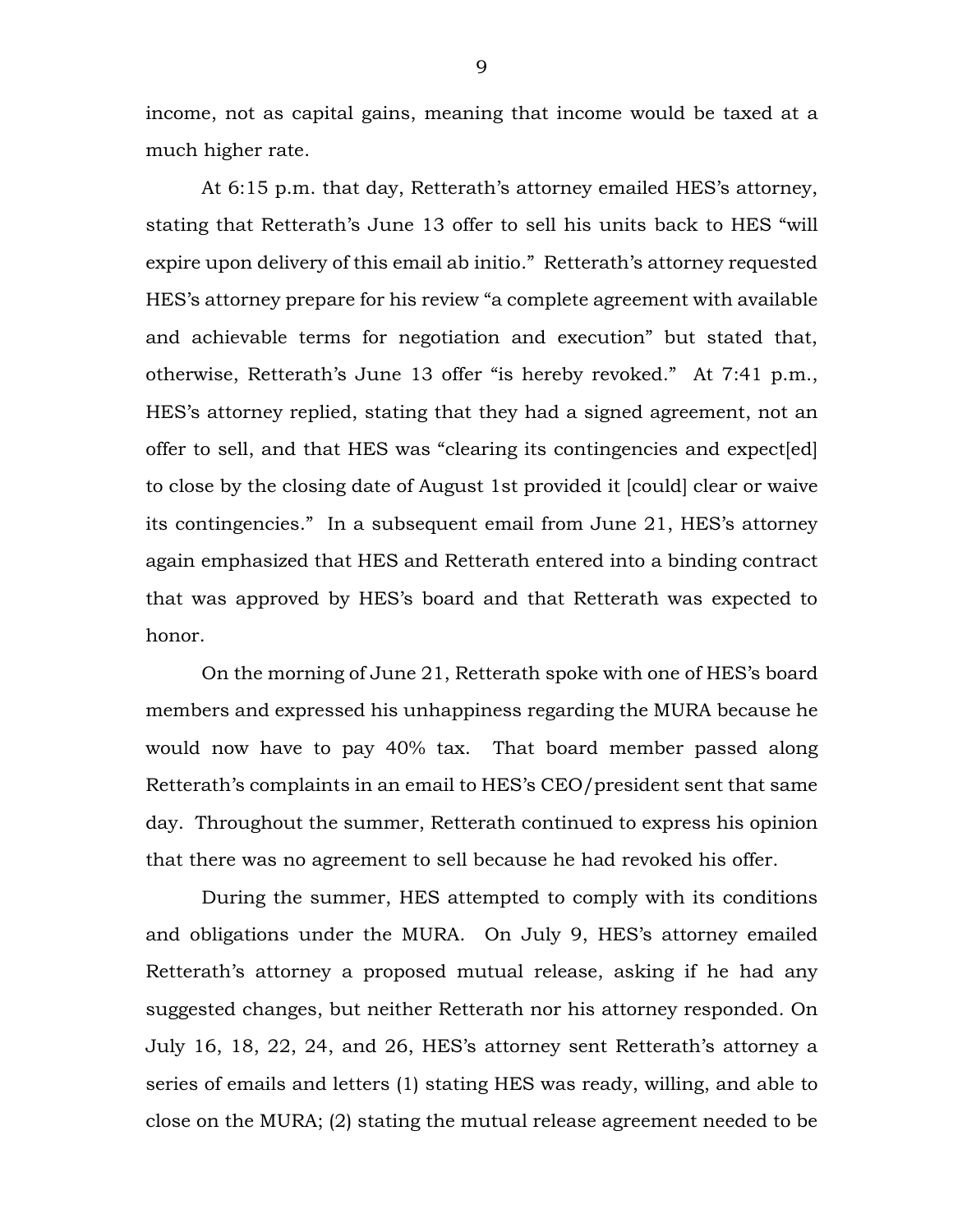income, not as capital gains, meaning that income would be taxed at a much higher rate.

At 6:15 p.m. that day, Retterath's attorney emailed HES's attorney, stating that Retterath's June 13 offer to sell his units back to HES "will expire upon delivery of this email ab initio." Retterath's attorney requested HES's attorney prepare for his review "a complete agreement with available and achievable terms for negotiation and execution" but stated that, otherwise, Retterath's June 13 offer "is hereby revoked." At 7:41 p.m., HES's attorney replied, stating that they had a signed agreement, not an offer to sell, and that HES was "clearing its contingencies and expect[ed] to close by the closing date of August 1st provided it [could] clear or waive its contingencies." In a subsequent email from June 21, HES's attorney again emphasized that HES and Retterath entered into a binding contract that was approved by HES's board and that Retterath was expected to honor.

On the morning of June 21, Retterath spoke with one of HES's board members and expressed his unhappiness regarding the MURA because he would now have to pay 40% tax. That board member passed along Retterath's complaints in an email to HES's CEO/president sent that same day. Throughout the summer, Retterath continued to express his opinion that there was no agreement to sell because he had revoked his offer.

During the summer, HES attempted to comply with its conditions and obligations under the MURA. On July 9, HES's attorney emailed Retterath's attorney a proposed mutual release, asking if he had any suggested changes, but neither Retterath nor his attorney responded. On July 16, 18, 22, 24, and 26, HES's attorney sent Retterath's attorney a series of emails and letters (1) stating HES was ready, willing, and able to close on the MURA; (2) stating the mutual release agreement needed to be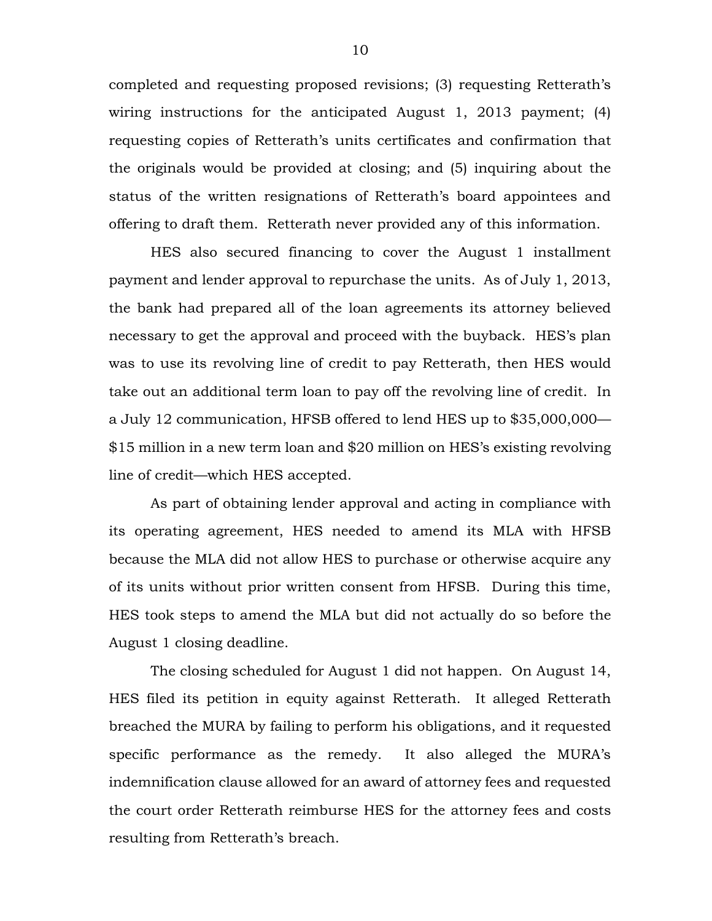completed and requesting proposed revisions; (3) requesting Retterath's wiring instructions for the anticipated August 1, 2013 payment; (4) requesting copies of Retterath's units certificates and confirmation that the originals would be provided at closing; and (5) inquiring about the status of the written resignations of Retterath's board appointees and offering to draft them. Retterath never provided any of this information.

HES also secured financing to cover the August 1 installment payment and lender approval to repurchase the units. As of July 1, 2013, the bank had prepared all of the loan agreements its attorney believed necessary to get the approval and proceed with the buyback. HES's plan was to use its revolving line of credit to pay Retterath, then HES would take out an additional term loan to pay off the revolving line of credit. In a July 12 communication, HFSB offered to lend HES up to $35,000,000—$15 million in a new term loan and $20 million on HES's existing revolving line of credit—which HES accepted.

As part of obtaining lender approval and acting in compliance with its operating agreement, HES needed to amend its MLA with HFSB because the MLA did not allow HES to purchase or otherwise acquire any of its units without prior written consent from HFSB. During this time, HES took steps to amend the MLA but did not actually do so before the August 1 closing deadline.

The closing scheduled for August 1 did not happen. On August 14, HES filed its petition in equity against Retterath. It alleged Retterath breached the MURA by failing to perform his obligations, and it requested specific performance as the remedy. It also alleged the MURA's indemnification clause allowed for an award of attorney fees and requested the court order Retterath reimburse HES for the attorney fees and costs resulting from Retterath's breach.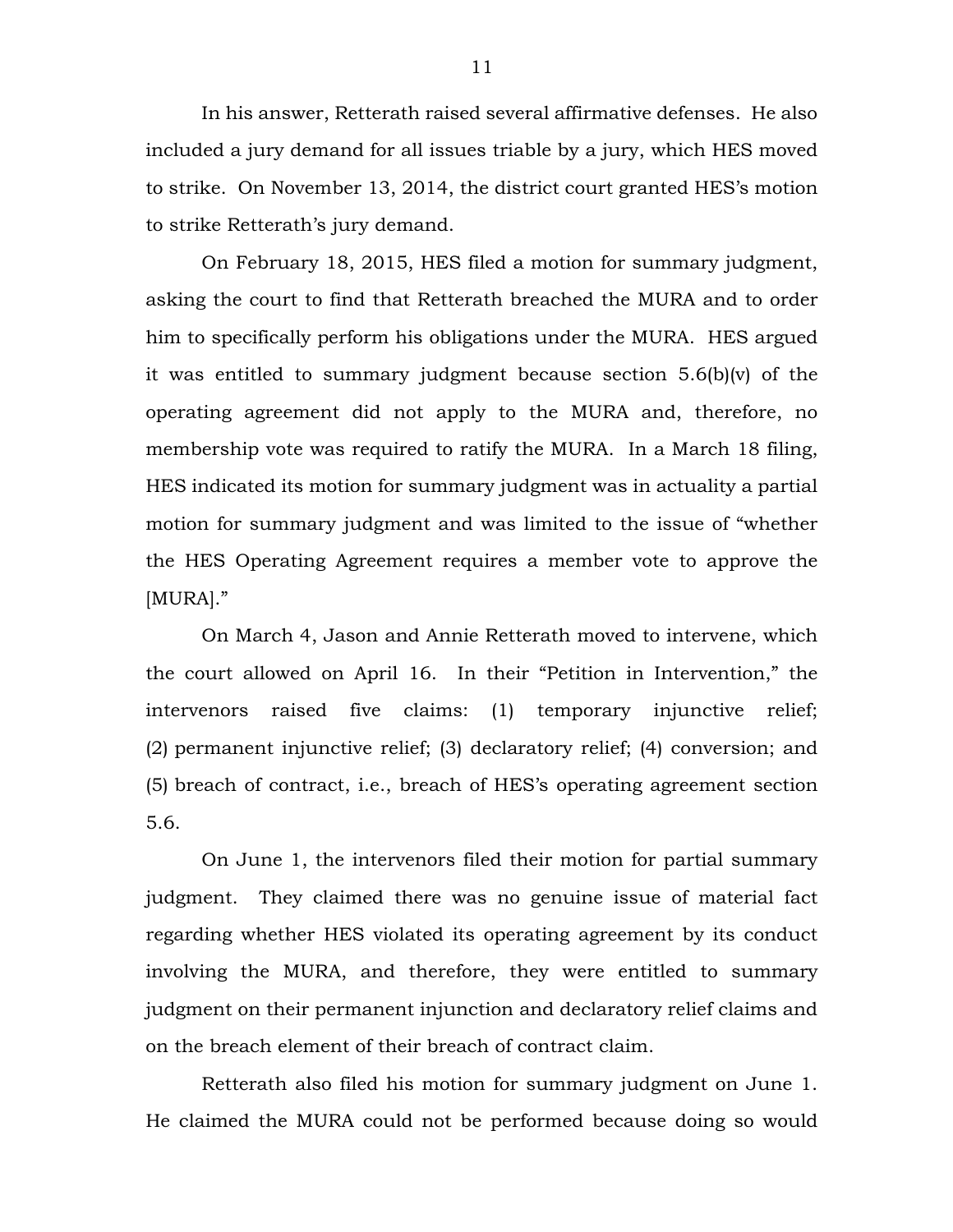In his answer, Retterath raised several affirmative defenses. He also included a jury demand for all issues triable by a jury, which HES moved to strike. On November 13, 2014, the district court granted HES's motion to strike Retterath's jury demand.

On February 18, 2015, HES filed a motion for summary judgment, asking the court to find that Retterath breached the MURA and to order him to specifically perform his obligations under the MURA. HES argued it was entitled to summary judgment because section 5.6(b)(v) of the operating agreement did not apply to the MURA and, therefore, no membership vote was required to ratify the MURA. In a March 18 filing, HES indicated its motion for summary judgment was in actuality a partial motion for summary judgment and was limited to the issue of "whether the HES Operating Agreement requires a member vote to approve the [MURA]."

On March 4, Jason and Annie Retterath moved to intervene, which the court allowed on April 16. In their "Petition in Intervention," the intervenors raised five claims: (1) temporary injunctive relief; (2) permanent injunctive relief; (3) declaratory relief; (4) conversion; and (5) breach of contract, i.e., breach of HES's operating agreement section 5.6.

On June 1, the intervenors filed their motion for partial summary judgment. They claimed there was no genuine issue of material fact regarding whether HES violated its operating agreement by its conduct involving the MURA, and therefore, they were entitled to summary judgment on their permanent injunction and declaratory relief claims and on the breach element of their breach of contract claim.

Retterath also filed his motion for summary judgment on June 1. He claimed the MURA could not be performed because doing so would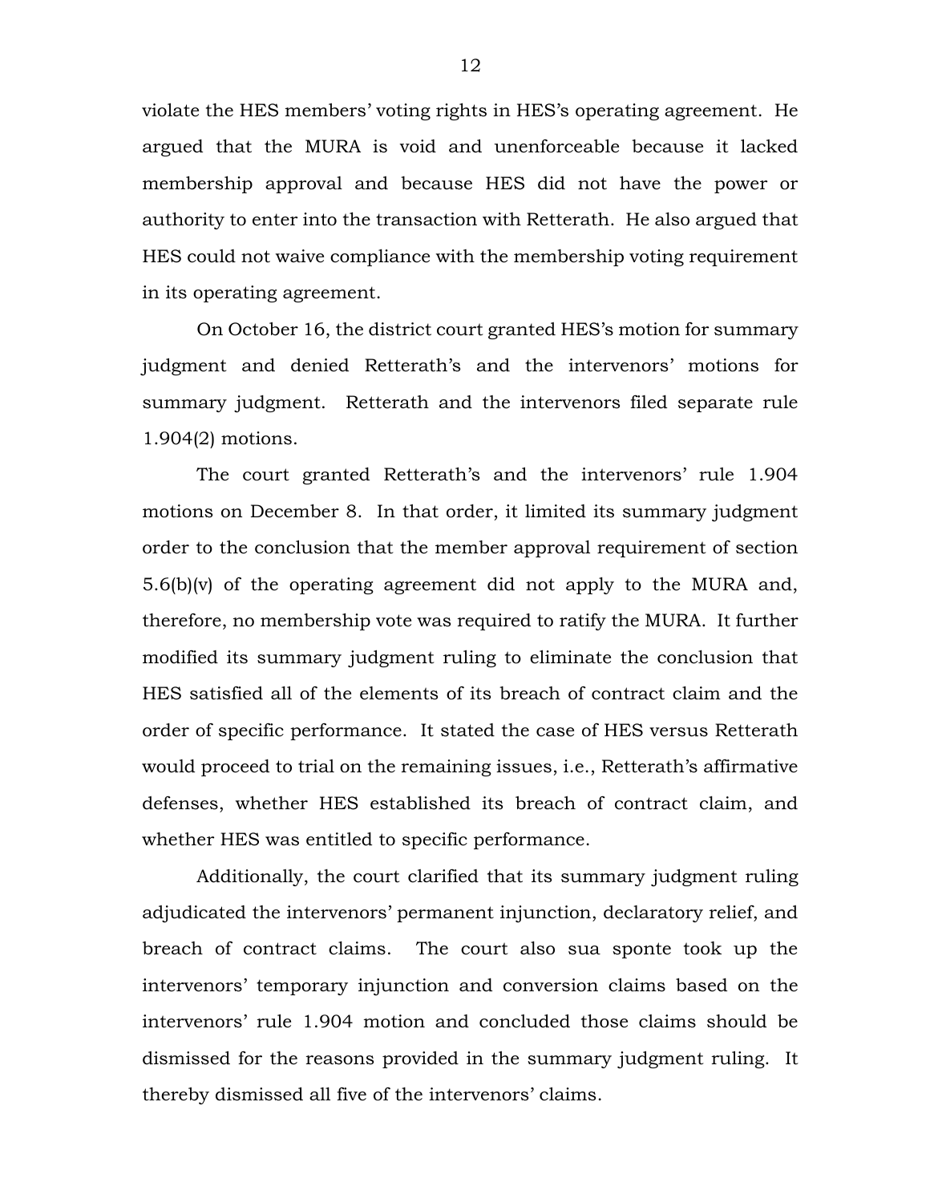violate the HES members' voting rights in HES's operating agreement. He argued that the MURA is void and unenforceable because it lacked membership approval and because HES did not have the power or authority to enter into the transaction with Retterath. He also argued that HES could not waive compliance with the membership voting requirement in its operating agreement.

On October 16, the district court granted HES's motion for summary judgment and denied Retterath's and the intervenors' motions for summary judgment. Retterath and the intervenors filed separate rule 1.904(2) motions.

The court granted Retterath's and the intervenors' rule 1.904 motions on December 8. In that order, it limited its summary judgment order to the conclusion that the member approval requirement of section 5.6(b)(v) of the operating agreement did not apply to the MURA and, therefore, no membership vote was required to ratify the MURA. It further modified its summary judgment ruling to eliminate the conclusion that HES satisfied all of the elements of its breach of contract claim and the order of specific performance. It stated the case of HES versus Retterath would proceed to trial on the remaining issues, i.e., Retterath's affirmative defenses, whether HES established its breach of contract claim, and whether HES was entitled to specific performance.

Additionally, the court clarified that its summary judgment ruling adjudicated the intervenors' permanent injunction, declaratory relief, and breach of contract claims. The court also sua sponte took up the intervenors' temporary injunction and conversion claims based on the intervenors' rule 1.904 motion and concluded those claims should be dismissed for the reasons provided in the summary judgment ruling. It thereby dismissed all five of the intervenors' claims.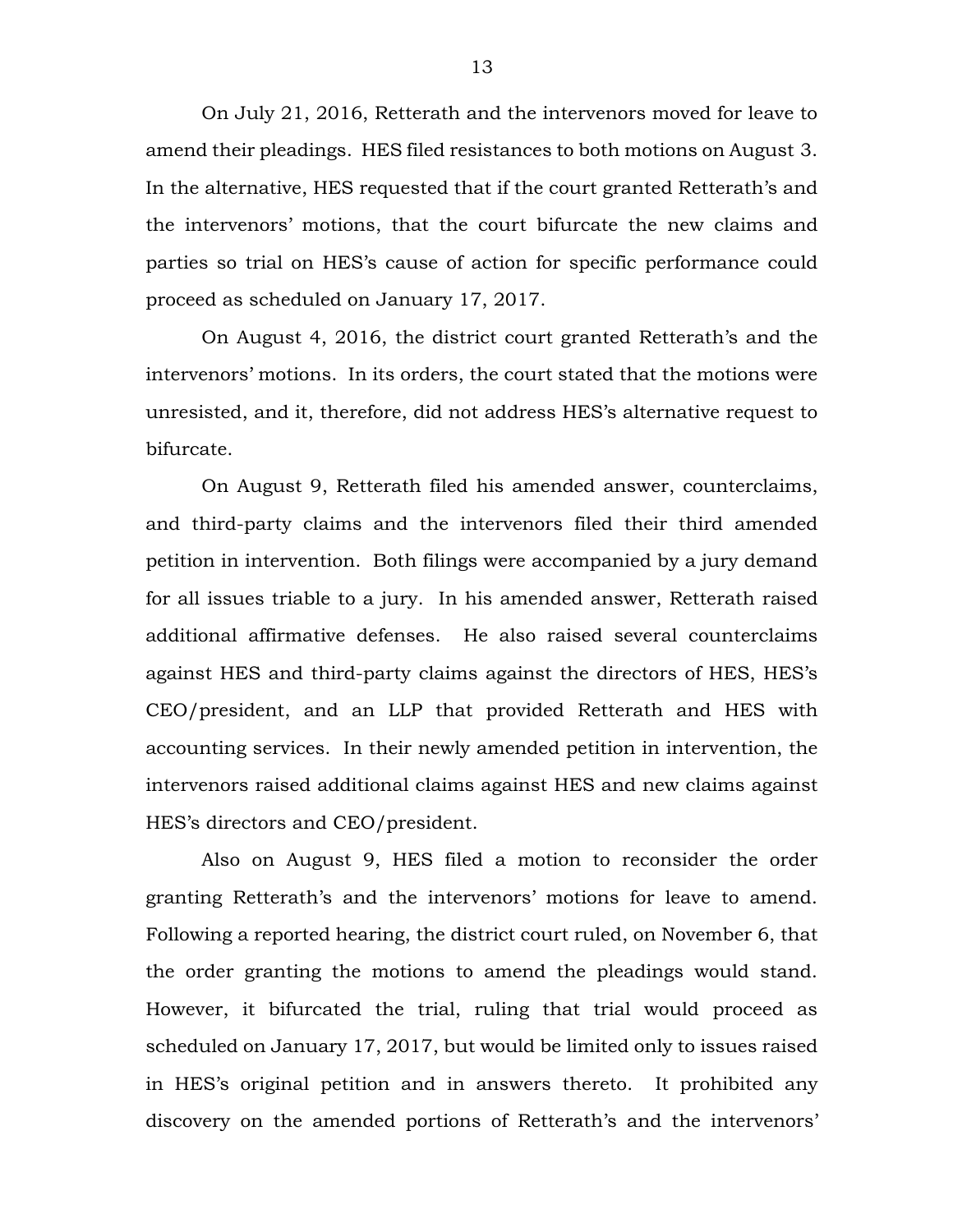On July 21, 2016, Retterath and the intervenors moved for leave to amend their pleadings. HES filed resistances to both motions on August 3. In the alternative, HES requested that if the court granted Retterath's and the intervenors' motions, that the court bifurcate the new claims and parties so trial on HES's cause of action for specific performance could proceed as scheduled on January 17, 2017.

On August 4, 2016, the district court granted Retterath's and the intervenors' motions. In its orders, the court stated that the motions were unresisted, and it, therefore, did not address HES's alternative request to bifurcate.

On August 9, Retterath filed his amended answer, counterclaims, and third-party claims and the intervenors filed their third amended petition in intervention. Both filings were accompanied by a jury demand for all issues triable to a jury. In his amended answer, Retterath raised additional affirmative defenses. He also raised several counterclaims against HES and third-party claims against the directors of HES, HES's CEO/president, and an LLP that provided Retterath and HES with accounting services. In their newly amended petition in intervention, the intervenors raised additional claims against HES and new claims against HES's directors and CEO/president.

Also on August 9, HES filed a motion to reconsider the order granting Retterath's and the intervenors' motions for leave to amend. Following a reported hearing, the district court ruled, on November 6, that the order granting the motions to amend the pleadings would stand. However, it bifurcated the trial, ruling that trial would proceed as scheduled on January 17, 2017, but would be limited only to issues raised in HES's original petition and in answers thereto. It prohibited any discovery on the amended portions of Retterath's and the intervenors'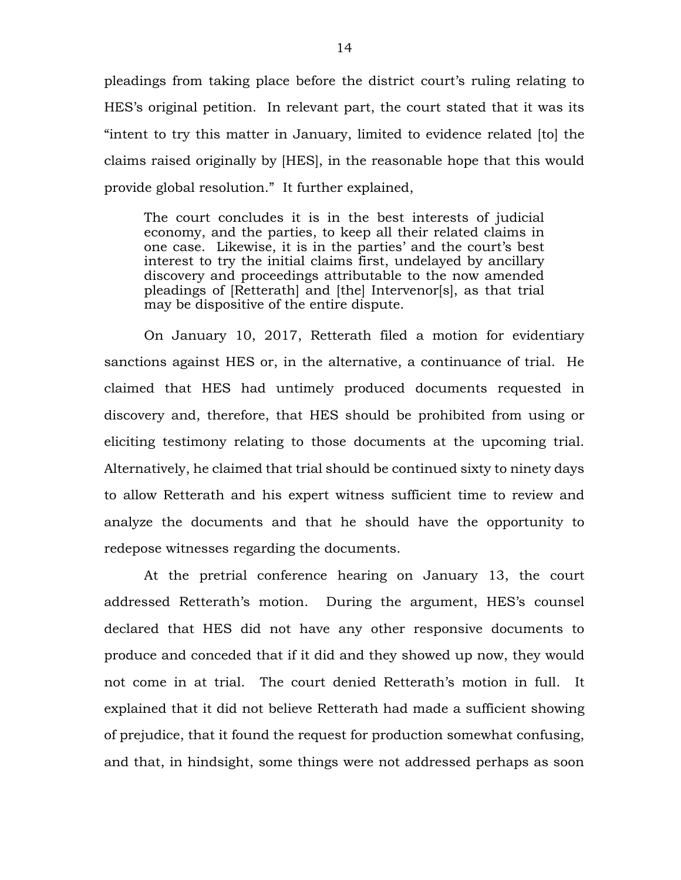pleadings from taking place before the district court's ruling relating to HES's original petition. In relevant part, the court stated that it was its "intent to try this matter in January, limited to evidence related [to] the claims raised originally by [HES], in the reasonable hope that this would provide global resolution." It further explained,

> The court concludes it is in the best interests of judicial economy, and the parties, to keep all their related claims in one case. Likewise, it is in the parties' and the court's best interest to try the initial claims first, undelayed by ancillary discovery and proceedings attributable to the now amended pleadings of [Retterath] and [the] Intervenor[s], as that trial may be dispositive of the entire dispute.

On January 10, 2017, Retterath filed a motion for evidentiary sanctions against HES or, in the alternative, a continuance of trial. He claimed that HES had untimely produced documents requested in discovery and, therefore, that HES should be prohibited from using or eliciting testimony relating to those documents at the upcoming trial. Alternatively, he claimed that trial should be continued sixty to ninety days to allow Retterath and his expert witness sufficient time to review and analyze the documents and that he should have the opportunity to redepose witnesses regarding the documents.

At the pretrial conference hearing on January 13, the court addressed Retterath's motion. During the argument, HES's counsel declared that HES did not have any other responsive documents to produce and conceded that if it did and they showed up now, they would not come in at trial. The court denied Retterath's motion in full. It explained that it did not believe Retterath had made a sufficient showing of prejudice, that it found the request for production somewhat confusing, and that, in hindsight, some things were not addressed perhaps as soon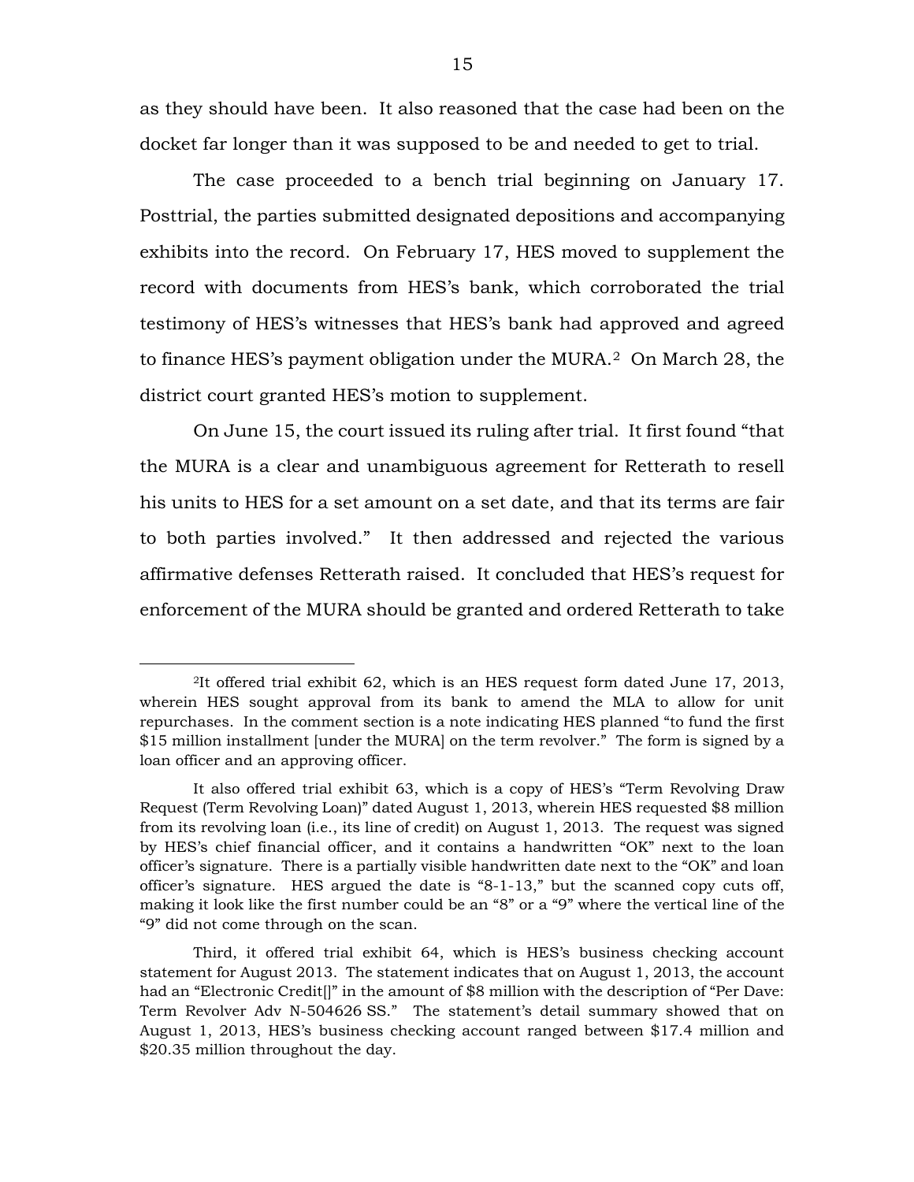as they should have been. It also reasoned that the case had been on the docket far longer than it was supposed to be and needed to get to trial.

The case proceeded to a bench trial beginning on January 17. Posttrial, the parties submitted designated depositions and accompanying exhibits into the record. On February 17, HES moved to supplement the record with documents from HES's bank, which corroborated the trial testimony of HES's witnesses that HES's bank had approved and agreed to finance HES's payment obligation under the MURA.[2] On March 28, the district court granted HES's motion to supplement.

On June 15, the court issued its ruling after trial. It first found "that the MURA is a clear and unambiguous agreement for Retterath to resell his units to HES for a set amount on a set date, and that its terms are fair to both parties involved." It then addressed and rejected the various affirmative defenses Retterath raised. It concluded that HES's request for enforcement of the MURA should be granted and ordered Retterath to take

---

[2]It offered trial exhibit 62, which is an HES request form dated June 17, 2013, wherein HES sought approval from its bank to amend the MLA to allow for unit repurchases. In the comment section is a note indicating HES planned "to fund the first $15 million installment [under the MURA] on the term revolver." The form is signed by a loan officer and an approving officer.

It also offered trial exhibit 63, which is a copy of HES's "Term Revolving Draw Request (Term Revolving Loan)" dated August 1, 2013, wherein HES requested $8 million from its revolving loan (i.e., its line of credit) on August 1, 2013. The request was signed by HES's chief financial officer, and it contains a handwritten "OK" next to the loan officer's signature. There is a partially visible handwritten date next to the "OK" and loan officer's signature. HES argued the date is "8-1-13," but the scanned copy cuts off, making it look like the first number could be an "8" or a "9" where the vertical line of the "9" did not come through on the scan.

Third, it offered trial exhibit 64, which is HES's business checking account statement for August 2013. The statement indicates that on August 1, 2013, the account had an "Electronic Credit[]" in the amount of $8 million with the description of "Per Dave: Term Revolver Adv N-504626 SS." The statement's detail summary showed that on August 1, 2013, HES's business checking account ranged between $17.4 million and $20.35 million throughout the day.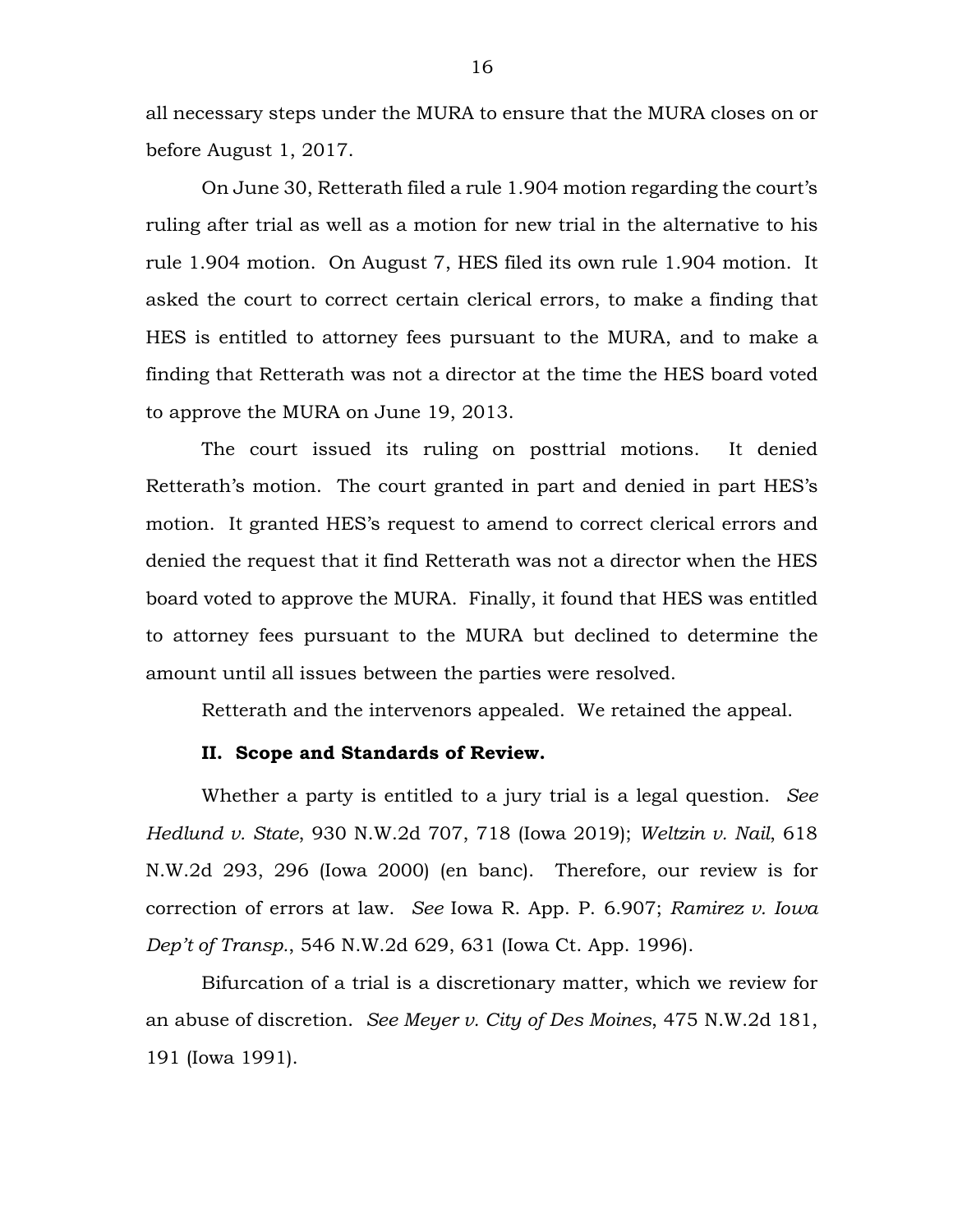all necessary steps under the MURA to ensure that the MURA closes on or before August 1, 2017.

On June 30, Retterath filed a rule 1.904 motion regarding the court's ruling after trial as well as a motion for new trial in the alternative to his rule 1.904 motion. On August 7, HES filed its own rule 1.904 motion. It asked the court to correct certain clerical errors, to make a finding that HES is entitled to attorney fees pursuant to the MURA, and to make a finding that Retterath was not a director at the time the HES board voted to approve the MURA on June 19, 2013.

The court issued its ruling on posttrial motions. It denied Retterath's motion. The court granted in part and denied in part HES's motion. It granted HES's request to amend to correct clerical errors and denied the request that it find Retterath was not a director when the HES board voted to approve the MURA. Finally, it found that HES was entitled to attorney fees pursuant to the MURA but declined to determine the amount until all issues between the parties were resolved.

Retterath and the intervenors appealed. We retained the appeal.

## II. Scope and Standards of Review.

Whether a party is entitled to a jury trial is a legal question. *See Hedlund v. State*, 930 N.W.2d 707, 718 (Iowa 2019); *Weltzin v. Nail*, 618 N.W.2d 293, 296 (Iowa 2000) (en banc). Therefore, our review is for correction of errors at law. *See* Iowa R. App. P. 6.907; *Ramirez v. Iowa Dep't of Transp.*, 546 N.W.2d 629, 631 (Iowa Ct. App. 1996).

Bifurcation of a trial is a discretionary matter, which we review for an abuse of discretion. *See Meyer v. City of Des Moines*, 475 N.W.2d 181, 191 (Iowa 1991).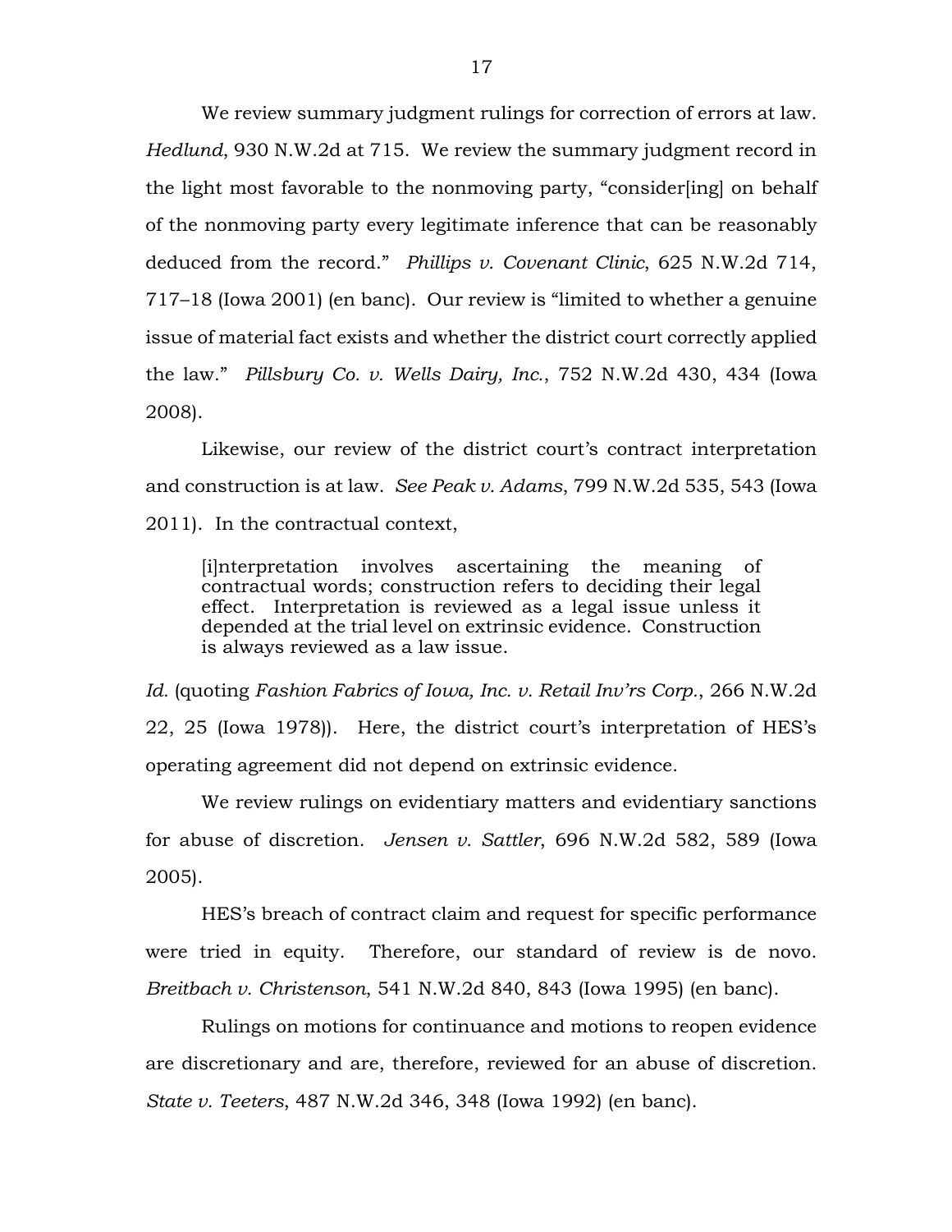We review summary judgment rulings for correction of errors at law. *Hedlund*, 930 N.W.2d at 715. We review the summary judgment record in the light most favorable to the nonmoving party, "consider[ing] on behalf of the nonmoving party every legitimate inference that can be reasonably deduced from the record." *Phillips v. Covenant Clinic*, 625 N.W.2d 714, 717–18 (Iowa 2001) (en banc). Our review is "limited to whether a genuine issue of material fact exists and whether the district court correctly applied the law." *Pillsbury Co. v. Wells Dairy, Inc.*, 752 N.W.2d 430, 434 (Iowa 2008).

Likewise, our review of the district court's contract interpretation and construction is at law. *See Peak v. Adams*, 799 N.W.2d 535, 543 (Iowa 2011). In the contractual context,

> [i]nterpretation involves ascertaining the meaning of contractual words; construction refers to deciding their legal effect. Interpretation is reviewed as a legal issue unless it depended at the trial level on extrinsic evidence. Construction is always reviewed as a law issue.

*Id.* (quoting *Fashion Fabrics of Iowa, Inc. v. Retail Inv'rs Corp.*, 266 N.W.2d 22, 25 (Iowa 1978)). Here, the district court's interpretation of HES's operating agreement did not depend on extrinsic evidence.

We review rulings on evidentiary matters and evidentiary sanctions for abuse of discretion. *Jensen v. Sattler*, 696 N.W.2d 582, 589 (Iowa 2005).

HES's breach of contract claim and request for specific performance were tried in equity. Therefore, our standard of review is de novo. *Breitbach v. Christenson*, 541 N.W.2d 840, 843 (Iowa 1995) (en banc).

Rulings on motions for continuance and motions to reopen evidence are discretionary and are, therefore, reviewed for an abuse of discretion. *State v. Teeters*, 487 N.W.2d 346, 348 (Iowa 1992) (en banc).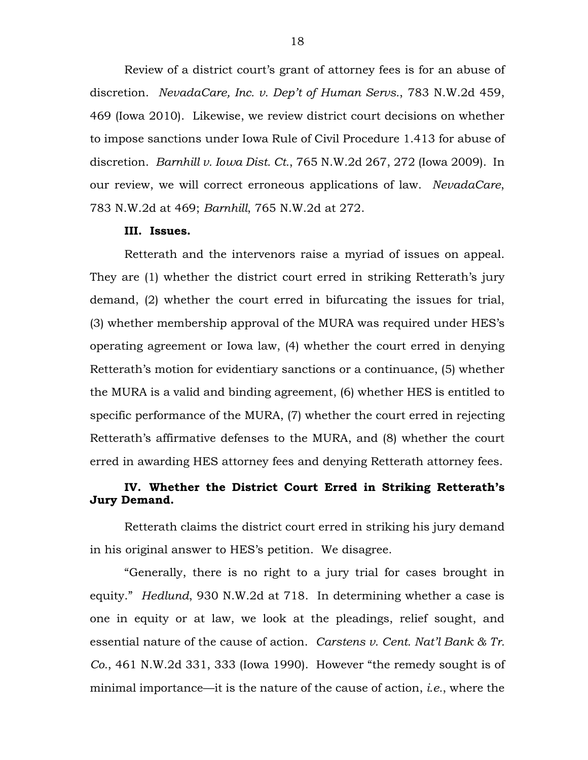Review of a district court's grant of attorney fees is for an abuse of discretion. *NevadaCare, Inc. v. Dep't of Human Servs.*, 783 N.W.2d 459, 469 (Iowa 2010). Likewise, we review district court decisions on whether to impose sanctions under Iowa Rule of Civil Procedure 1.413 for abuse of discretion. *Barnhill v. Iowa Dist. Ct.*, 765 N.W.2d 267, 272 (Iowa 2009). In our review, we will correct erroneous applications of law. *NevadaCare*, 783 N.W.2d at 469; *Barnhill*, 765 N.W.2d at 272.

### III. Issues.

Retterath and the intervenors raise a myriad of issues on appeal. They are (1) whether the district court erred in striking Retterath's jury demand, (2) whether the court erred in bifurcating the issues for trial, (3) whether membership approval of the MURA was required under HES's operating agreement or Iowa law, (4) whether the court erred in denying Retterath's motion for evidentiary sanctions or a continuance, (5) whether the MURA is a valid and binding agreement, (6) whether HES is entitled to specific performance of the MURA, (7) whether the court erred in rejecting Retterath's affirmative defenses to the MURA, and (8) whether the court erred in awarding HES attorney fees and denying Retterath attorney fees.

### IV. Whether the District Court Erred in Striking Retterath's Jury Demand.

Retterath claims the district court erred in striking his jury demand in his original answer to HES's petition. We disagree.

"Generally, there is no right to a jury trial for cases brought in equity." *Hedlund*, 930 N.W.2d at 718. In determining whether a case is one in equity or at law, we look at the pleadings, relief sought, and essential nature of the cause of action. *Carstens v. Cent. Nat'l Bank & Tr. Co.*, 461 N.W.2d 331, 333 (Iowa 1990). However "the remedy sought is of minimal importance—it is the nature of the cause of action, *i.e.*, where the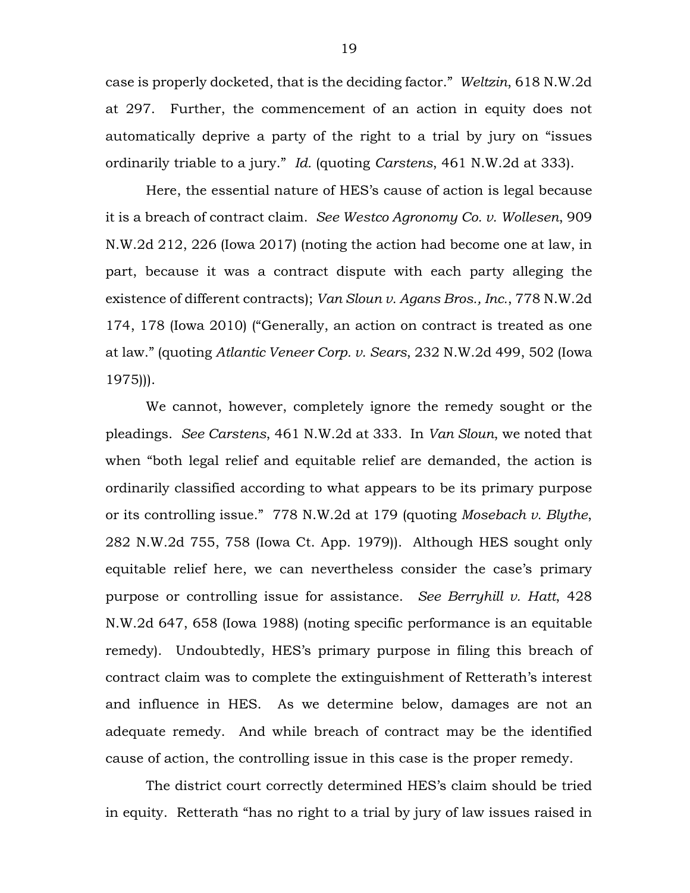case is properly docketed, that is the deciding factor." *Weltzin*, 618 N.W.2d at 297. Further, the commencement of an action in equity does not automatically deprive a party of the right to a trial by jury on "issues ordinarily triable to a jury." *Id.* (quoting *Carstens*, 461 N.W.2d at 333).

Here, the essential nature of HES's cause of action is legal because it is a breach of contract claim. *See Westco Agronomy Co. v. Wollesen*, 909 N.W.2d 212, 226 (Iowa 2017) (noting the action had become one at law, in part, because it was a contract dispute with each party alleging the existence of different contracts); *Van Sloun v. Agans Bros., Inc.*, 778 N.W.2d 174, 178 (Iowa 2010) ("Generally, an action on contract is treated as one at law." (quoting *Atlantic Veneer Corp. v. Sears*, 232 N.W.2d 499, 502 (Iowa 1975))).

We cannot, however, completely ignore the remedy sought or the pleadings. *See Carstens*, 461 N.W.2d at 333. In *Van Sloun*, we noted that when "both legal relief and equitable relief are demanded, the action is ordinarily classified according to what appears to be its primary purpose or its controlling issue." 778 N.W.2d at 179 (quoting *Mosebach v. Blythe*, 282 N.W.2d 755, 758 (Iowa Ct. App. 1979)). Although HES sought only equitable relief here, we can nevertheless consider the case's primary purpose or controlling issue for assistance. *See Berryhill v. Hatt*, 428 N.W.2d 647, 658 (Iowa 1988) (noting specific performance is an equitable remedy). Undoubtedly, HES's primary purpose in filing this breach of contract claim was to complete the extinguishment of Retterath's interest and influence in HES. As we determine below, damages are not an adequate remedy. And while breach of contract may be the identified cause of action, the controlling issue in this case is the proper remedy.

The district court correctly determined HES's claim should be tried in equity. Retterath "has no right to a trial by jury of law issues raised in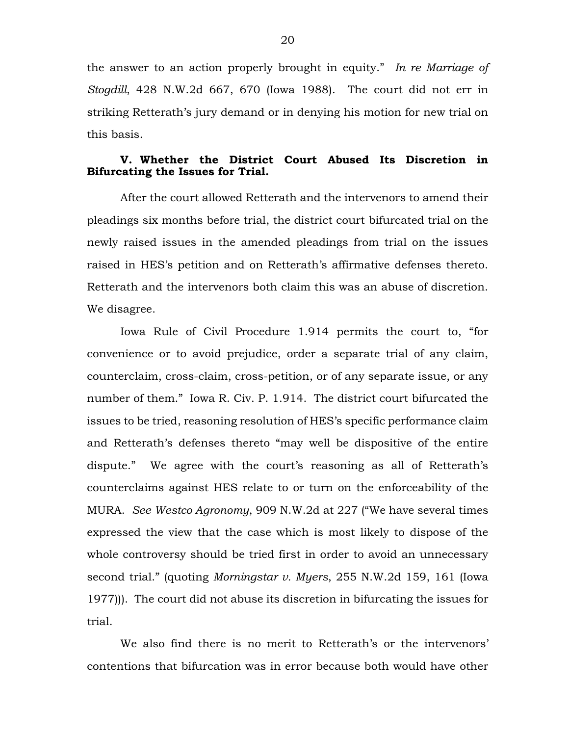the answer to an action properly brought in equity." *In re Marriage of Stogdill*, 428 N.W.2d 667, 670 (Iowa 1988). The court did not err in striking Retterath's jury demand or in denying his motion for new trial on this basis.

### V. Whether the District Court Abused Its Discretion in Bifurcating the Issues for Trial.

After the court allowed Retterath and the intervenors to amend their pleadings six months before trial, the district court bifurcated trial on the newly raised issues in the amended pleadings from trial on the issues raised in HES's petition and on Retterath's affirmative defenses thereto. Retterath and the intervenors both claim this was an abuse of discretion. We disagree.

Iowa Rule of Civil Procedure 1.914 permits the court to, "for convenience or to avoid prejudice, order a separate trial of any claim, counterclaim, cross-claim, cross-petition, or of any separate issue, or any number of them." Iowa R. Civ. P. 1.914. The district court bifurcated the issues to be tried, reasoning resolution of HES's specific performance claim and Retterath's defenses thereto "may well be dispositive of the entire dispute." We agree with the court's reasoning as all of Retterath's counterclaims against HES relate to or turn on the enforceability of the MURA. *See Westco Agronomy*, 909 N.W.2d at 227 ("We have several times expressed the view that the case which is most likely to dispose of the whole controversy should be tried first in order to avoid an unnecessary second trial." (quoting *Morningstar v. Myers*, 255 N.W.2d 159, 161 (Iowa 1977))). The court did not abuse its discretion in bifurcating the issues for trial.

We also find there is no merit to Retterath's or the intervenors' contentions that bifurcation was in error because both would have other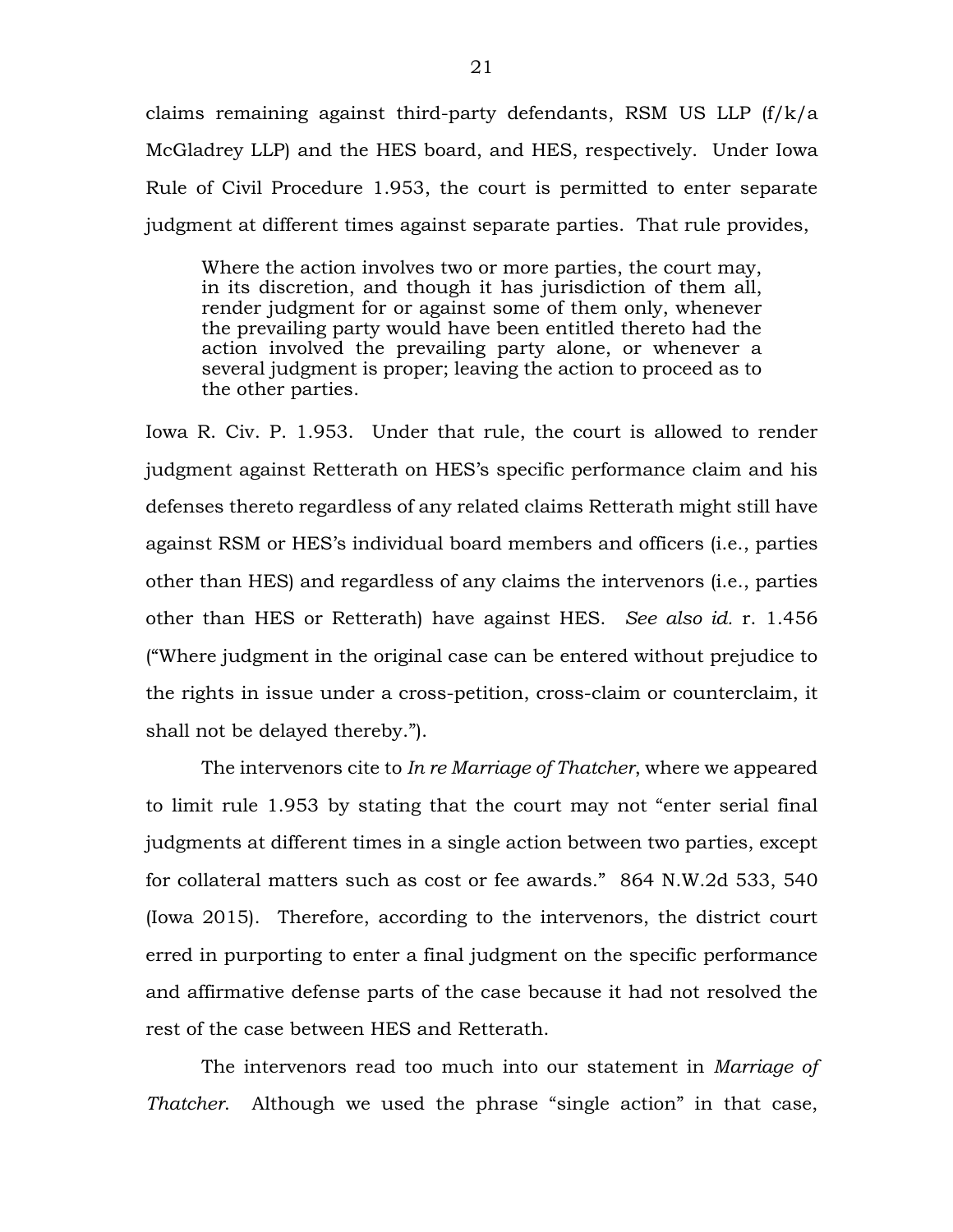claims remaining against third-party defendants, RSM US LLP (f/k/a McGladrey LLP) and the HES board, and HES, respectively. Under Iowa Rule of Civil Procedure 1.953, the court is permitted to enter separate judgment at different times against separate parties. That rule provides,

> Where the action involves two or more parties, the court may, in its discretion, and though it has jurisdiction of them all, render judgment for or against some of them only, whenever the prevailing party would have been entitled thereto had the action involved the prevailing party alone, or whenever a several judgment is proper; leaving the action to proceed as to the other parties.

Iowa R. Civ. P. 1.953. Under that rule, the court is allowed to render judgment against Retterath on HES's specific performance claim and his defenses thereto regardless of any related claims Retterath might still have against RSM or HES's individual board members and officers (i.e., parties other than HES) and regardless of any claims the intervenors (i.e., parties other than HES or Retterath) have against HES. *See also id.* r. 1.456 ("Where judgment in the original case can be entered without prejudice to the rights in issue under a cross-petition, cross-claim or counterclaim, it shall not be delayed thereby.").

The intervenors cite to *In re Marriage of Thatcher*, where we appeared to limit rule 1.953 by stating that the court may not "enter serial final judgments at different times in a single action between two parties, except for collateral matters such as cost or fee awards." 864 N.W.2d 533, 540 (Iowa 2015). Therefore, according to the intervenors, the district court erred in purporting to enter a final judgment on the specific performance and affirmative defense parts of the case because it had not resolved the rest of the case between HES and Retterath.

The intervenors read too much into our statement in *Marriage of Thatcher*. Although we used the phrase "single action" in that case,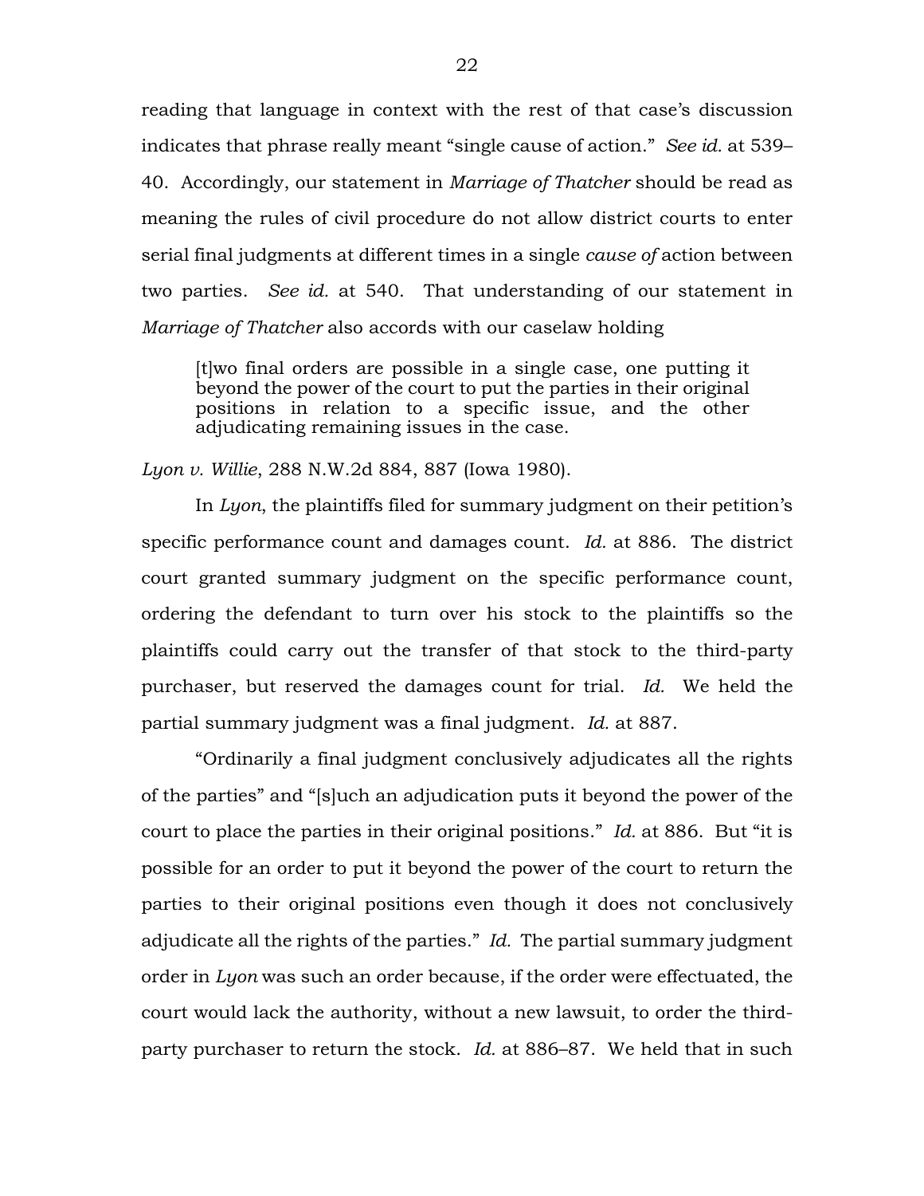reading that language in context with the rest of that case's discussion indicates that phrase really meant "single cause of action." *See id.* at 539–40. Accordingly, our statement in *Marriage of Thatcher* should be read as meaning the rules of civil procedure do not allow district courts to enter serial final judgments at different times in a single *cause of* action between two parties. *See id.* at 540. That understanding of our statement in *Marriage of Thatcher* also accords with our caselaw holding

> [t]wo final orders are possible in a single case, one putting it beyond the power of the court to put the parties in their original positions in relation to a specific issue, and the other adjudicating remaining issues in the case.

*Lyon v. Willie*, 288 N.W.2d 884, 887 (Iowa 1980).

In *Lyon*, the plaintiffs filed for summary judgment on their petition's specific performance count and damages count. *Id.* at 886. The district court granted summary judgment on the specific performance count, ordering the defendant to turn over his stock to the plaintiffs so the plaintiffs could carry out the transfer of that stock to the third-party purchaser, but reserved the damages count for trial. *Id.* We held the partial summary judgment was a final judgment. *Id.* at 887.

"Ordinarily a final judgment conclusively adjudicates all the rights of the parties" and "[s]uch an adjudication puts it beyond the power of the court to place the parties in their original positions." *Id.* at 886. But "it is possible for an order to put it beyond the power of the court to return the parties to their original positions even though it does not conclusively adjudicate all the rights of the parties." *Id.* The partial summary judgment order in *Lyon* was such an order because, if the order were effectuated, the court would lack the authority, without a new lawsuit, to order the third-party purchaser to return the stock. *Id.* at 886–87. We held that in such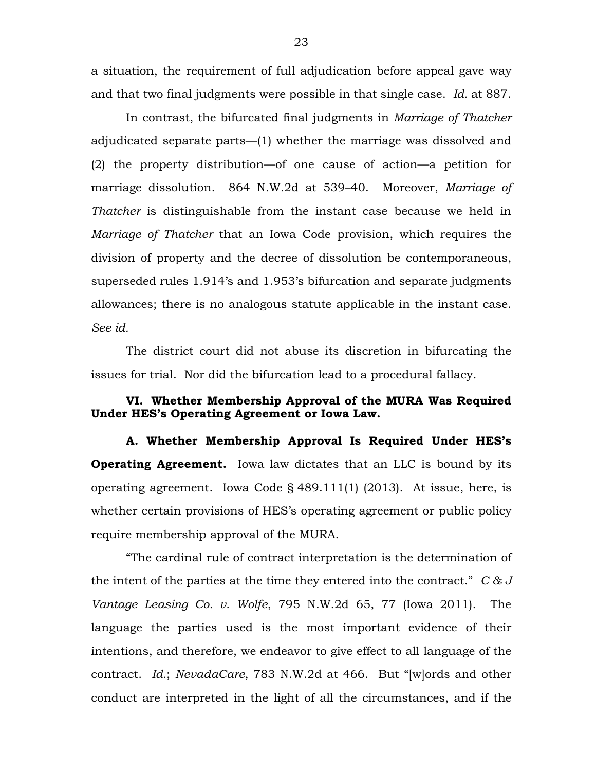a situation, the requirement of full adjudication before appeal gave way and that two final judgments were possible in that single case. *Id.* at 887.

In contrast, the bifurcated final judgments in *Marriage of Thatcher* adjudicated separate parts—(1) whether the marriage was dissolved and (2) the property distribution—of one cause of action—a petition for marriage dissolution. 864 N.W.2d at 539–40. Moreover, *Marriage of Thatcher* is distinguishable from the instant case because we held in *Marriage of Thatcher* that an Iowa Code provision, which requires the division of property and the decree of dissolution be contemporaneous, superseded rules 1.914's and 1.953's bifurcation and separate judgments allowances; there is no analogous statute applicable in the instant case. *See id.*

The district court did not abuse its discretion in bifurcating the issues for trial. Nor did the bifurcation lead to a procedural fallacy.

### VI. Whether Membership Approval of the MURA Was Required Under HES's Operating Agreement or Iowa Law.

**A. Whether Membership Approval Is Required Under HES's Operating Agreement.** Iowa law dictates that an LLC is bound by its operating agreement. Iowa Code § 489.111(1) (2013). At issue, here, is whether certain provisions of HES's operating agreement or public policy require membership approval of the MURA.

"The cardinal rule of contract interpretation is the determination of the intent of the parties at the time they entered into the contract." *C & J Vantage Leasing Co. v. Wolfe*, 795 N.W.2d 65, 77 (Iowa 2011). The language the parties used is the most important evidence of their intentions, and therefore, we endeavor to give effect to all language of the contract. *Id.*; *NevadaCare*, 783 N.W.2d at 466. But "[w]ords and other conduct are interpreted in the light of all the circumstances, and if the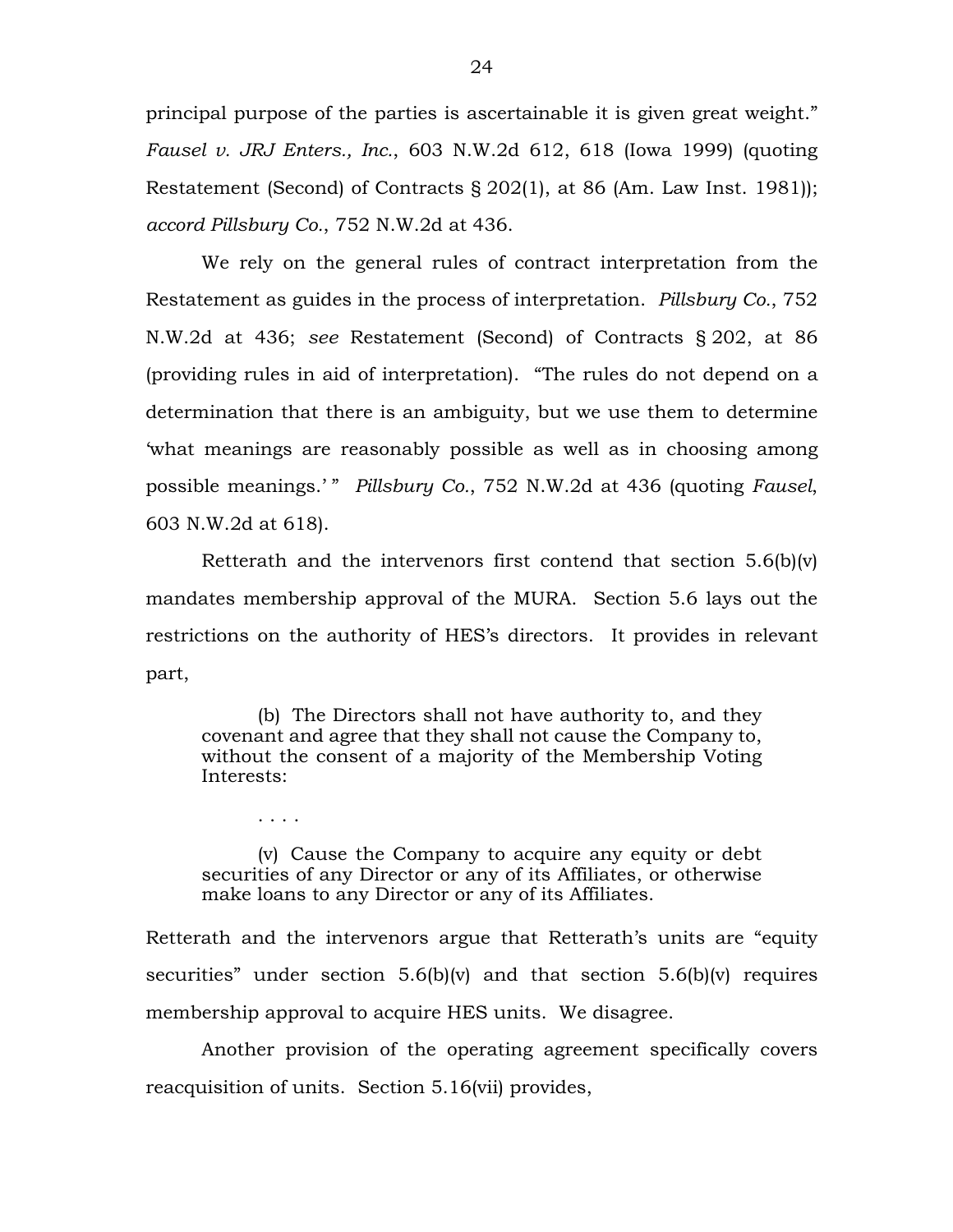principal purpose of the parties is ascertainable it is given great weight." *Fausel v. JRJ Enters., Inc.*, 603 N.W.2d 612, 618 (Iowa 1999) (quoting Restatement (Second) of Contracts § 202(1), at 86 (Am. Law Inst. 1981)); *accord Pillsbury Co.*, 752 N.W.2d at 436.

We rely on the general rules of contract interpretation from the Restatement as guides in the process of interpretation. *Pillsbury Co.*, 752 N.W.2d at 436; *see* Restatement (Second) of Contracts § 202, at 86 (providing rules in aid of interpretation). "The rules do not depend on a determination that there is an ambiguity, but we use them to determine 'what meanings are reasonably possible as well as in choosing among possible meanings.'" *Pillsbury Co.*, 752 N.W.2d at 436 (quoting *Fausel*, 603 N.W.2d at 618).

Retterath and the intervenors first contend that section 5.6(b)(v) mandates membership approval of the MURA. Section 5.6 lays out the restrictions on the authority of HES's directors. It provides in relevant part,

> (b) The Directors shall not have authority to, and they covenant and agree that they shall not cause the Company to, without the consent of a majority of the Membership Voting Interests:
>
> . . . .
>
> (v) Cause the Company to acquire any equity or debt securities of any Director or any of its Affiliates, or otherwise make loans to any Director or any of its Affiliates.

Retterath and the intervenors argue that Retterath's units are "equity securities" under section 5.6(b)(v) and that section 5.6(b)(v) requires membership approval to acquire HES units. We disagree.

Another provision of the operating agreement specifically covers reacquisition of units. Section 5.16(vii) provides,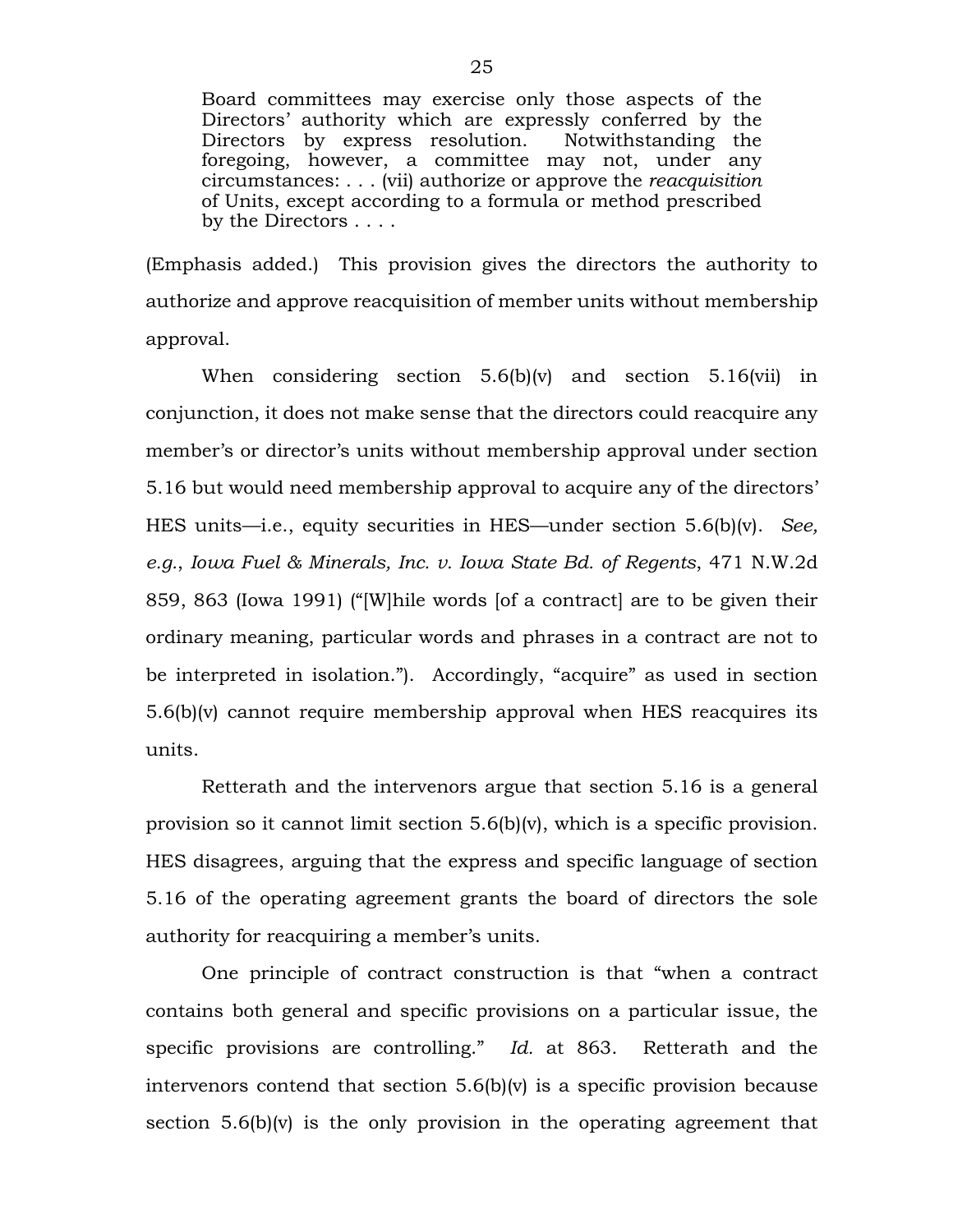> Board committees may exercise only those aspects of the Directors' authority which are expressly conferred by the Directors by express resolution. Notwithstanding the foregoing, however, a committee may not, under any circumstances: . . . (vii) authorize or approve the *reacquisition* of Units, except according to a formula or method prescribed by the Directors . . . .

(Emphasis added.) This provision gives the directors the authority to authorize and approve reacquisition of member units without membership approval.

When considering section 5.6(b)(v) and section 5.16(vii) in conjunction, it does not make sense that the directors could reacquire any member's or director's units without membership approval under section 5.16 but would need membership approval to acquire any of the directors' HES units—i.e., equity securities in HES—under section 5.6(b)(v). *See, e.g.*, *Iowa Fuel & Minerals, Inc. v. Iowa State Bd. of Regents*, 471 N.W.2d 859, 863 (Iowa 1991) ("[W]hile words [of a contract] are to be given their ordinary meaning, particular words and phrases in a contract are not to be interpreted in isolation."). Accordingly, "acquire" as used in section 5.6(b)(v) cannot require membership approval when HES reacquires its units.

Retterath and the intervenors argue that section 5.16 is a general provision so it cannot limit section 5.6(b)(v), which is a specific provision. HES disagrees, arguing that the express and specific language of section 5.16 of the operating agreement grants the board of directors the sole authority for reacquiring a member's units.

One principle of contract construction is that "when a contract contains both general and specific provisions on a particular issue, the specific provisions are controlling." *Id.* at 863. Retterath and the intervenors contend that section 5.6(b)(v) is a specific provision because section 5.6(b)(v) is the only provision in the operating agreement that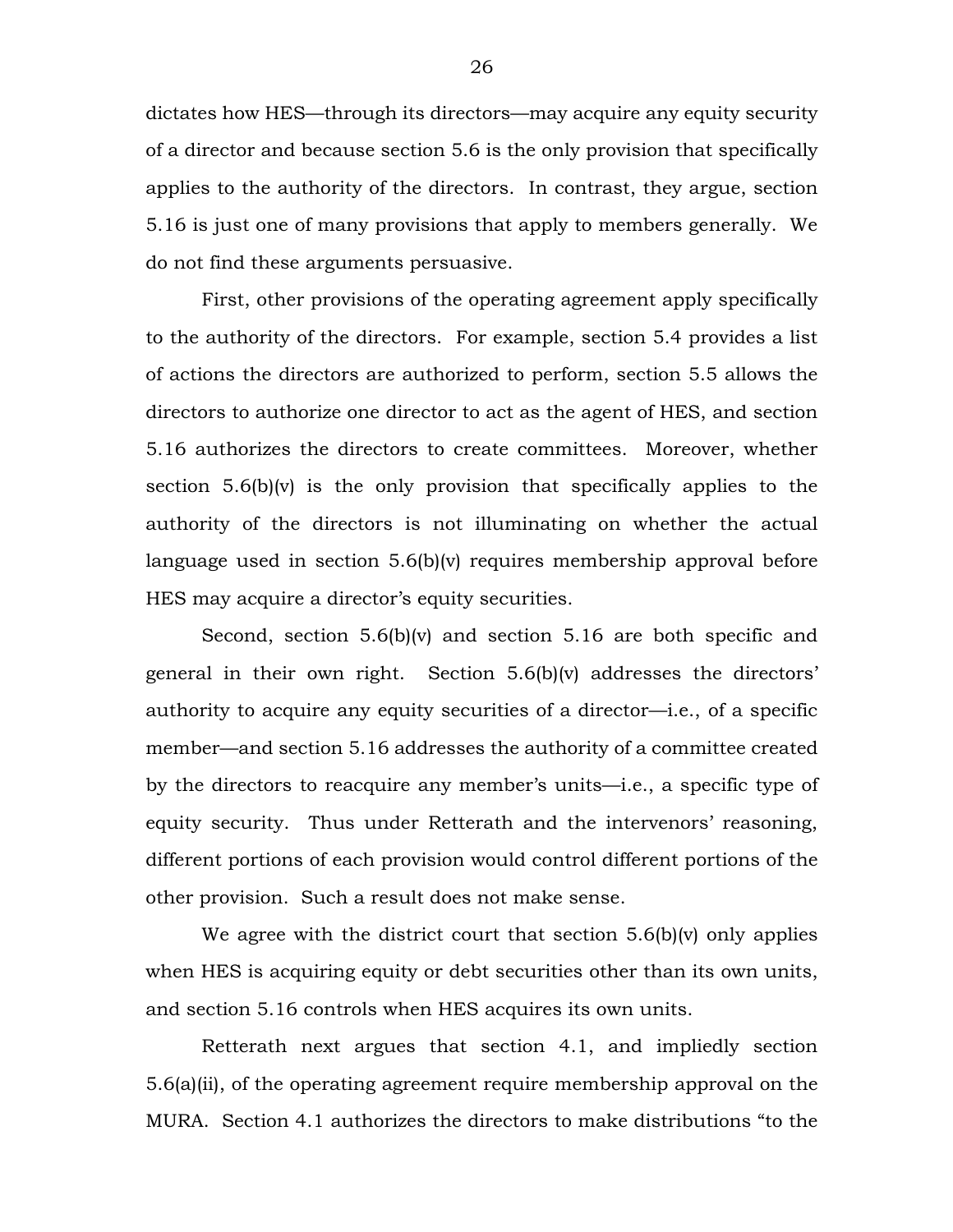dictates how HES—through its directors—may acquire any equity security of a director and because section 5.6 is the only provision that specifically applies to the authority of the directors. In contrast, they argue, section 5.16 is just one of many provisions that apply to members generally. We do not find these arguments persuasive.

First, other provisions of the operating agreement apply specifically to the authority of the directors. For example, section 5.4 provides a list of actions the directors are authorized to perform, section 5.5 allows the directors to authorize one director to act as the agent of HES, and section 5.16 authorizes the directors to create committees. Moreover, whether section 5.6(b)(v) is the only provision that specifically applies to the authority of the directors is not illuminating on whether the actual language used in section 5.6(b)(v) requires membership approval before HES may acquire a director's equity securities.

Second, section 5.6(b)(v) and section 5.16 are both specific and general in their own right. Section 5.6(b)(v) addresses the directors' authority to acquire any equity securities of a director—i.e., of a specific member—and section 5.16 addresses the authority of a committee created by the directors to reacquire any member's units—i.e., a specific type of equity security. Thus under Retterath and the intervenors' reasoning, different portions of each provision would control different portions of the other provision. Such a result does not make sense.

We agree with the district court that section 5.6(b)(v) only applies when HES is acquiring equity or debt securities other than its own units, and section 5.16 controls when HES acquires its own units.

Retterath next argues that section 4.1, and impliedly section 5.6(a)(ii), of the operating agreement require membership approval on the MURA. Section 4.1 authorizes the directors to make distributions "to the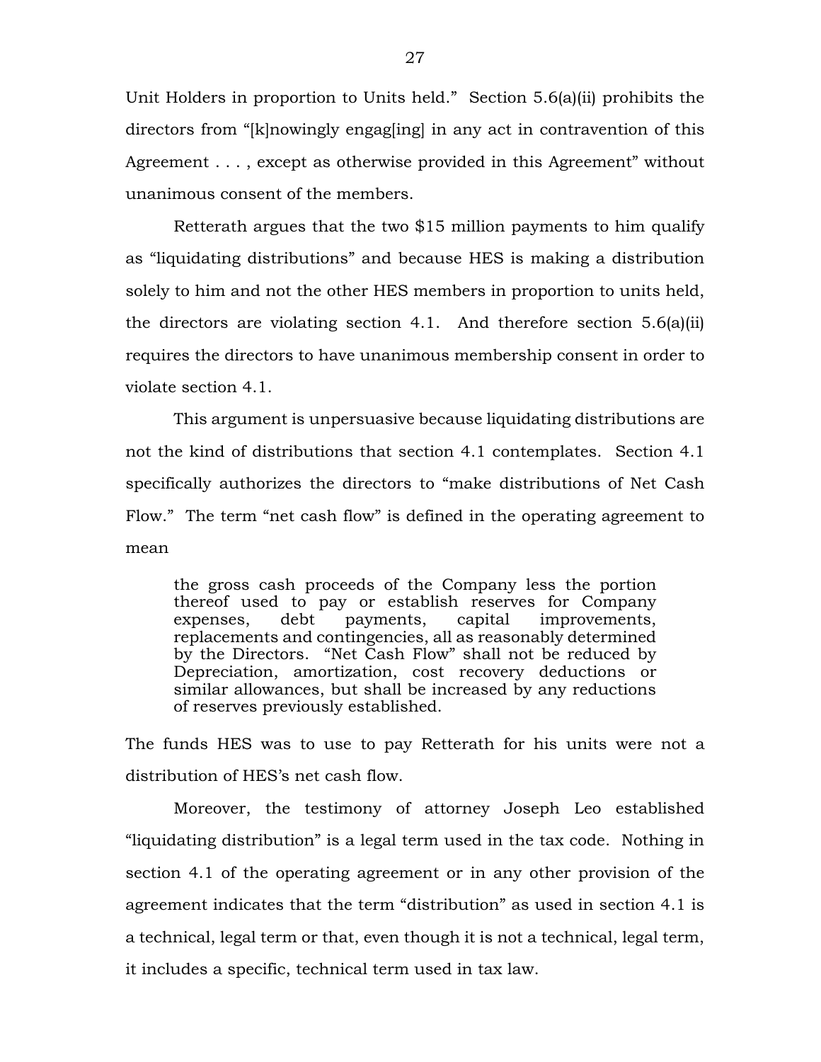Unit Holders in proportion to Units held." Section 5.6(a)(ii) prohibits the directors from "[k]nowingly engag[ing] in any act in contravention of this Agreement . . . , except as otherwise provided in this Agreement" without unanimous consent of the members.

Retterath argues that the two $15 million payments to him qualify as "liquidating distributions" and because HES is making a distribution solely to him and not the other HES members in proportion to units held, the directors are violating section 4.1. And therefore section 5.6(a)(ii) requires the directors to have unanimous membership consent in order to violate section 4.1.

This argument is unpersuasive because liquidating distributions are not the kind of distributions that section 4.1 contemplates. Section 4.1 specifically authorizes the directors to "make distributions of Net Cash Flow." The term "net cash flow" is defined in the operating agreement to mean

> the gross cash proceeds of the Company less the portion thereof used to pay or establish reserves for Company expenses, debt payments, capital improvements, replacements and contingencies, all as reasonably determined by the Directors. "Net Cash Flow" shall not be reduced by Depreciation, amortization, cost recovery deductions or similar allowances, but shall be increased by any reductions of reserves previously established.

The funds HES was to use to pay Retterath for his units were not a distribution of HES's net cash flow.

Moreover, the testimony of attorney Joseph Leo established "liquidating distribution" is a legal term used in the tax code. Nothing in section 4.1 of the operating agreement or in any other provision of the agreement indicates that the term "distribution" as used in section 4.1 is a technical, legal term or that, even though it is not a technical, legal term, it includes a specific, technical term used in tax law.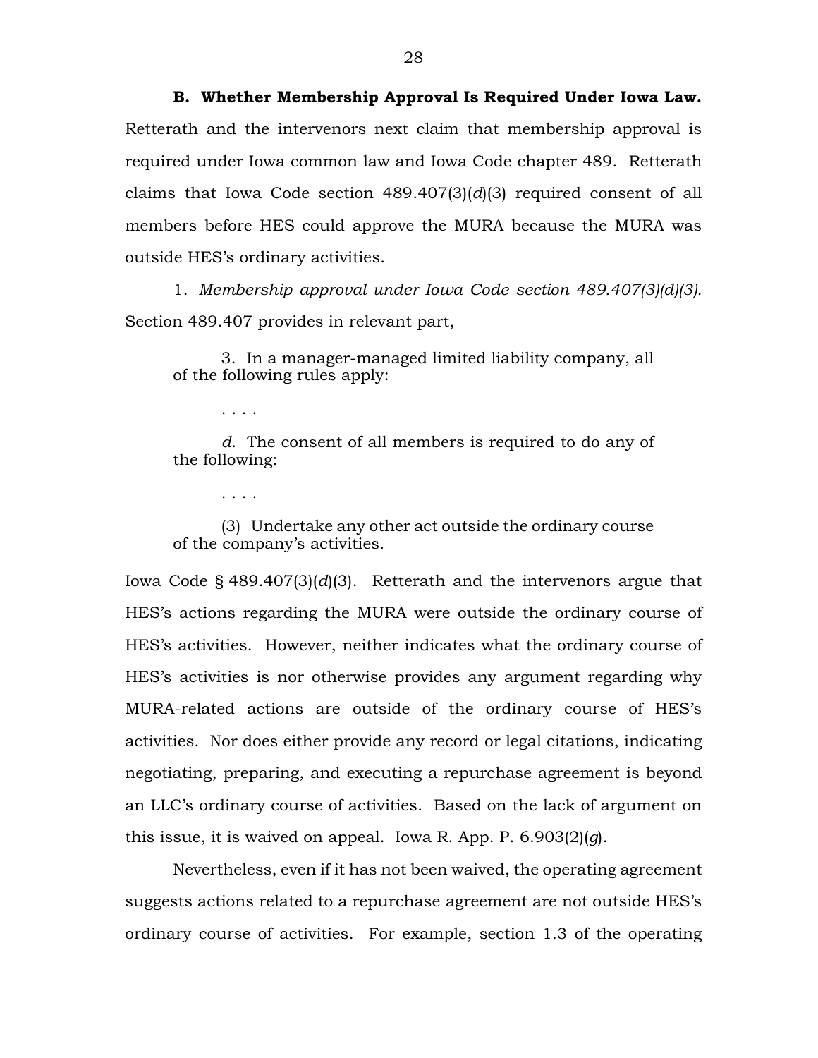**B. Whether Membership Approval Is Required Under Iowa Law.** Retterath and the intervenors next claim that membership approval is required under Iowa common law and Iowa Code chapter 489. Retterath claims that Iowa Code section 489.407(3)(*d*)(3) required consent of all members before HES could approve the MURA because the MURA was outside HES's ordinary activities.

1. *Membership approval under Iowa Code section 489.407(3)(d)(3).* Section 489.407 provides in relevant part,

> 3. In a manager-managed limited liability company, all of the following rules apply:
>
> . . . .
>
> *d.* The consent of all members is required to do any of the following:
>
> . . . .
>
> (3) Undertake any other act outside the ordinary course of the company's activities.

Iowa Code § 489.407(3)(*d*)(3). Retterath and the intervenors argue that HES's actions regarding the MURA were outside the ordinary course of HES's activities. However, neither indicates what the ordinary course of HES's activities is nor otherwise provides any argument regarding why MURA-related actions are outside of the ordinary course of HES's activities. Nor does either provide any record or legal citations, indicating negotiating, preparing, and executing a repurchase agreement is beyond an LLC's ordinary course of activities. Based on the lack of argument on this issue, it is waived on appeal. Iowa R. App. P. 6.903(2)(*g*).

Nevertheless, even if it has not been waived, the operating agreement suggests actions related to a repurchase agreement are not outside HES's ordinary course of activities. For example, section 1.3 of the operating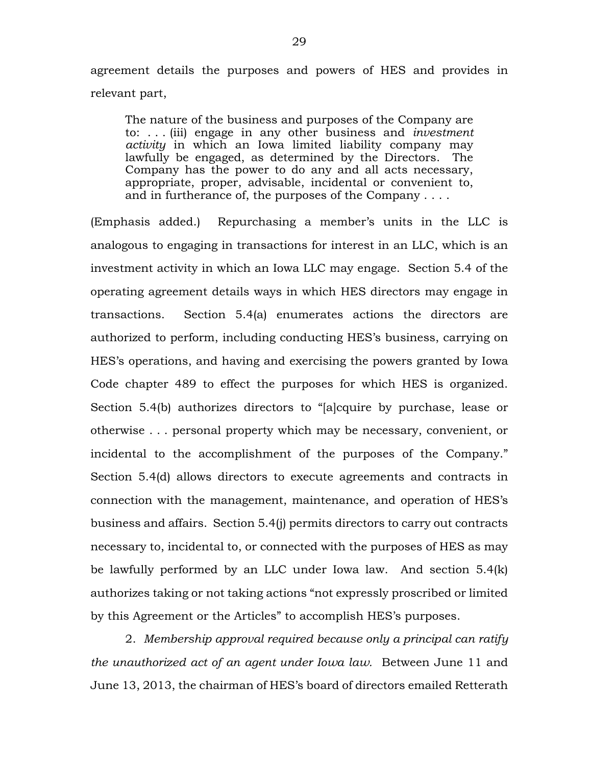agreement details the purposes and powers of HES and provides in relevant part,

> The nature of the business and purposes of the Company are to: . . . (iii) engage in any other business and *investment activity* in which an Iowa limited liability company may lawfully be engaged, as determined by the Directors. The Company has the power to do any and all acts necessary, appropriate, proper, advisable, incidental or convenient to, and in furtherance of, the purposes of the Company . . . .

(Emphasis added.) Repurchasing a member's units in the LLC is analogous to engaging in transactions for interest in an LLC, which is an investment activity in which an Iowa LLC may engage. Section 5.4 of the operating agreement details ways in which HES directors may engage in transactions. Section 5.4(a) enumerates actions the directors are authorized to perform, including conducting HES's business, carrying on HES's operations, and having and exercising the powers granted by Iowa Code chapter 489 to effect the purposes for which HES is organized. Section 5.4(b) authorizes directors to "[a]cquire by purchase, lease or otherwise . . . personal property which may be necessary, convenient, or incidental to the accomplishment of the purposes of the Company." Section 5.4(d) allows directors to execute agreements and contracts in connection with the management, maintenance, and operation of HES's business and affairs. Section 5.4(j) permits directors to carry out contracts necessary to, incidental to, or connected with the purposes of HES as may be lawfully performed by an LLC under Iowa law. And section 5.4(k) authorizes taking or not taking actions "not expressly proscribed or limited by this Agreement or the Articles" to accomplish HES's purposes.

2. *Membership approval required because only a principal can ratify the unauthorized act of an agent under Iowa law.* Between June 11 and June 13, 2013, the chairman of HES's board of directors emailed Retterath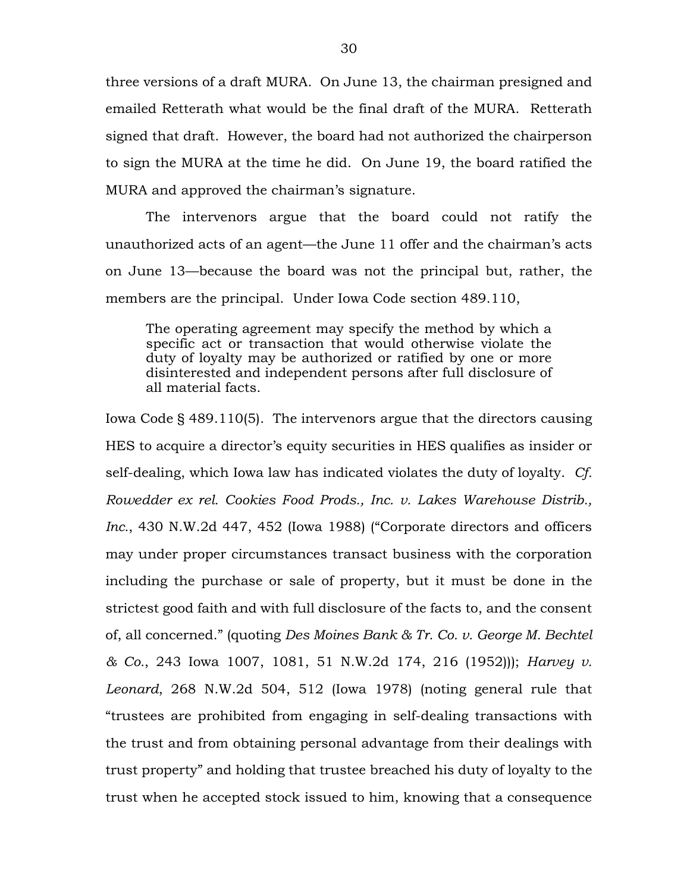three versions of a draft MURA. On June 13, the chairman presigned and emailed Retterath what would be the final draft of the MURA. Retterath signed that draft. However, the board had not authorized the chairperson to sign the MURA at the time he did. On June 19, the board ratified the MURA and approved the chairman's signature.

The intervenors argue that the board could not ratify the unauthorized acts of an agent—the June 11 offer and the chairman's acts on June 13—because the board was not the principal but, rather, the members are the principal. Under Iowa Code section 489.110,

> The operating agreement may specify the method by which a specific act or transaction that would otherwise violate the duty of loyalty may be authorized or ratified by one or more disinterested and independent persons after full disclosure of all material facts.

Iowa Code § 489.110(5). The intervenors argue that the directors causing HES to acquire a director's equity securities in HES qualifies as insider or self-dealing, which Iowa law has indicated violates the duty of loyalty. *Cf. Rowedder ex rel. Cookies Food Prods., Inc. v. Lakes Warehouse Distrib., Inc.*, 430 N.W.2d 447, 452 (Iowa 1988) ("Corporate directors and officers may under proper circumstances transact business with the corporation including the purchase or sale of property, but it must be done in the strictest good faith and with full disclosure of the facts to, and the consent of, all concerned." (quoting *Des Moines Bank & Tr. Co. v. George M. Bechtel & Co.*, 243 Iowa 1007, 1081, 51 N.W.2d 174, 216 (1952))); *Harvey v. Leonard*, 268 N.W.2d 504, 512 (Iowa 1978) (noting general rule that "trustees are prohibited from engaging in self-dealing transactions with the trust and from obtaining personal advantage from their dealings with trust property" and holding that trustee breached his duty of loyalty to the trust when he accepted stock issued to him, knowing that a consequence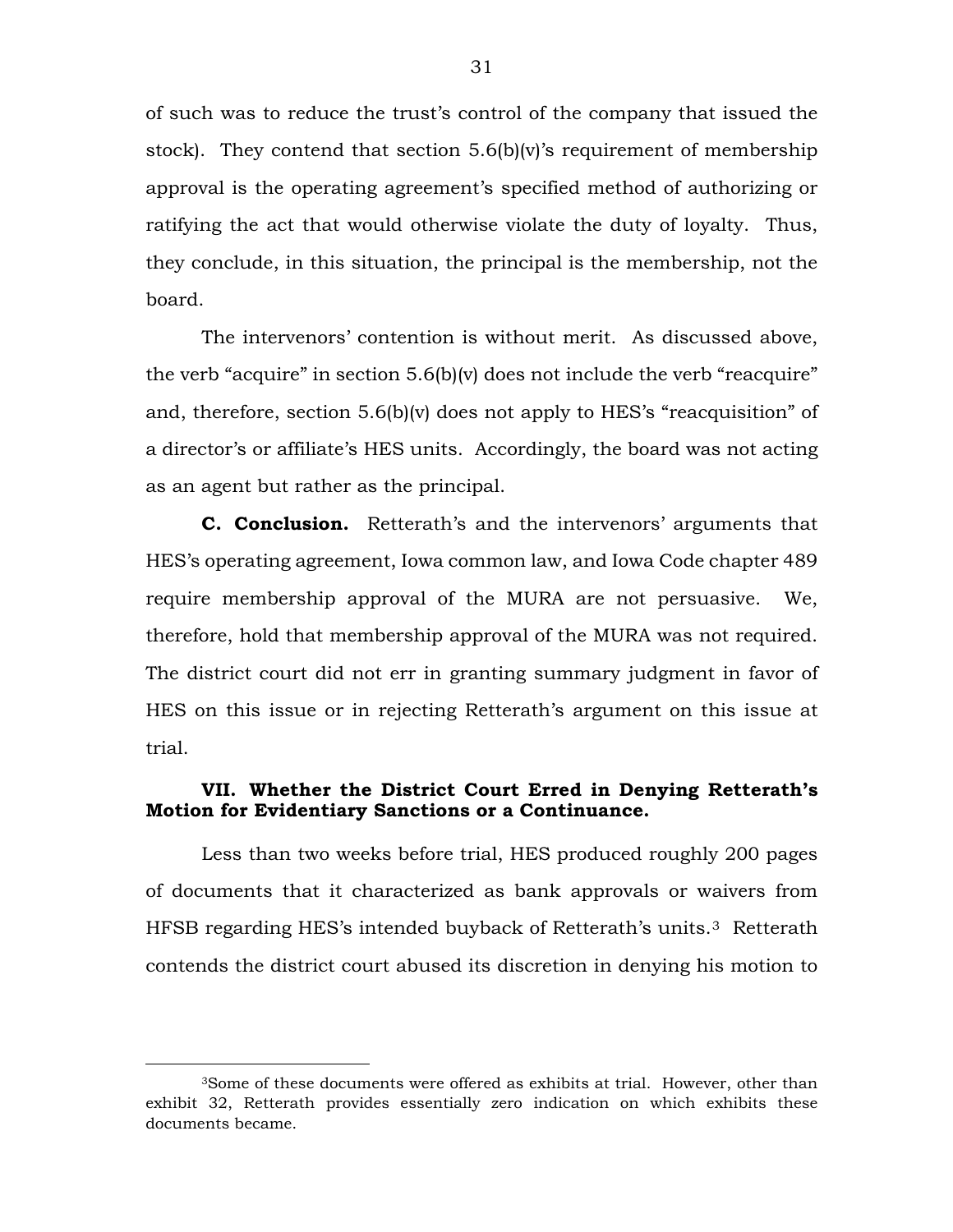of such was to reduce the trust's control of the company that issued the stock). They contend that section 5.6(b)(v)'s requirement of membership approval is the operating agreement's specified method of authorizing or ratifying the act that would otherwise violate the duty of loyalty. Thus, they conclude, in this situation, the principal is the membership, not the board.

The intervenors' contention is without merit. As discussed above, the verb "acquire" in section 5.6(b)(v) does not include the verb "reacquire" and, therefore, section 5.6(b)(v) does not apply to HES's "reacquisition" of a director's or affiliate's HES units. Accordingly, the board was not acting as an agent but rather as the principal.

**C. Conclusion.** Retterath's and the intervenors' arguments that HES's operating agreement, Iowa common law, and Iowa Code chapter 489 require membership approval of the MURA are not persuasive. We, therefore, hold that membership approval of the MURA was not required. The district court did not err in granting summary judgment in favor of HES on this issue or in rejecting Retterath's argument on this issue at trial.

### VII. Whether the District Court Erred in Denying Retterath's Motion for Evidentiary Sanctions or a Continuance.

Less than two weeks before trial, HES produced roughly 200 pages of documents that it characterized as bank approvals or waivers from HFSB regarding HES's intended buyback of Retterath's units.[3] Retterath contends the district court abused its discretion in denying his motion to

[3]Some of these documents were offered as exhibits at trial. However, other than exhibit 32, Retterath provides essentially zero indication on which exhibits these documents became.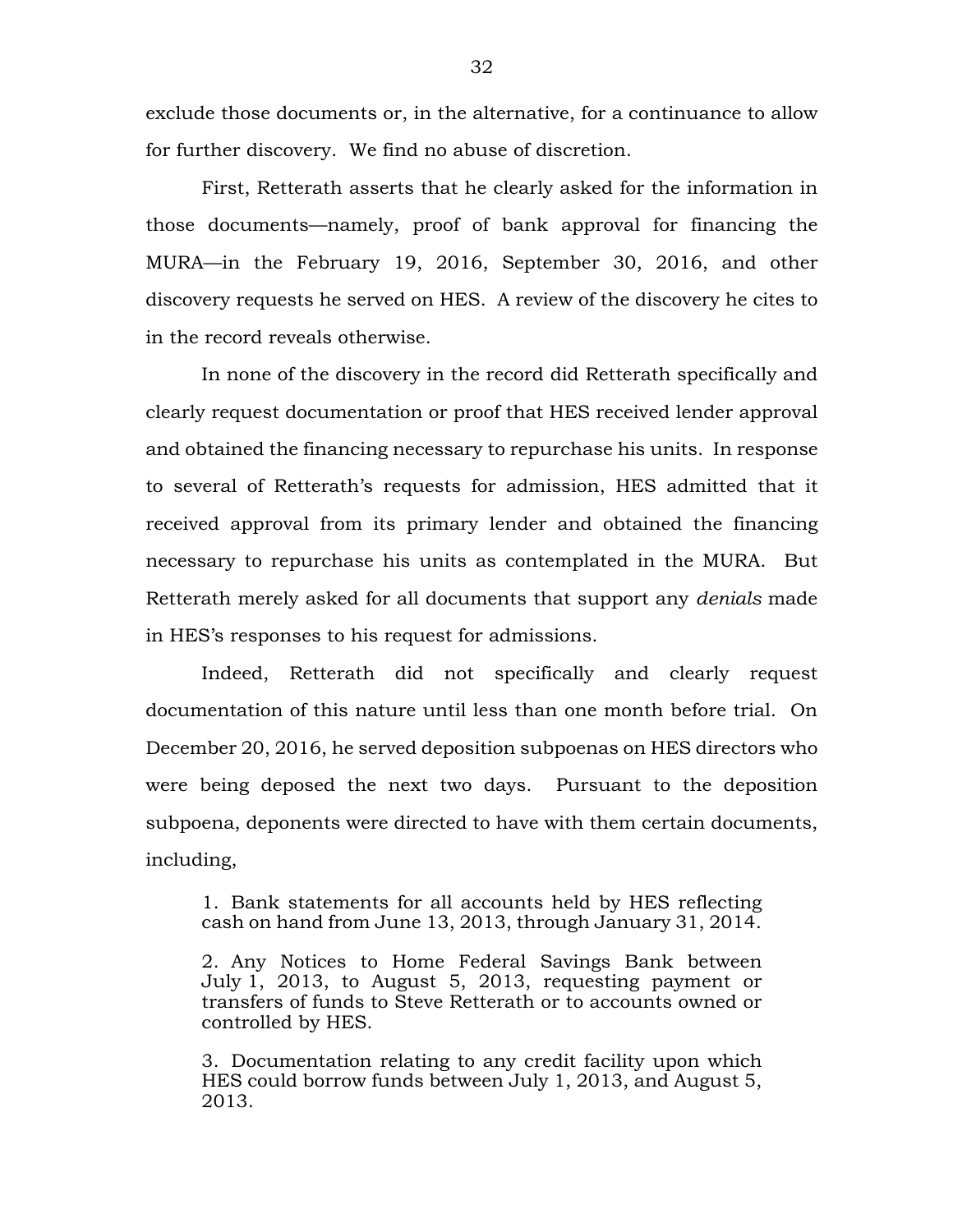exclude those documents or, in the alternative, for a continuance to allow for further discovery. We find no abuse of discretion.

First, Retterath asserts that he clearly asked for the information in those documents—namely, proof of bank approval for financing the MURA—in the February 19, 2016, September 30, 2016, and other discovery requests he served on HES. A review of the discovery he cites to in the record reveals otherwise.

In none of the discovery in the record did Retterath specifically and clearly request documentation or proof that HES received lender approval and obtained the financing necessary to repurchase his units. In response to several of Retterath's requests for admission, HES admitted that it received approval from its primary lender and obtained the financing necessary to repurchase his units as contemplated in the MURA. But Retterath merely asked for all documents that support any *denials* made in HES's responses to his request for admissions.

Indeed, Retterath did not specifically and clearly request documentation of this nature until less than one month before trial. On December 20, 2016, he served deposition subpoenas on HES directors who were being deposed the next two days. Pursuant to the deposition subpoena, deponents were directed to have with them certain documents, including,

> 1. Bank statements for all accounts held by HES reflecting cash on hand from June 13, 2013, through January 31, 2014.
>
> 2. Any Notices to Home Federal Savings Bank between July 1, 2013, to August 5, 2013, requesting payment or transfers of funds to Steve Retterath or to accounts owned or controlled by HES.
>
> 3. Documentation relating to any credit facility upon which HES could borrow funds between July 1, 2013, and August 5, 2013.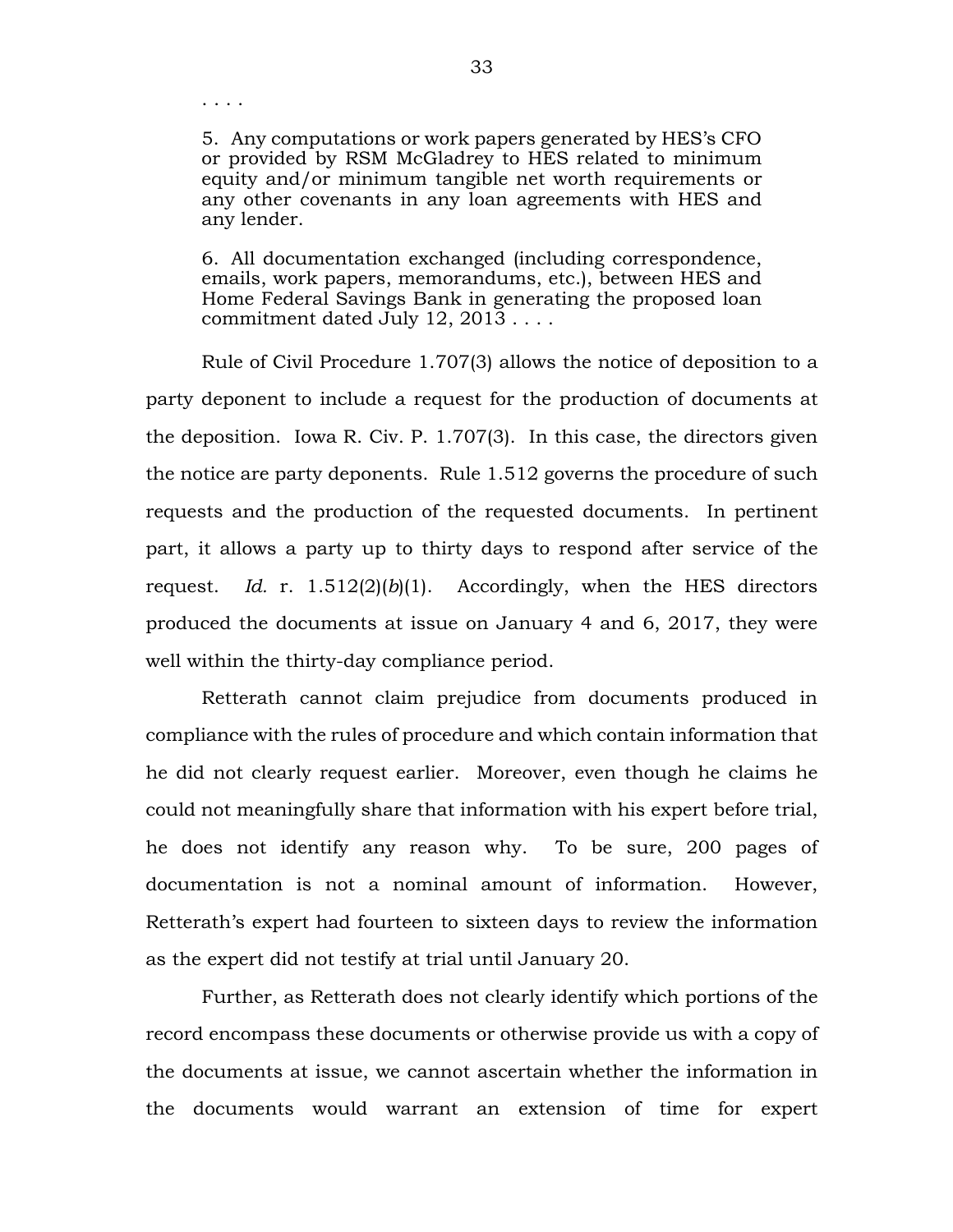> . . . .
>
> 5. Any computations or work papers generated by HES's CFO or provided by RSM McGladrey to HES related to minimum equity and/or minimum tangible net worth requirements or any other covenants in any loan agreements with HES and any lender.
>
> 6. All documentation exchanged (including correspondence, emails, work papers, memorandums, etc.), between HES and Home Federal Savings Bank in generating the proposed loan commitment dated July 12, 2013 . . . .

Rule of Civil Procedure 1.707(3) allows the notice of deposition to a party deponent to include a request for the production of documents at the deposition. Iowa R. Civ. P. 1.707(3). In this case, the directors given the notice are party deponents. Rule 1.512 governs the procedure of such requests and the production of the requested documents. In pertinent part, it allows a party up to thirty days to respond after service of the request. *Id.* r. 1.512(2)(*b*)(1). Accordingly, when the HES directors produced the documents at issue on January 4 and 6, 2017, they were well within the thirty-day compliance period.

Retterath cannot claim prejudice from documents produced in compliance with the rules of procedure and which contain information that he did not clearly request earlier. Moreover, even though he claims he could not meaningfully share that information with his expert before trial, he does not identify any reason why. To be sure, 200 pages of documentation is not a nominal amount of information. However, Retterath's expert had fourteen to sixteen days to review the information as the expert did not testify at trial until January 20.

Further, as Retterath does not clearly identify which portions of the record encompass these documents or otherwise provide us with a copy of the documents at issue, we cannot ascertain whether the information in the documents would warrant an extension of time for expert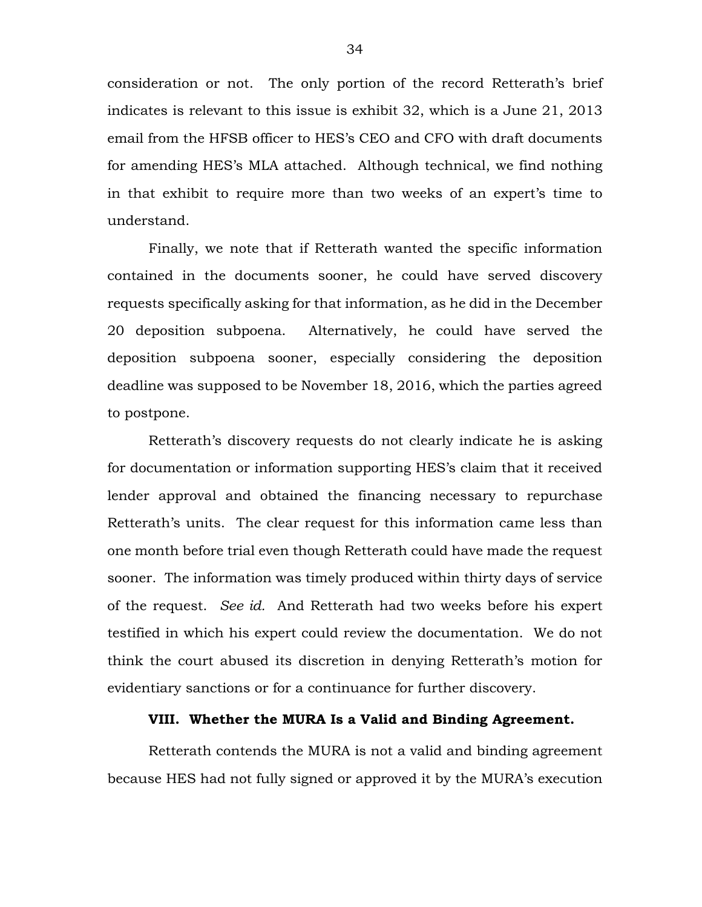consideration or not. The only portion of the record Retterath's brief indicates is relevant to this issue is exhibit 32, which is a June 21, 2013 email from the HFSB officer to HES's CEO and CFO with draft documents for amending HES's MLA attached. Although technical, we find nothing in that exhibit to require more than two weeks of an expert's time to understand.

Finally, we note that if Retterath wanted the specific information contained in the documents sooner, he could have served discovery requests specifically asking for that information, as he did in the December 20 deposition subpoena. Alternatively, he could have served the deposition subpoena sooner, especially considering the deposition deadline was supposed to be November 18, 2016, which the parties agreed to postpone.

Retterath's discovery requests do not clearly indicate he is asking for documentation or information supporting HES's claim that it received lender approval and obtained the financing necessary to repurchase Retterath's units. The clear request for this information came less than one month before trial even though Retterath could have made the request sooner. The information was timely produced within thirty days of service of the request. *See id.* And Retterath had two weeks before his expert testified in which his expert could review the documentation. We do not think the court abused its discretion in denying Retterath's motion for evidentiary sanctions or for a continuance for further discovery.

### VIII. Whether the MURA Is a Valid and Binding Agreement.

Retterath contends the MURA is not a valid and binding agreement because HES had not fully signed or approved it by the MURA's execution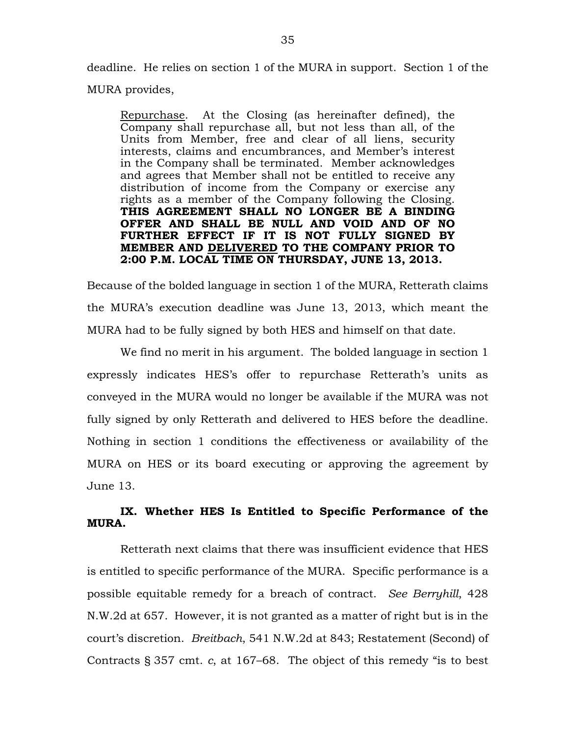deadline. He relies on section 1 of the MURA in support. Section 1 of the MURA provides,

> Repurchase. At the Closing (as hereinafter defined), the Company shall repurchase all, but not less than all, of the Units from Member, free and clear of all liens, security interests, claims and encumbrances, and Member's interest in the Company shall be terminated. Member acknowledges and agrees that Member shall not be entitled to receive any distribution of income from the Company or exercise any rights as a member of the Company following the Closing. **THIS AGREEMENT SHALL NO LONGER BE A BINDING OFFER AND SHALL BE NULL AND VOID AND OF NO FURTHER EFFECT IF IT IS NOT FULLY SIGNED BY MEMBER AND <u>DELIVERED</u> TO THE COMPANY PRIOR TO 2:00 P.M. LOCAL TIME ON THURSDAY, JUNE 13, 2013.**

Because of the bolded language in section 1 of the MURA, Retterath claims the MURA's execution deadline was June 13, 2013, which meant the MURA had to be fully signed by both HES and himself on that date.

We find no merit in his argument. The bolded language in section 1 expressly indicates HES's offer to repurchase Retterath's units as conveyed in the MURA would no longer be available if the MURA was not fully signed by only Retterath and delivered to HES before the deadline. Nothing in section 1 conditions the effectiveness or availability of the MURA on HES or its board executing or approving the agreement by June 13.

### IX. Whether HES Is Entitled to Specific Performance of the MURA.

Retterath next claims that there was insufficient evidence that HES is entitled to specific performance of the MURA. Specific performance is a possible equitable remedy for a breach of contract. *See Berryhill*, 428 N.W.2d at 657. However, it is not granted as a matter of right but is in the court's discretion. *Breitbach*, 541 N.W.2d at 843; Restatement (Second) of Contracts § 357 cmt. *c*, at 167–68. The object of this remedy "is to best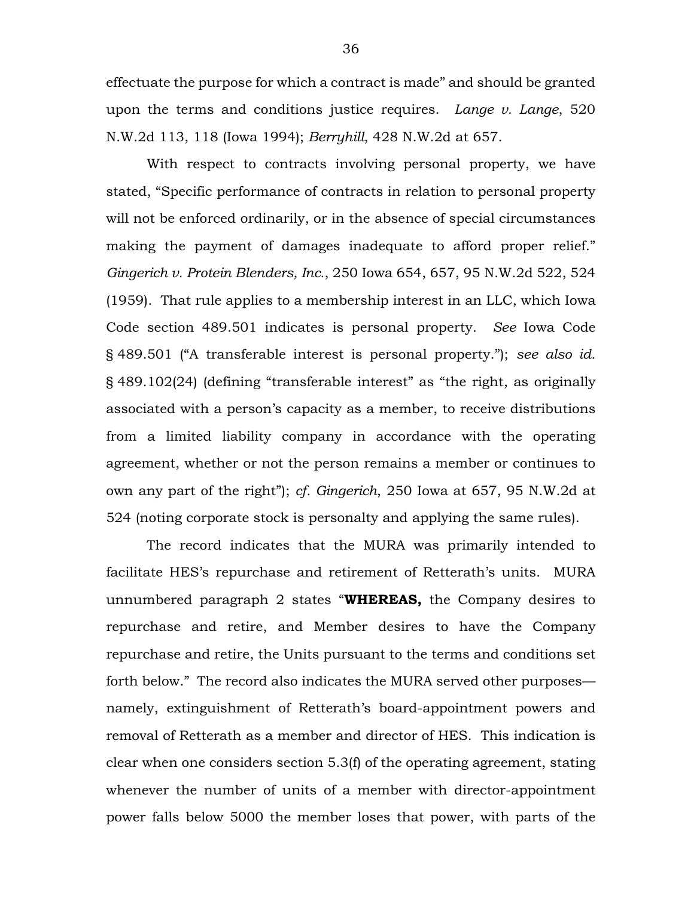effectuate the purpose for which a contract is made" and should be granted upon the terms and conditions justice requires. *Lange v. Lange*, 520 N.W.2d 113, 118 (Iowa 1994); *Berryhill*, 428 N.W.2d at 657.

With respect to contracts involving personal property, we have stated, "Specific performance of contracts in relation to personal property will not be enforced ordinarily, or in the absence of special circumstances making the payment of damages inadequate to afford proper relief." *Gingerich v. Protein Blenders, Inc.*, 250 Iowa 654, 657, 95 N.W.2d 522, 524 (1959). That rule applies to a membership interest in an LLC, which Iowa Code section 489.501 indicates is personal property. *See* Iowa Code § 489.501 ("A transferable interest is personal property."); *see also id.* § 489.102(24) (defining "transferable interest" as "the right, as originally associated with a person's capacity as a member, to receive distributions from a limited liability company in accordance with the operating agreement, whether or not the person remains a member or continues to own any part of the right"); *cf. Gingerich*, 250 Iowa at 657, 95 N.W.2d at 524 (noting corporate stock is personalty and applying the same rules).

The record indicates that the MURA was primarily intended to facilitate HES's repurchase and retirement of Retterath's units. MURA unnumbered paragraph 2 states "**WHEREAS,** the Company desires to repurchase and retire, and Member desires to have the Company repurchase and retire, the Units pursuant to the terms and conditions set forth below." The record also indicates the MURA served other purposes—namely, extinguishment of Retterath's board-appointment powers and removal of Retterath as a member and director of HES. This indication is clear when one considers section 5.3(f) of the operating agreement, stating whenever the number of units of a member with director-appointment power falls below 5000 the member loses that power, with parts of the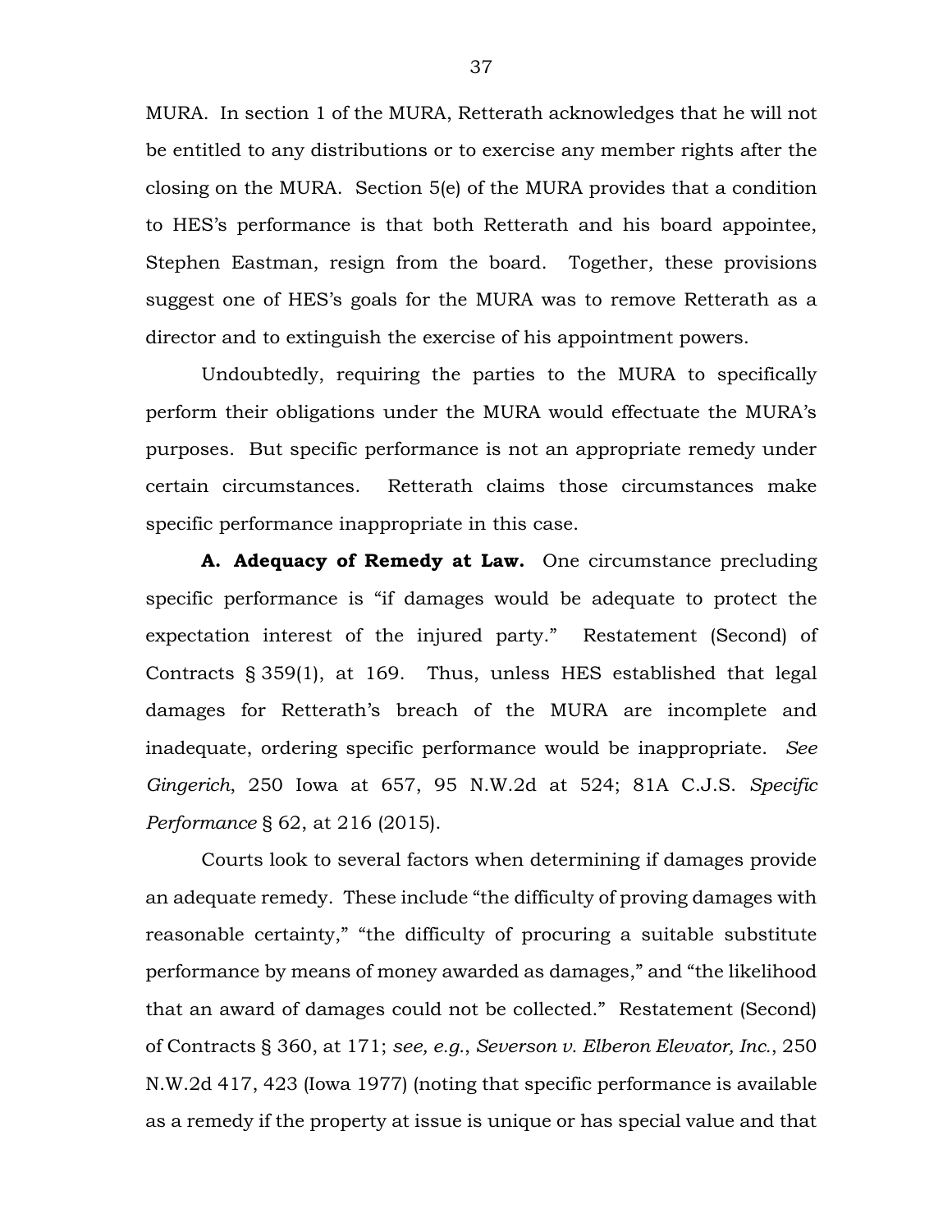MURA. In section 1 of the MURA, Retterath acknowledges that he will not be entitled to any distributions or to exercise any member rights after the closing on the MURA. Section 5(e) of the MURA provides that a condition to HES's performance is that both Retterath and his board appointee, Stephen Eastman, resign from the board. Together, these provisions suggest one of HES's goals for the MURA was to remove Retterath as a director and to extinguish the exercise of his appointment powers.

Undoubtedly, requiring the parties to the MURA to specifically perform their obligations under the MURA would effectuate the MURA's purposes. But specific performance is not an appropriate remedy under certain circumstances. Retterath claims those circumstances make specific performance inappropriate in this case.

**A. Adequacy of Remedy at Law.** One circumstance precluding specific performance is "if damages would be adequate to protect the expectation interest of the injured party." Restatement (Second) of Contracts § 359(1), at 169. Thus, unless HES established that legal damages for Retterath's breach of the MURA are incomplete and inadequate, ordering specific performance would be inappropriate. *See Gingerich*, 250 Iowa at 657, 95 N.W.2d at 524; 81A C.J.S. *Specific Performance* § 62, at 216 (2015).

Courts look to several factors when determining if damages provide an adequate remedy. These include "the difficulty of proving damages with reasonable certainty," "the difficulty of procuring a suitable substitute performance by means of money awarded as damages," and "the likelihood that an award of damages could not be collected." Restatement (Second) of Contracts § 360, at 171; *see, e.g.*, *Severson v. Elberon Elevator, Inc.*, 250 N.W.2d 417, 423 (Iowa 1977) (noting that specific performance is available as a remedy if the property at issue is unique or has special value and that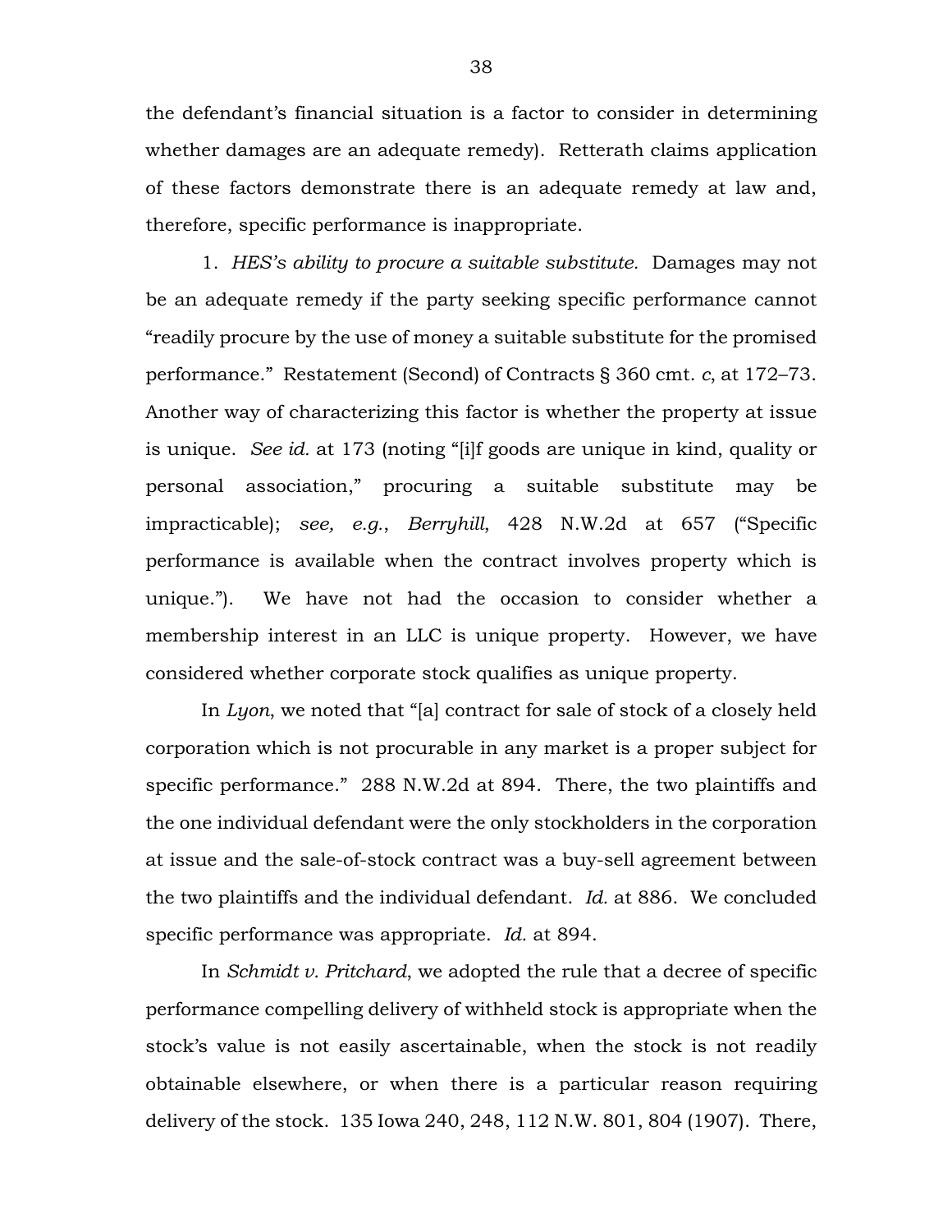the defendant's financial situation is a factor to consider in determining whether damages are an adequate remedy). Retterath claims application of these factors demonstrate there is an adequate remedy at law and, therefore, specific performance is inappropriate.

1. *HES's ability to procure a suitable substitute.* Damages may not be an adequate remedy if the party seeking specific performance cannot "readily procure by the use of money a suitable substitute for the promised performance." Restatement (Second) of Contracts § 360 cmt. *c*, at 172–73. Another way of characterizing this factor is whether the property at issue is unique. *See id.* at 173 (noting "[i]f goods are unique in kind, quality or personal association," procuring a suitable substitute may be impracticable); *see, e.g.*, *Berryhill*, 428 N.W.2d at 657 ("Specific performance is available when the contract involves property which is unique."). We have not had the occasion to consider whether a membership interest in an LLC is unique property. However, we have considered whether corporate stock qualifies as unique property.

In *Lyon*, we noted that "[a] contract for sale of stock of a closely held corporation which is not procurable in any market is a proper subject for specific performance." 288 N.W.2d at 894. There, the two plaintiffs and the one individual defendant were the only stockholders in the corporation at issue and the sale-of-stock contract was a buy-sell agreement between the two plaintiffs and the individual defendant. *Id.* at 886. We concluded specific performance was appropriate. *Id.* at 894.

In *Schmidt v. Pritchard*, we adopted the rule that a decree of specific performance compelling delivery of withheld stock is appropriate when the stock's value is not easily ascertainable, when the stock is not readily obtainable elsewhere, or when there is a particular reason requiring delivery of the stock. 135 Iowa 240, 248, 112 N.W. 801, 804 (1907). There,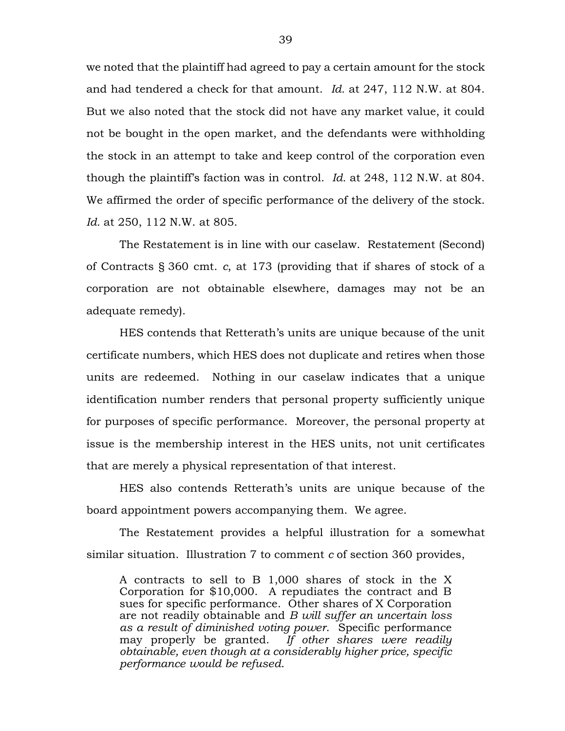we noted that the plaintiff had agreed to pay a certain amount for the stock and had tendered a check for that amount. *Id.* at 247, 112 N.W. at 804. But we also noted that the stock did not have any market value, it could not be bought in the open market, and the defendants were withholding the stock in an attempt to take and keep control of the corporation even though the plaintiff's faction was in control. *Id.* at 248, 112 N.W. at 804. We affirmed the order of specific performance of the delivery of the stock. *Id.* at 250, 112 N.W. at 805.

The Restatement is in line with our caselaw. Restatement (Second) of Contracts § 360 cmt. *c*, at 173 (providing that if shares of stock of a corporation are not obtainable elsewhere, damages may not be an adequate remedy).

HES contends that Retterath's units are unique because of the unit certificate numbers, which HES does not duplicate and retires when those units are redeemed. Nothing in our caselaw indicates that a unique identification number renders that personal property sufficiently unique for purposes of specific performance. Moreover, the personal property at issue is the membership interest in the HES units, not unit certificates that are merely a physical representation of that interest.

HES also contends Retterath's units are unique because of the board appointment powers accompanying them. We agree.

The Restatement provides a helpful illustration for a somewhat similar situation. Illustration 7 to comment *c* of section 360 provides,

> A contracts to sell to B 1,000 shares of stock in the X Corporation for $10,000. A repudiates the contract and B sues for specific performance. Other shares of X Corporation are not readily obtainable and *B will suffer an uncertain loss as a result of diminished voting power*. Specific performance may properly be granted. *If other shares were readily obtainable, even though at a considerably higher price, specific performance would be refused*.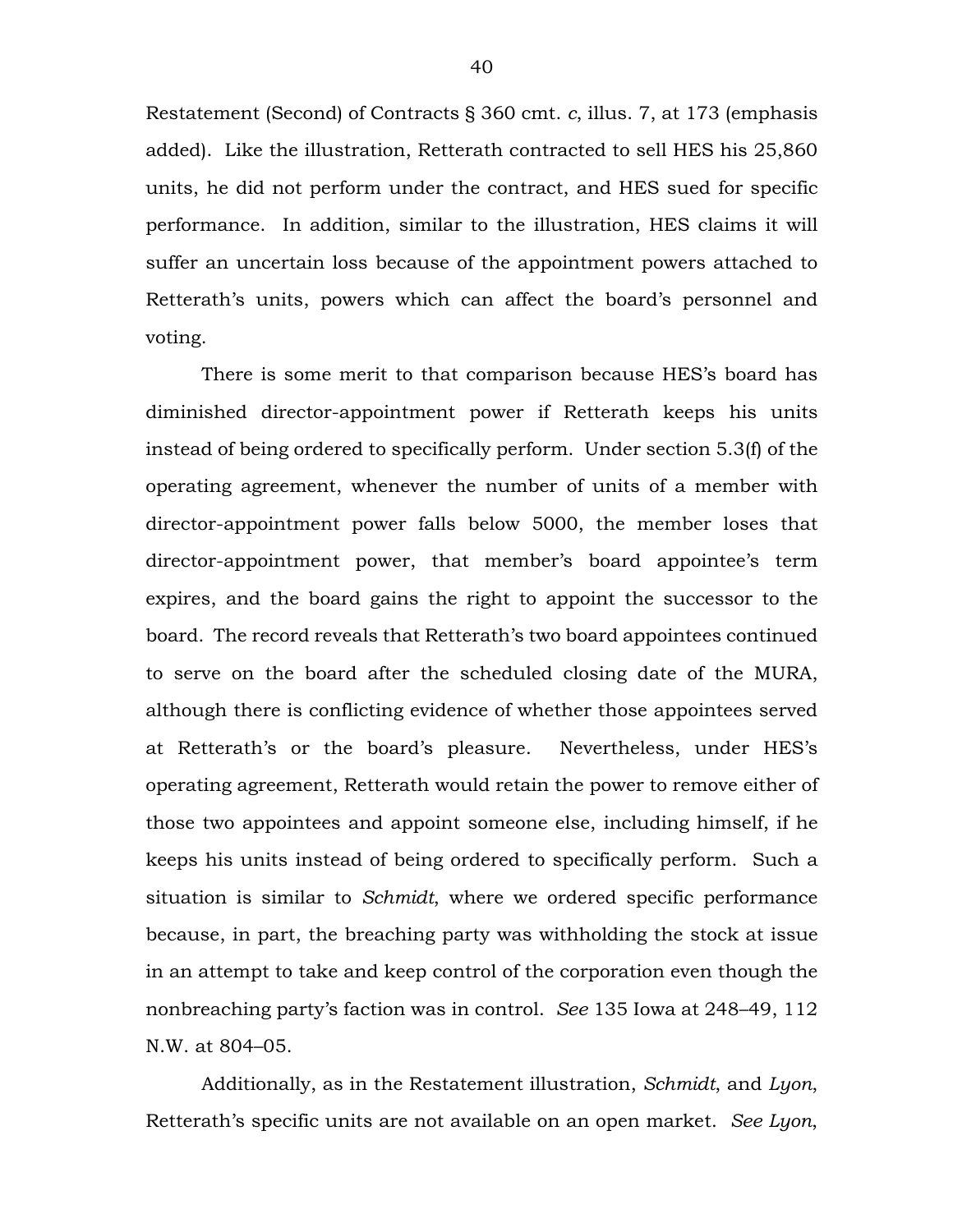Restatement (Second) of Contracts § 360 cmt. *c*, illus. 7, at 173 (emphasis added). Like the illustration, Retterath contracted to sell HES his 25,860 units, he did not perform under the contract, and HES sued for specific performance. In addition, similar to the illustration, HES claims it will suffer an uncertain loss because of the appointment powers attached to Retterath's units, powers which can affect the board's personnel and voting.

There is some merit to that comparison because HES's board has diminished director-appointment power if Retterath keeps his units instead of being ordered to specifically perform. Under section 5.3(f) of the operating agreement, whenever the number of units of a member with director-appointment power falls below 5000, the member loses that director-appointment power, that member's board appointee's term expires, and the board gains the right to appoint the successor to the board. The record reveals that Retterath's two board appointees continued to serve on the board after the scheduled closing date of the MURA, although there is conflicting evidence of whether those appointees served at Retterath's or the board's pleasure. Nevertheless, under HES's operating agreement, Retterath would retain the power to remove either of those two appointees and appoint someone else, including himself, if he keeps his units instead of being ordered to specifically perform. Such a situation is similar to *Schmidt*, where we ordered specific performance because, in part, the breaching party was withholding the stock at issue in an attempt to take and keep control of the corporation even though the nonbreaching party's faction was in control. *See* 135 Iowa at 248–49, 112 N.W. at 804–05.

Additionally, as in the Restatement illustration, *Schmidt*, and *Lyon*, Retterath's specific units are not available on an open market. *See Lyon*,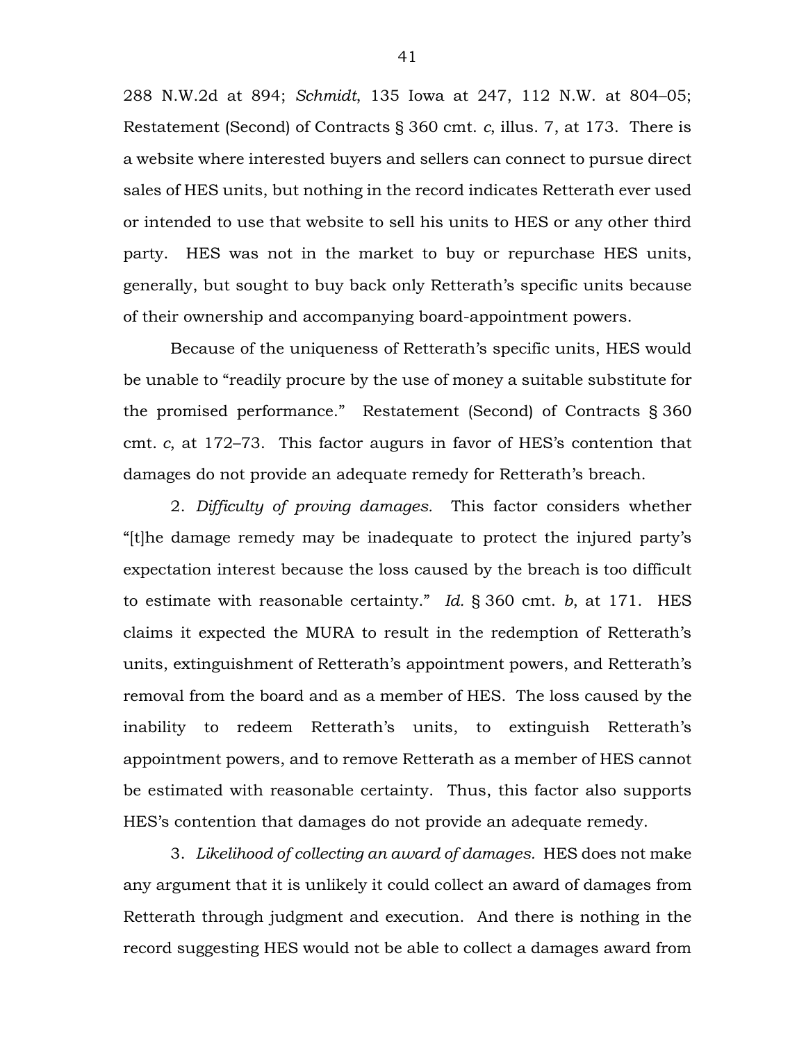288 N.W.2d at 894; *Schmidt*, 135 Iowa at 247, 112 N.W. at 804–05; Restatement (Second) of Contracts § 360 cmt. *c*, illus. 7, at 173. There is a website where interested buyers and sellers can connect to pursue direct sales of HES units, but nothing in the record indicates Retterath ever used or intended to use that website to sell his units to HES or any other third party. HES was not in the market to buy or repurchase HES units, generally, but sought to buy back only Retterath's specific units because of their ownership and accompanying board-appointment powers.

Because of the uniqueness of Retterath's specific units, HES would be unable to "readily procure by the use of money a suitable substitute for the promised performance." Restatement (Second) of Contracts § 360 cmt. *c*, at 172–73. This factor augurs in favor of HES's contention that damages do not provide an adequate remedy for Retterath's breach.

2. *Difficulty of proving damages.* This factor considers whether "[t]he damage remedy may be inadequate to protect the injured party's expectation interest because the loss caused by the breach is too difficult to estimate with reasonable certainty." *Id.* § 360 cmt. *b*, at 171. HES claims it expected the MURA to result in the redemption of Retterath's units, extinguishment of Retterath's appointment powers, and Retterath's removal from the board and as a member of HES. The loss caused by the inability to redeem Retterath's units, to extinguish Retterath's appointment powers, and to remove Retterath as a member of HES cannot be estimated with reasonable certainty. Thus, this factor also supports HES's contention that damages do not provide an adequate remedy.

3. *Likelihood of collecting an award of damages.* HES does not make any argument that it is unlikely it could collect an award of damages from Retterath through judgment and execution. And there is nothing in the record suggesting HES would not be able to collect a damages award from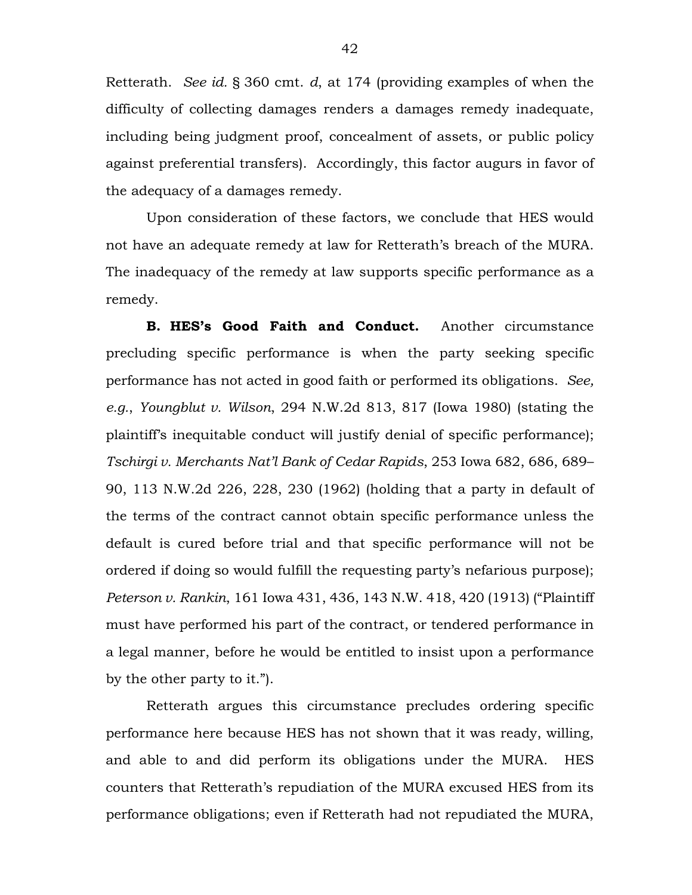Retterath. *See id.* § 360 cmt. *d*, at 174 (providing examples of when the difficulty of collecting damages renders a damages remedy inadequate, including being judgment proof, concealment of assets, or public policy against preferential transfers). Accordingly, this factor augurs in favor of the adequacy of a damages remedy.

Upon consideration of these factors, we conclude that HES would not have an adequate remedy at law for Retterath's breach of the MURA. The inadequacy of the remedy at law supports specific performance as a remedy.

**B. HES's Good Faith and Conduct.** Another circumstance precluding specific performance is when the party seeking specific performance has not acted in good faith or performed its obligations. *See, e.g.*, *Youngblut v. Wilson*, 294 N.W.2d 813, 817 (Iowa 1980) (stating the plaintiff's inequitable conduct will justify denial of specific performance); *Tschirgi v. Merchants Nat'l Bank of Cedar Rapids*, 253 Iowa 682, 686, 689–90, 113 N.W.2d 226, 228, 230 (1962) (holding that a party in default of the terms of the contract cannot obtain specific performance unless the default is cured before trial and that specific performance will not be ordered if doing so would fulfill the requesting party's nefarious purpose); *Peterson v. Rankin*, 161 Iowa 431, 436, 143 N.W. 418, 420 (1913) ("Plaintiff must have performed his part of the contract, or tendered performance in a legal manner, before he would be entitled to insist upon a performance by the other party to it.").

Retterath argues this circumstance precludes ordering specific performance here because HES has not shown that it was ready, willing, and able to and did perform its obligations under the MURA. HES counters that Retterath's repudiation of the MURA excused HES from its performance obligations; even if Retterath had not repudiated the MURA,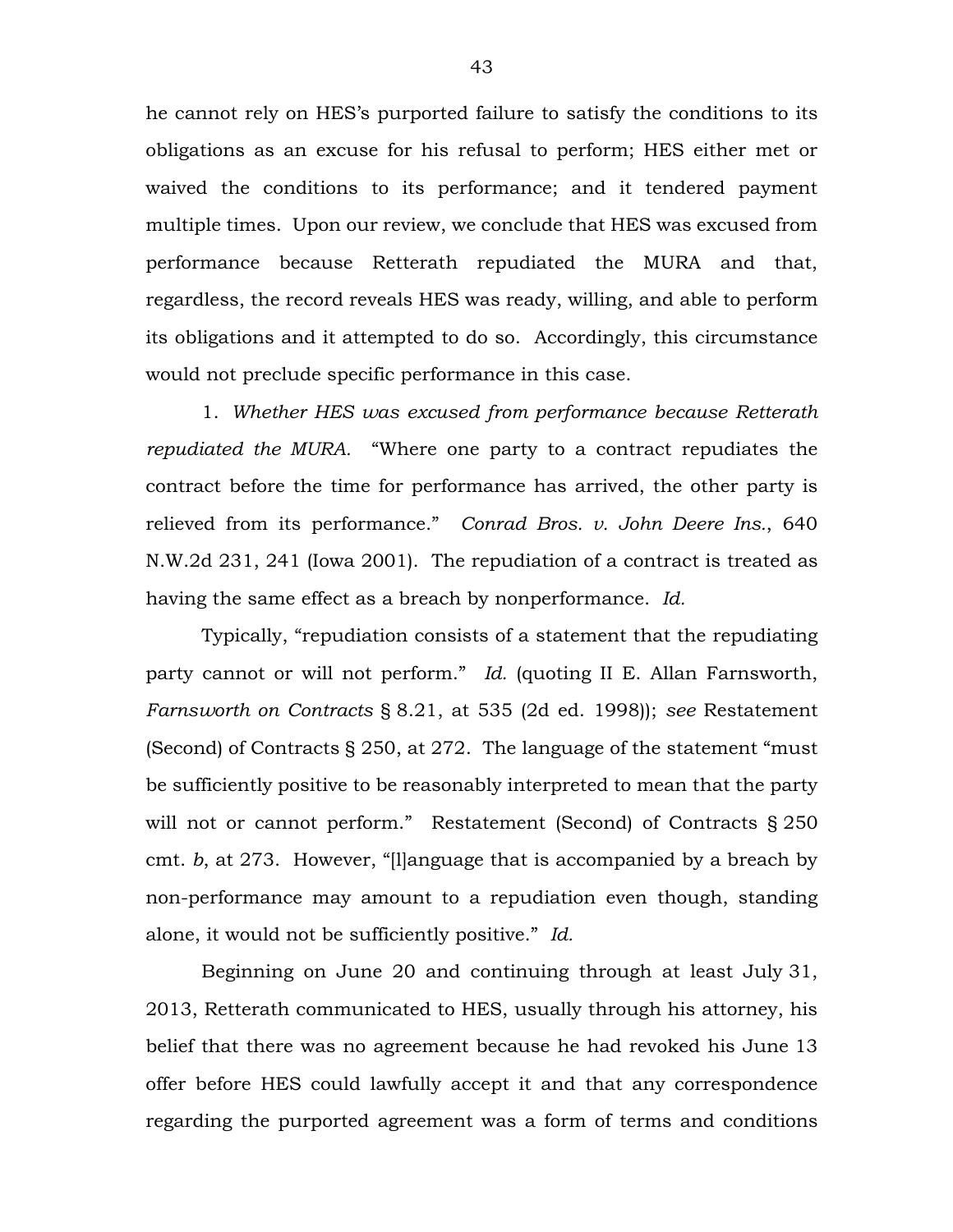he cannot rely on HES's purported failure to satisfy the conditions to its obligations as an excuse for his refusal to perform; HES either met or waived the conditions to its performance; and it tendered payment multiple times. Upon our review, we conclude that HES was excused from performance because Retterath repudiated the MURA and that, regardless, the record reveals HES was ready, willing, and able to perform its obligations and it attempted to do so. Accordingly, this circumstance would not preclude specific performance in this case.

1. *Whether HES was excused from performance because Retterath repudiated the MURA.* "Where one party to a contract repudiates the contract before the time for performance has arrived, the other party is relieved from its performance." *Conrad Bros. v. John Deere Ins.*, 640 N.W.2d 231, 241 (Iowa 2001). The repudiation of a contract is treated as having the same effect as a breach by nonperformance. *Id.*

Typically, "repudiation consists of a statement that the repudiating party cannot or will not perform." *Id.* (quoting II E. Allan Farnsworth, *Farnsworth on Contracts* § 8.21, at 535 (2d ed. 1998)); *see* Restatement (Second) of Contracts § 250, at 272. The language of the statement "must be sufficiently positive to be reasonably interpreted to mean that the party will not or cannot perform." Restatement (Second) of Contracts § 250 cmt. *b*, at 273. However, "[l]anguage that is accompanied by a breach by non-performance may amount to a repudiation even though, standing alone, it would not be sufficiently positive." *Id.*

Beginning on June 20 and continuing through at least July 31, 2013, Retterath communicated to HES, usually through his attorney, his belief that there was no agreement because he had revoked his June 13 offer before HES could lawfully accept it and that any correspondence regarding the purported agreement was a form of terms and conditions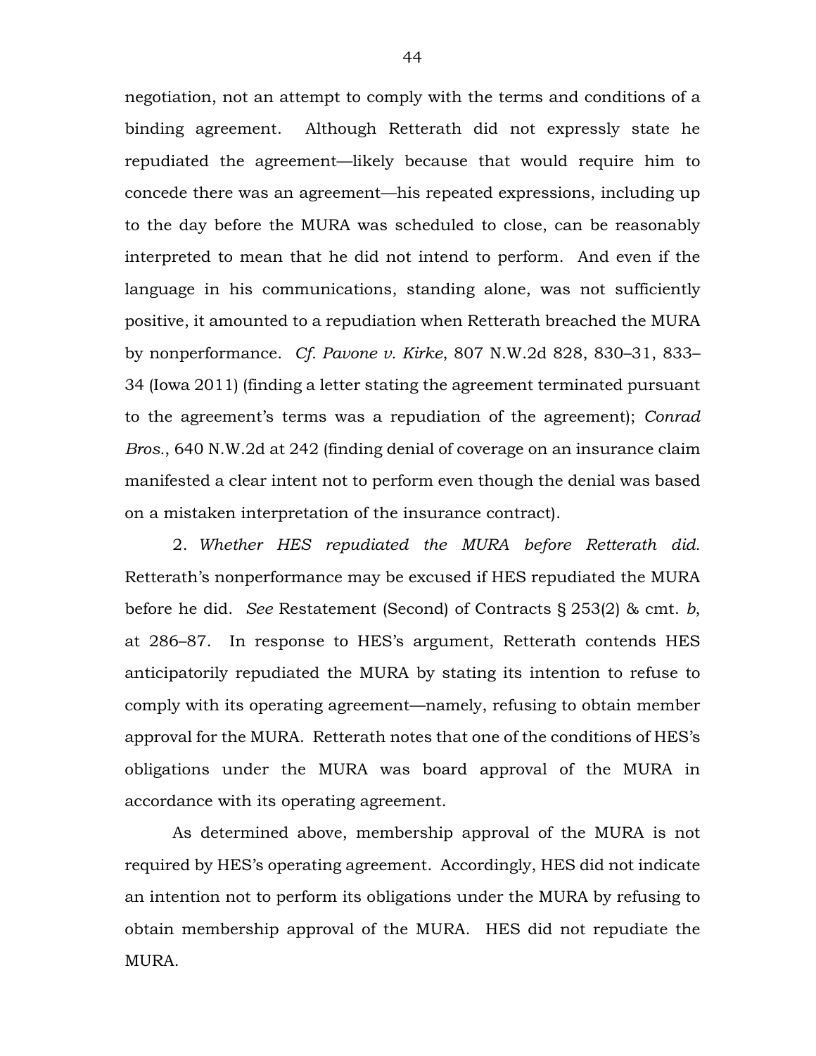negotiation, not an attempt to comply with the terms and conditions of a binding agreement. Although Retterath did not expressly state he repudiated the agreement—likely because that would require him to concede there was an agreement—his repeated expressions, including up to the day before the MURA was scheduled to close, can be reasonably interpreted to mean that he did not intend to perform. And even if the language in his communications, standing alone, was not sufficiently positive, it amounted to a repudiation when Retterath breached the MURA by nonperformance. *Cf. Pavone v. Kirke*, 807 N.W.2d 828, 830–31, 833–34 (Iowa 2011) (finding a letter stating the agreement terminated pursuant to the agreement's terms was a repudiation of the agreement); *Conrad Bros.*, 640 N.W.2d at 242 (finding denial of coverage on an insurance claim manifested a clear intent not to perform even though the denial was based on a mistaken interpretation of the insurance contract).

2. *Whether HES repudiated the MURA before Retterath did.* Retterath's nonperformance may be excused if HES repudiated the MURA before he did. *See* Restatement (Second) of Contracts § 253(2) & cmt. *b*, at 286–87. In response to HES's argument, Retterath contends HES anticipatorily repudiated the MURA by stating its intention to refuse to comply with its operating agreement—namely, refusing to obtain member approval for the MURA. Retterath notes that one of the conditions of HES's obligations under the MURA was board approval of the MURA in accordance with its operating agreement.

As determined above, membership approval of the MURA is not required by HES's operating agreement. Accordingly, HES did not indicate an intention not to perform its obligations under the MURA by refusing to obtain membership approval of the MURA. HES did not repudiate the MURA.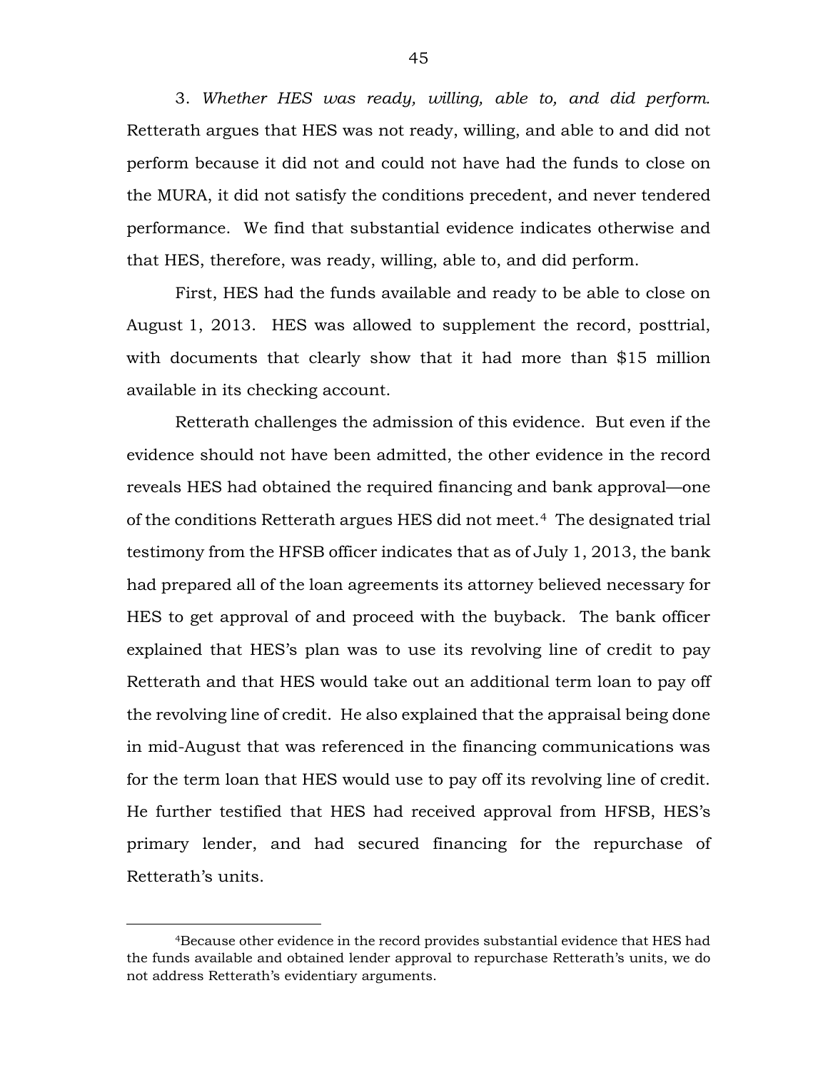3. *Whether HES was ready, willing, able to, and did perform.* Retterath argues that HES was not ready, willing, and able to and did not perform because it did not and could not have had the funds to close on the MURA, it did not satisfy the conditions precedent, and never tendered performance. We find that substantial evidence indicates otherwise and that HES, therefore, was ready, willing, able to, and did perform.

First, HES had the funds available and ready to be able to close on August 1, 2013. HES was allowed to supplement the record, posttrial, with documents that clearly show that it had more than $15 million available in its checking account.

Retterath challenges the admission of this evidence. But even if the evidence should not have been admitted, the other evidence in the record reveals HES had obtained the required financing and bank approval—one of the conditions Retterath argues HES did not meet.[4] The designated trial testimony from the HFSB officer indicates that as of July 1, 2013, the bank had prepared all of the loan agreements its attorney believed necessary for HES to get approval of and proceed with the buyback. The bank officer explained that HES's plan was to use its revolving line of credit to pay Retterath and that HES would take out an additional term loan to pay off the revolving line of credit. He also explained that the appraisal being done in mid-August that was referenced in the financing communications was for the term loan that HES would use to pay off its revolving line of credit. He further testified that HES had received approval from HFSB, HES's primary lender, and had secured financing for the repurchase of Retterath's units.

---

[4]Because other evidence in the record provides substantial evidence that HES had the funds available and obtained lender approval to repurchase Retterath's units, we do not address Retterath's evidentiary arguments.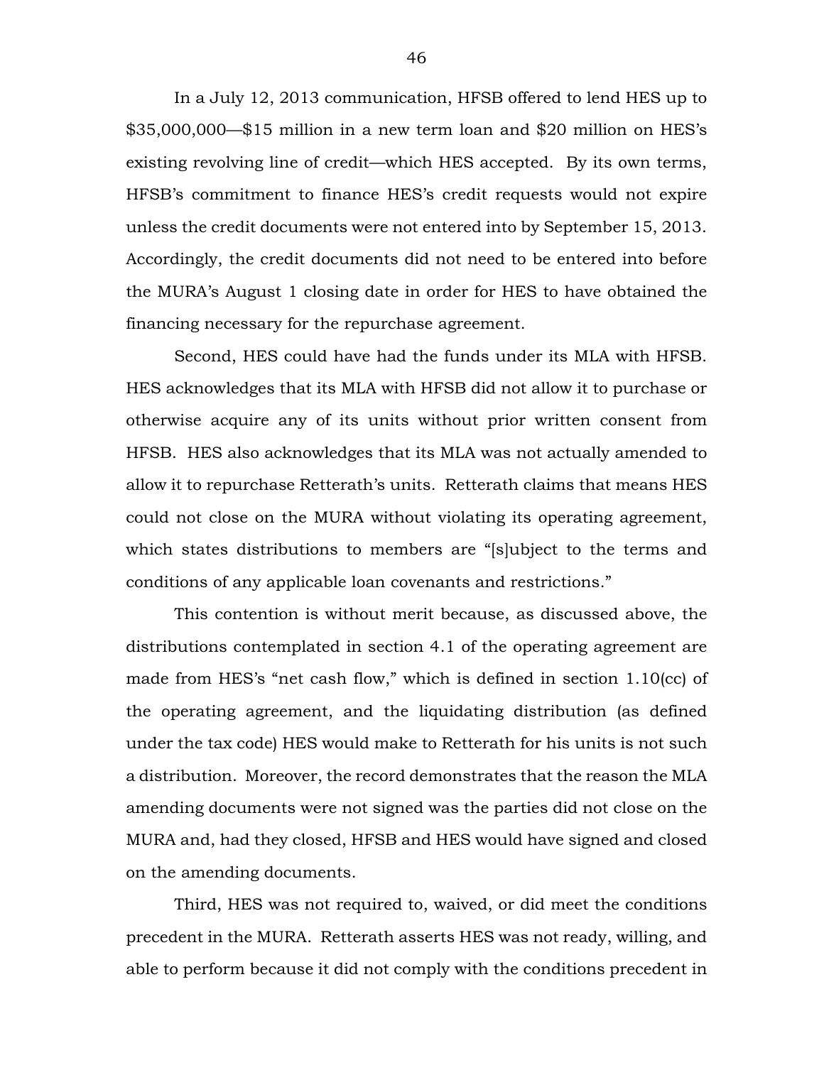In a July 12, 2013 communication, HFSB offered to lend HES up to $35,000,000—$15 million in a new term loan and $20 million on HES's existing revolving line of credit—which HES accepted. By its own terms, HFSB's commitment to finance HES's credit requests would not expire unless the credit documents were not entered into by September 15, 2013. Accordingly, the credit documents did not need to be entered into before the MURA's August 1 closing date in order for HES to have obtained the financing necessary for the repurchase agreement.

Second, HES could have had the funds under its MLA with HFSB. HES acknowledges that its MLA with HFSB did not allow it to purchase or otherwise acquire any of its units without prior written consent from HFSB. HES also acknowledges that its MLA was not actually amended to allow it to repurchase Retterath's units. Retterath claims that means HES could not close on the MURA without violating its operating agreement, which states distributions to members are "[s]ubject to the terms and conditions of any applicable loan covenants and restrictions."

This contention is without merit because, as discussed above, the distributions contemplated in section 4.1 of the operating agreement are made from HES's "net cash flow," which is defined in section 1.10(cc) of the operating agreement, and the liquidating distribution (as defined under the tax code) HES would make to Retterath for his units is not such a distribution. Moreover, the record demonstrates that the reason the MLA amending documents were not signed was the parties did not close on the MURA and, had they closed, HFSB and HES would have signed and closed on the amending documents.

Third, HES was not required to, waived, or did meet the conditions precedent in the MURA. Retterath asserts HES was not ready, willing, and able to perform because it did not comply with the conditions precedent in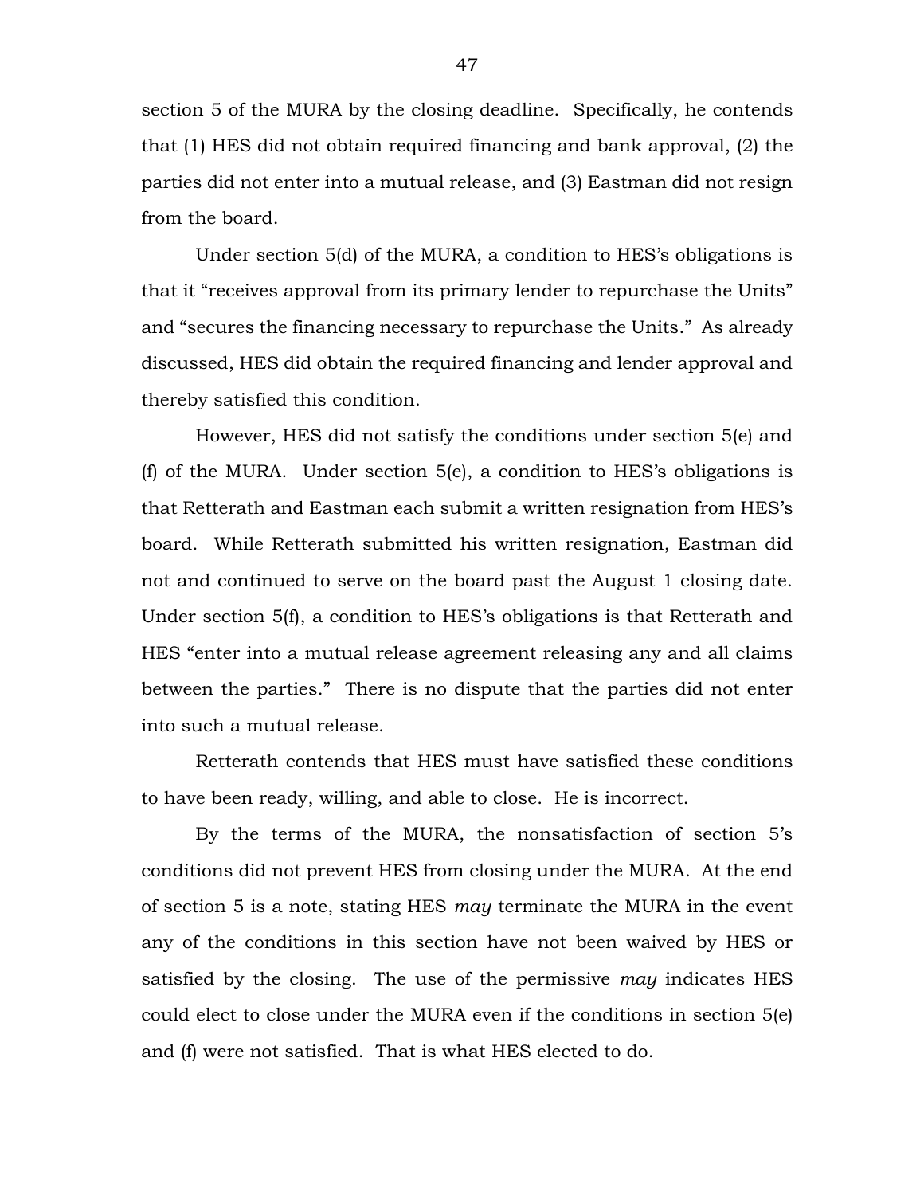section 5 of the MURA by the closing deadline. Specifically, he contends that (1) HES did not obtain required financing and bank approval, (2) the parties did not enter into a mutual release, and (3) Eastman did not resign from the board.

Under section 5(d) of the MURA, a condition to HES's obligations is that it "receives approval from its primary lender to repurchase the Units" and "secures the financing necessary to repurchase the Units." As already discussed, HES did obtain the required financing and lender approval and thereby satisfied this condition.

However, HES did not satisfy the conditions under section 5(e) and (f) of the MURA. Under section 5(e), a condition to HES's obligations is that Retterath and Eastman each submit a written resignation from HES's board. While Retterath submitted his written resignation, Eastman did not and continued to serve on the board past the August 1 closing date. Under section 5(f), a condition to HES's obligations is that Retterath and HES "enter into a mutual release agreement releasing any and all claims between the parties." There is no dispute that the parties did not enter into such a mutual release.

Retterath contends that HES must have satisfied these conditions to have been ready, willing, and able to close. He is incorrect.

By the terms of the MURA, the nonsatisfaction of section 5's conditions did not prevent HES from closing under the MURA. At the end of section 5 is a note, stating HES *may* terminate the MURA in the event any of the conditions in this section have not been waived by HES or satisfied by the closing. The use of the permissive *may* indicates HES could elect to close under the MURA even if the conditions in section 5(e) and (f) were not satisfied. That is what HES elected to do.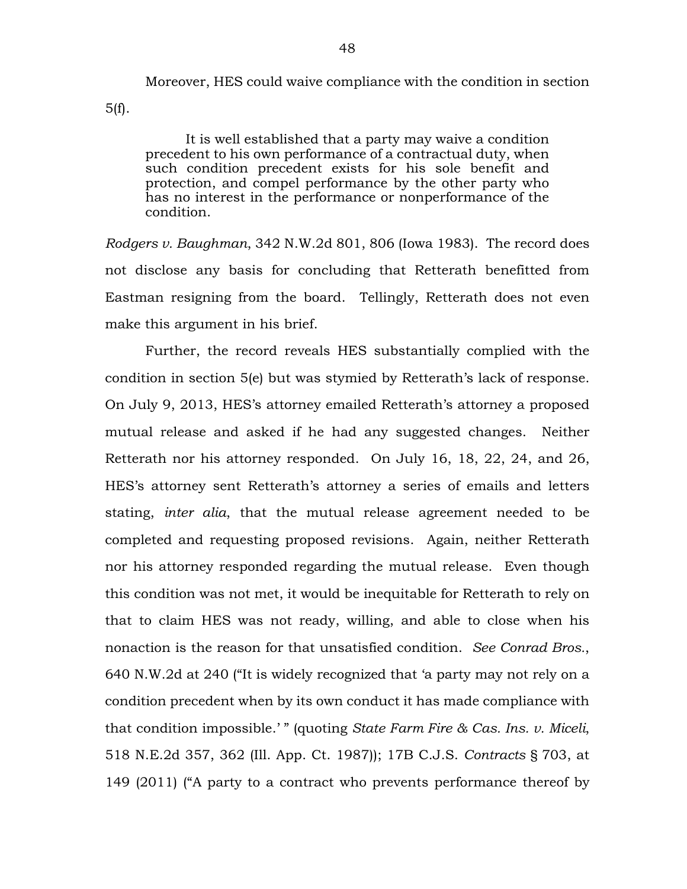Moreover, HES could waive compliance with the condition in section 5(f).

> It is well established that a party may waive a condition precedent to his own performance of a contractual duty, when such condition precedent exists for his sole benefit and protection, and compel performance by the other party who has no interest in the performance or nonperformance of the condition.

*Rodgers v. Baughman*, 342 N.W.2d 801, 806 (Iowa 1983). The record does not disclose any basis for concluding that Retterath benefitted from Eastman resigning from the board. Tellingly, Retterath does not even make this argument in his brief.

Further, the record reveals HES substantially complied with the condition in section 5(e) but was stymied by Retterath's lack of response. On July 9, 2013, HES's attorney emailed Retterath's attorney a proposed mutual release and asked if he had any suggested changes. Neither Retterath nor his attorney responded. On July 16, 18, 22, 24, and 26, HES's attorney sent Retterath's attorney a series of emails and letters stating, *inter alia*, that the mutual release agreement needed to be completed and requesting proposed revisions. Again, neither Retterath nor his attorney responded regarding the mutual release. Even though this condition was not met, it would be inequitable for Retterath to rely on that to claim HES was not ready, willing, and able to close when his nonaction is the reason for that unsatisfied condition. *See Conrad Bros.*, 640 N.W.2d at 240 ("It is widely recognized that 'a party may not rely on a condition precedent when by its own conduct it has made compliance with that condition impossible.' " (quoting *State Farm Fire & Cas. Ins. v. Miceli*, 518 N.E.2d 357, 362 (Ill. App. Ct. 1987)); 17B C.J.S. *Contracts* § 703, at 149 (2011) ("A party to a contract who prevents performance thereof by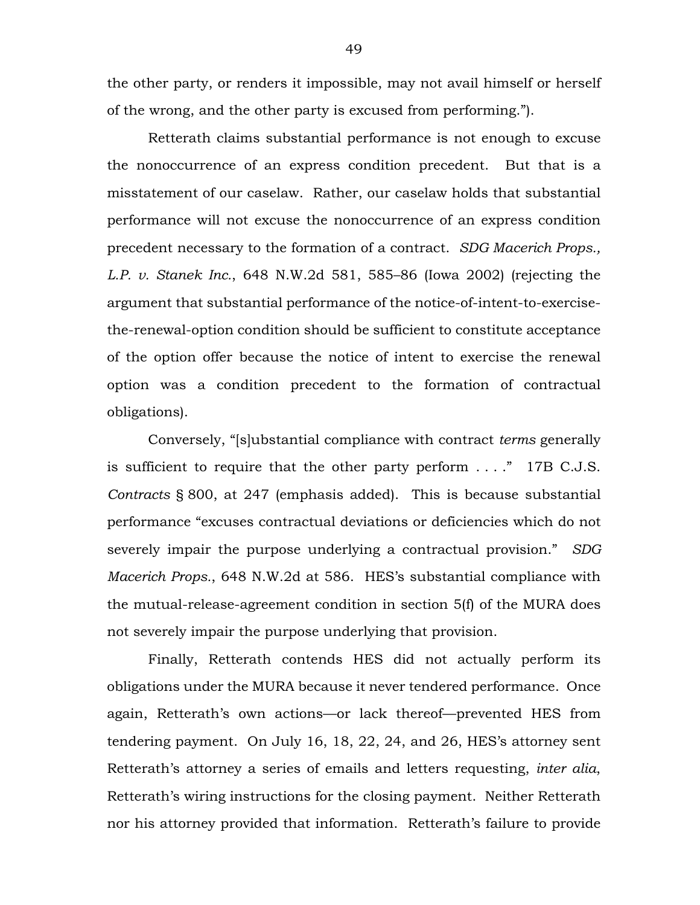the other party, or renders it impossible, may not avail himself or herself of the wrong, and the other party is excused from performing.").

Retterath claims substantial performance is not enough to excuse the nonoccurrence of an express condition precedent. But that is a misstatement of our caselaw. Rather, our caselaw holds that substantial performance will not excuse the nonoccurrence of an express condition precedent necessary to the formation of a contract. *SDG Macerich Props., L.P. v. Stanek Inc.*, 648 N.W.2d 581, 585–86 (Iowa 2002) (rejecting the argument that substantial performance of the notice-of-intent-to-exercise-the-renewal-option condition should be sufficient to constitute acceptance of the option offer because the notice of intent to exercise the renewal option was a condition precedent to the formation of contractual obligations).

Conversely, "[s]ubstantial compliance with contract *terms* generally is sufficient to require that the other party perform . . . ." 17B C.J.S. *Contracts* § 800, at 247 (emphasis added). This is because substantial performance "excuses contractual deviations or deficiencies which do not severely impair the purpose underlying a contractual provision." *SDG Macerich Props.*, 648 N.W.2d at 586. HES's substantial compliance with the mutual-release-agreement condition in section 5(f) of the MURA does not severely impair the purpose underlying that provision.

Finally, Retterath contends HES did not actually perform its obligations under the MURA because it never tendered performance. Once again, Retterath's own actions—or lack thereof—prevented HES from tendering payment. On July 16, 18, 22, 24, and 26, HES's attorney sent Retterath's attorney a series of emails and letters requesting, *inter alia*, Retterath's wiring instructions for the closing payment. Neither Retterath nor his attorney provided that information. Retterath's failure to provide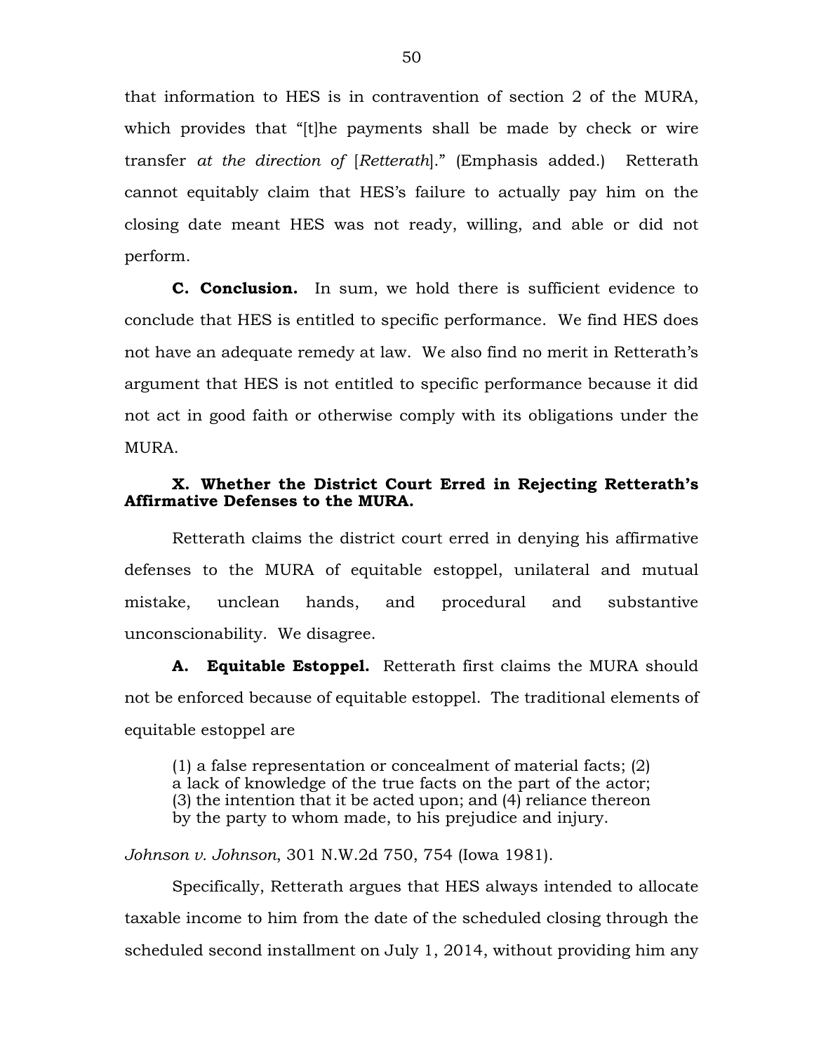that information to HES is in contravention of section 2 of the MURA, which provides that "[t]he payments shall be made by check or wire transfer *at the direction of* [*Retterath*]." (Emphasis added.) Retterath cannot equitably claim that HES's failure to actually pay him on the closing date meant HES was not ready, willing, and able or did not perform.

**C. Conclusion.** In sum, we hold there is sufficient evidence to conclude that HES is entitled to specific performance. We find HES does not have an adequate remedy at law. We also find no merit in Retterath's argument that HES is not entitled to specific performance because it did not act in good faith or otherwise comply with its obligations under the MURA.

### X. Whether the District Court Erred in Rejecting Retterath's Affirmative Defenses to the MURA.

Retterath claims the district court erred in denying his affirmative defenses to the MURA of equitable estoppel, unilateral and mutual mistake, unclean hands, and procedural and substantive unconscionability. We disagree.

**A. Equitable Estoppel.** Retterath first claims the MURA should not be enforced because of equitable estoppel. The traditional elements of equitable estoppel are

> (1) a false representation or concealment of material facts; (2) a lack of knowledge of the true facts on the part of the actor; (3) the intention that it be acted upon; and (4) reliance thereon by the party to whom made, to his prejudice and injury.

*Johnson v. Johnson*, 301 N.W.2d 750, 754 (Iowa 1981).

Specifically, Retterath argues that HES always intended to allocate taxable income to him from the date of the scheduled closing through the scheduled second installment on July 1, 2014, without providing him any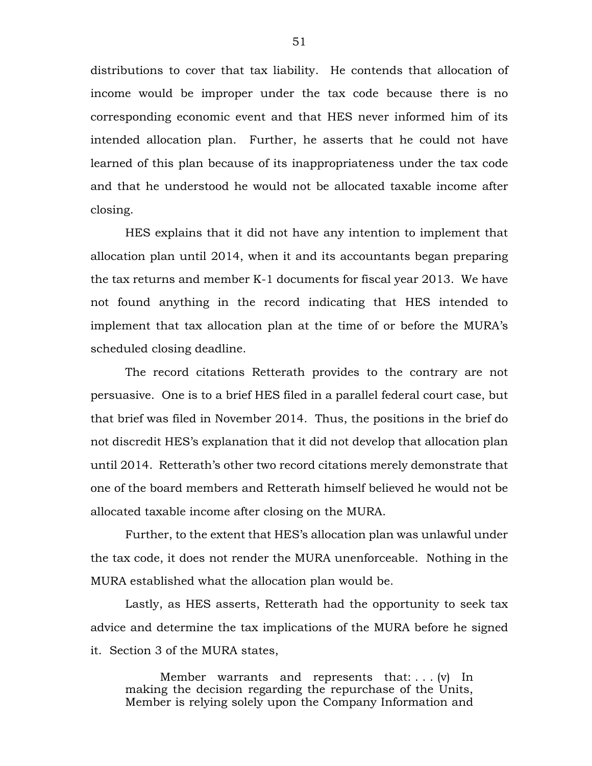distributions to cover that tax liability. He contends that allocation of income would be improper under the tax code because there is no corresponding economic event and that HES never informed him of its intended allocation plan. Further, he asserts that he could not have learned of this plan because of its inappropriateness under the tax code and that he understood he would not be allocated taxable income after closing.

HES explains that it did not have any intention to implement that allocation plan until 2014, when it and its accountants began preparing the tax returns and member K-1 documents for fiscal year 2013. We have not found anything in the record indicating that HES intended to implement that tax allocation plan at the time of or before the MURA's scheduled closing deadline.

The record citations Retterath provides to the contrary are not persuasive. One is to a brief HES filed in a parallel federal court case, but that brief was filed in November 2014. Thus, the positions in the brief do not discredit HES's explanation that it did not develop that allocation plan until 2014. Retterath's other two record citations merely demonstrate that one of the board members and Retterath himself believed he would not be allocated taxable income after closing on the MURA.

Further, to the extent that HES's allocation plan was unlawful under the tax code, it does not render the MURA unenforceable. Nothing in the MURA established what the allocation plan would be.

Lastly, as HES asserts, Retterath had the opportunity to seek tax advice and determine the tax implications of the MURA before he signed it. Section 3 of the MURA states,

> Member warrants and represents that: . . . (v) In making the decision regarding the repurchase of the Units, Member is relying solely upon the Company Information and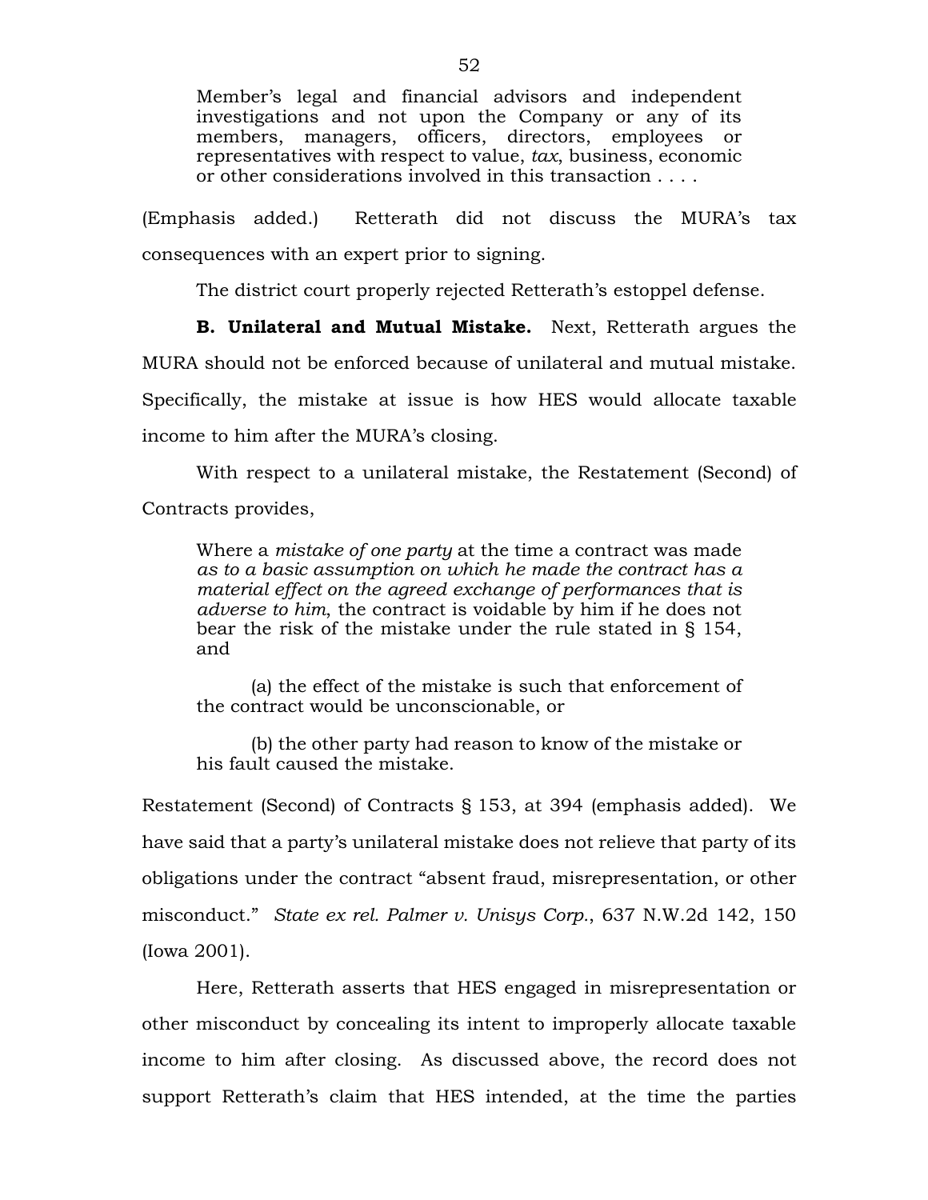> Member's legal and financial advisors and independent investigations and not upon the Company or any of its members, managers, officers, directors, employees or representatives with respect to value, *tax*, business, economic or other considerations involved in this transaction . . . .

(Emphasis added.) Retterath did not discuss the MURA's tax consequences with an expert prior to signing.

The district court properly rejected Retterath's estoppel defense.

**B. Unilateral and Mutual Mistake.** Next, Retterath argues the MURA should not be enforced because of unilateral and mutual mistake. Specifically, the mistake at issue is how HES would allocate taxable income to him after the MURA's closing.

With respect to a unilateral mistake, the Restatement (Second) of Contracts provides,

> Where a *mistake of one party* at the time a contract was made *as to a basic assumption on which he made the contract has a material effect on the agreed exchange of performances that is adverse to him*, the contract is voidable by him if he does not bear the risk of the mistake under the rule stated in § 154, and
>
> (a) the effect of the mistake is such that enforcement of the contract would be unconscionable, or
>
> (b) the other party had reason to know of the mistake or his fault caused the mistake.

Restatement (Second) of Contracts § 153, at 394 (emphasis added). We have said that a party's unilateral mistake does not relieve that party of its obligations under the contract "absent fraud, misrepresentation, or other misconduct." *State ex rel. Palmer v. Unisys Corp.*, 637 N.W.2d 142, 150 (Iowa 2001).

Here, Retterath asserts that HES engaged in misrepresentation or other misconduct by concealing its intent to improperly allocate taxable income to him after closing. As discussed above, the record does not support Retterath's claim that HES intended, at the time the parties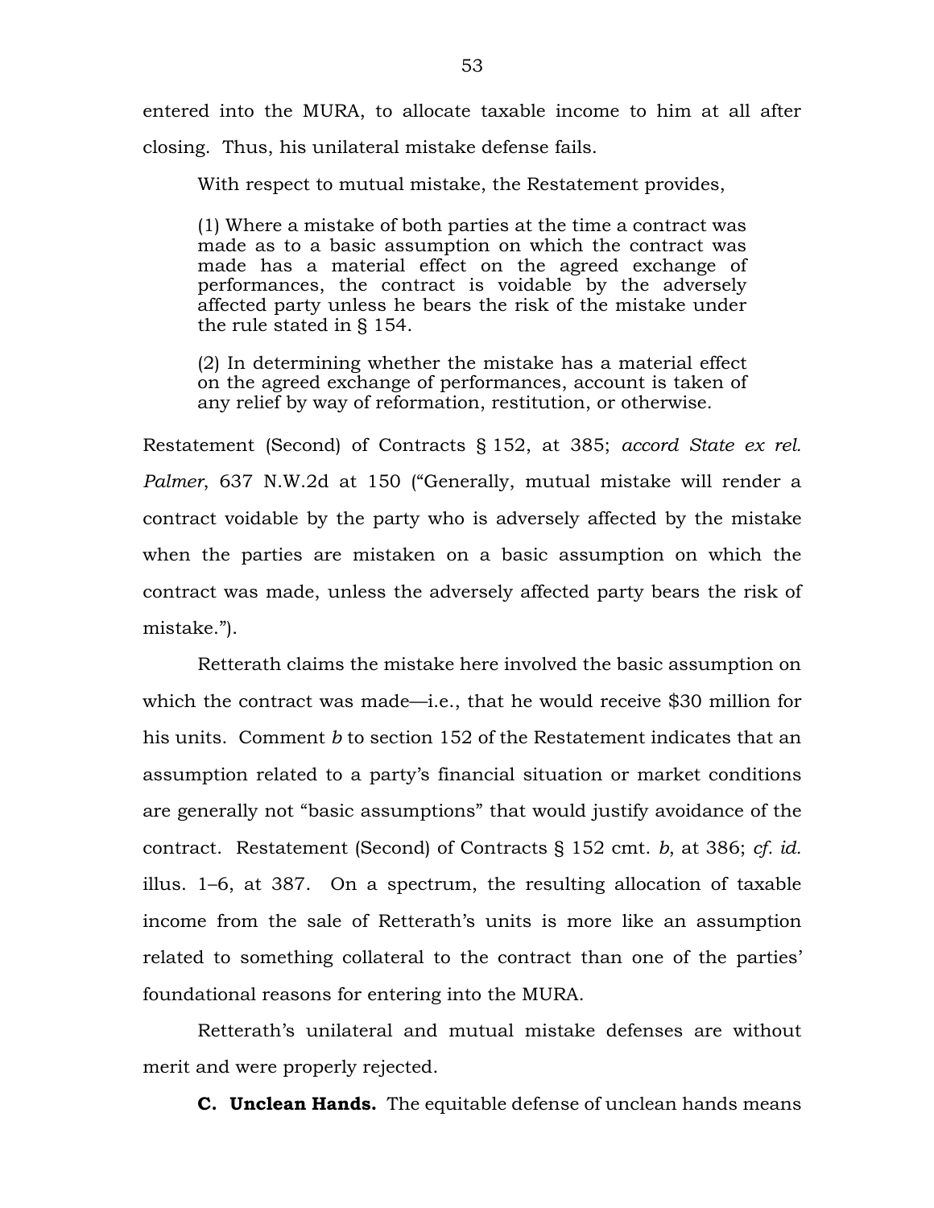entered into the MURA, to allocate taxable income to him at all after closing. Thus, his unilateral mistake defense fails.

With respect to mutual mistake, the Restatement provides,

> (1) Where a mistake of both parties at the time a contract was made as to a basic assumption on which the contract was made has a material effect on the agreed exchange of performances, the contract is voidable by the adversely affected party unless he bears the risk of the mistake under the rule stated in § 154.
>
> (2) In determining whether the mistake has a material effect on the agreed exchange of performances, account is taken of any relief by way of reformation, restitution, or otherwise.

Restatement (Second) of Contracts § 152, at 385; *accord State ex rel. Palmer*, 637 N.W.2d at 150 ("Generally, mutual mistake will render a contract voidable by the party who is adversely affected by the mistake when the parties are mistaken on a basic assumption on which the contract was made, unless the adversely affected party bears the risk of mistake.").

Retterath claims the mistake here involved the basic assumption on which the contract was made—i.e., that he would receive $30 million for his units. Comment *b* to section 152 of the Restatement indicates that an assumption related to a party's financial situation or market conditions are generally not "basic assumptions" that would justify avoidance of the contract. Restatement (Second) of Contracts § 152 cmt. *b*, at 386; *cf. id.* illus. 1–6, at 387. On a spectrum, the resulting allocation of taxable income from the sale of Retterath's units is more like an assumption related to something collateral to the contract than one of the parties' foundational reasons for entering into the MURA.

Retterath's unilateral and mutual mistake defenses are without merit and were properly rejected.

**C. Unclean Hands.** The equitable defense of unclean hands means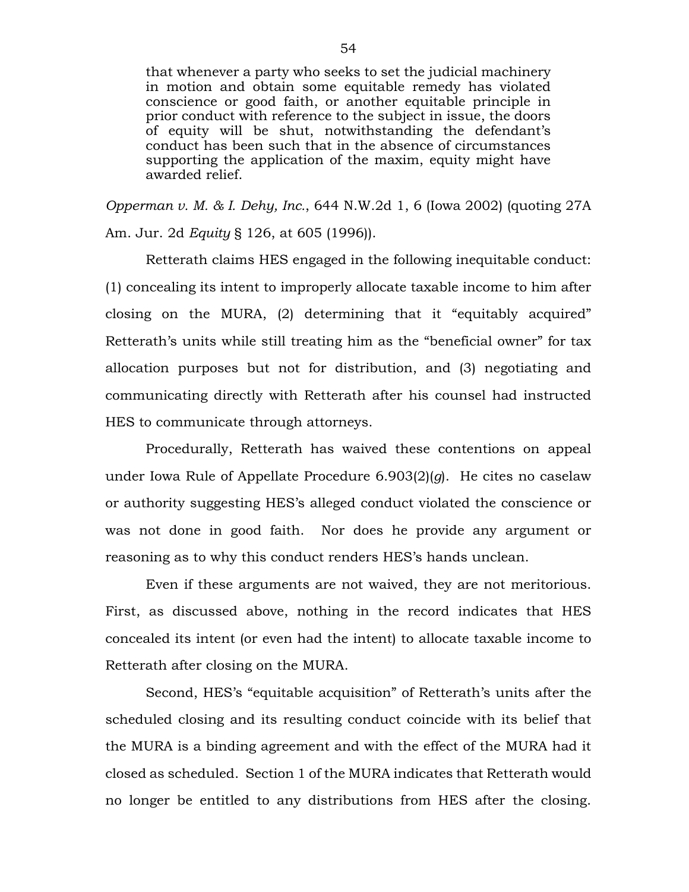> that whenever a party who seeks to set the judicial machinery in motion and obtain some equitable remedy has violated conscience or good faith, or another equitable principle in prior conduct with reference to the subject in issue, the doors of equity will be shut, notwithstanding the defendant's conduct has been such that in the absence of circumstances supporting the application of the maxim, equity might have awarded relief.

*Opperman v. M. & I. Dehy, Inc.*, 644 N.W.2d 1, 6 (Iowa 2002) (quoting 27A Am. Jur. 2d *Equity* § 126, at 605 (1996)).

Retterath claims HES engaged in the following inequitable conduct: (1) concealing its intent to improperly allocate taxable income to him after closing on the MURA, (2) determining that it "equitably acquired" Retterath's units while still treating him as the "beneficial owner" for tax allocation purposes but not for distribution, and (3) negotiating and communicating directly with Retterath after his counsel had instructed HES to communicate through attorneys.

Procedurally, Retterath has waived these contentions on appeal under Iowa Rule of Appellate Procedure 6.903(2)(*g*). He cites no caselaw or authority suggesting HES's alleged conduct violated the conscience or was not done in good faith. Nor does he provide any argument or reasoning as to why this conduct renders HES's hands unclean.

Even if these arguments are not waived, they are not meritorious. First, as discussed above, nothing in the record indicates that HES concealed its intent (or even had the intent) to allocate taxable income to Retterath after closing on the MURA.

Second, HES's "equitable acquisition" of Retterath's units after the scheduled closing and its resulting conduct coincide with its belief that the MURA is a binding agreement and with the effect of the MURA had it closed as scheduled. Section 1 of the MURA indicates that Retterath would no longer be entitled to any distributions from HES after the closing.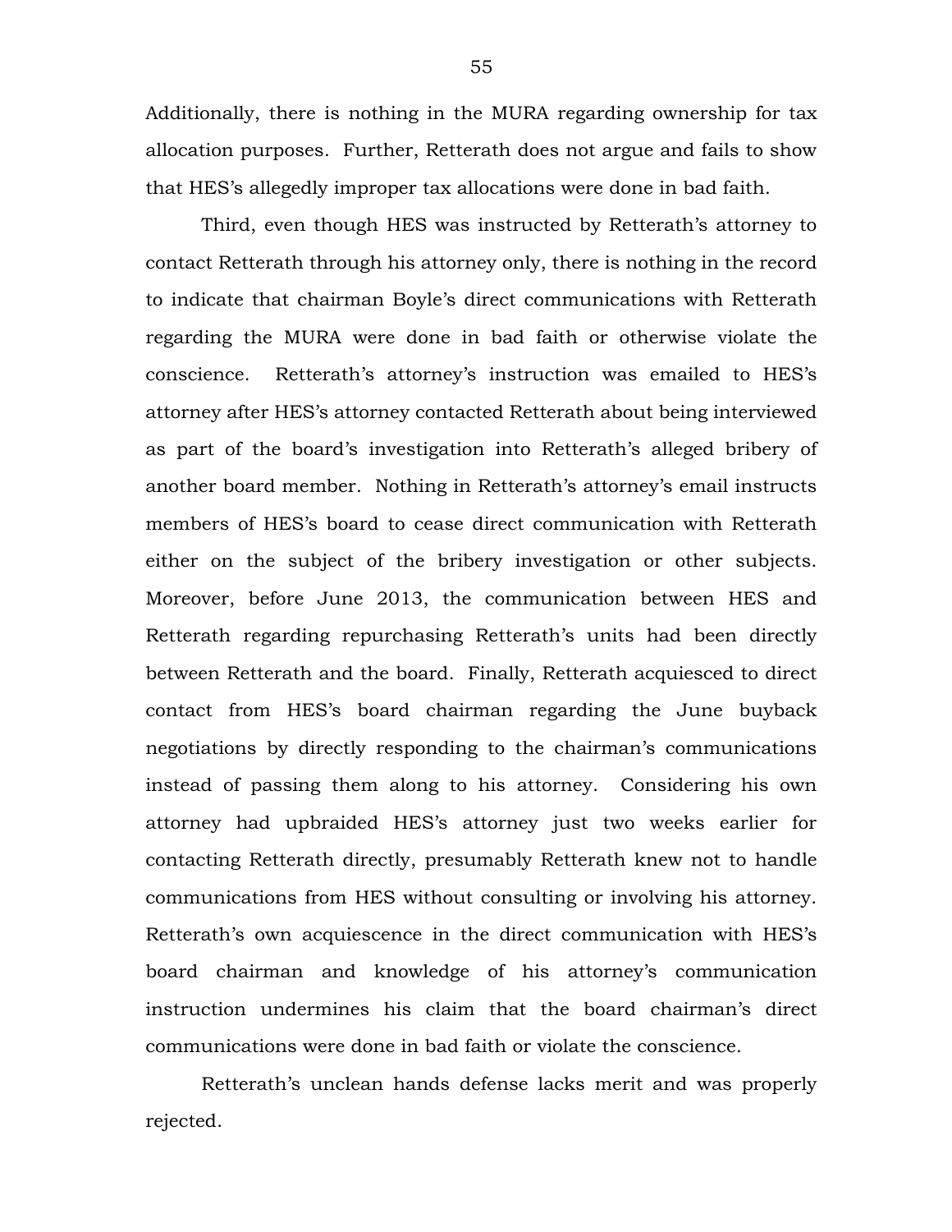Additionally, there is nothing in the MURA regarding ownership for tax allocation purposes. Further, Retterath does not argue and fails to show that HES's allegedly improper tax allocations were done in bad faith.

Third, even though HES was instructed by Retterath's attorney to contact Retterath through his attorney only, there is nothing in the record to indicate that chairman Boyle's direct communications with Retterath regarding the MURA were done in bad faith or otherwise violate the conscience. Retterath's attorney's instruction was emailed to HES's attorney after HES's attorney contacted Retterath about being interviewed as part of the board's investigation into Retterath's alleged bribery of another board member. Nothing in Retterath's attorney's email instructs members of HES's board to cease direct communication with Retterath either on the subject of the bribery investigation or other subjects. Moreover, before June 2013, the communication between HES and Retterath regarding repurchasing Retterath's units had been directly between Retterath and the board. Finally, Retterath acquiesced to direct contact from HES's board chairman regarding the June buyback negotiations by directly responding to the chairman's communications instead of passing them along to his attorney. Considering his own attorney had upbraided HES's attorney just two weeks earlier for contacting Retterath directly, presumably Retterath knew not to handle communications from HES without consulting or involving his attorney. Retterath's own acquiescence in the direct communication with HES's board chairman and knowledge of his attorney's communication instruction undermines his claim that the board chairman's direct communications were done in bad faith or violate the conscience.

Retterath's unclean hands defense lacks merit and was properly rejected.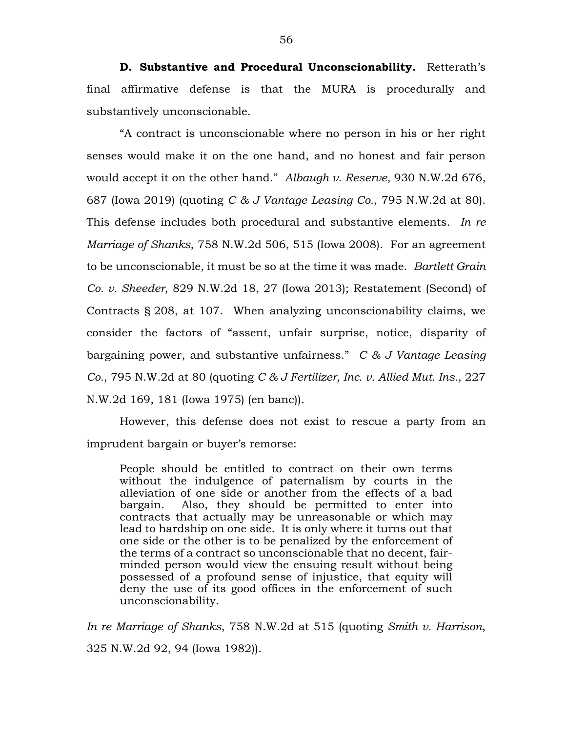**D. Substantive and Procedural Unconscionability.** Retterath's final affirmative defense is that the MURA is procedurally and substantively unconscionable.

"A contract is unconscionable where no person in his or her right senses would make it on the one hand, and no honest and fair person would accept it on the other hand." *Albaugh v. Reserve*, 930 N.W.2d 676, 687 (Iowa 2019) (quoting *C & J Vantage Leasing Co.*, 795 N.W.2d at 80). This defense includes both procedural and substantive elements. *In re Marriage of Shanks*, 758 N.W.2d 506, 515 (Iowa 2008). For an agreement to be unconscionable, it must be so at the time it was made. *Bartlett Grain Co. v. Sheeder*, 829 N.W.2d 18, 27 (Iowa 2013); Restatement (Second) of Contracts § 208, at 107. When analyzing unconscionability claims, we consider the factors of "assent, unfair surprise, notice, disparity of bargaining power, and substantive unfairness." *C & J Vantage Leasing Co.*, 795 N.W.2d at 80 (quoting *C & J Fertilizer, Inc. v. Allied Mut. Ins.*, 227 N.W.2d 169, 181 (Iowa 1975) (en banc)).

However, this defense does not exist to rescue a party from an imprudent bargain or buyer's remorse:

> People should be entitled to contract on their own terms without the indulgence of paternalism by courts in the alleviation of one side or another from the effects of a bad bargain. Also, they should be permitted to enter into contracts that actually may be unreasonable or which may lead to hardship on one side. It is only where it turns out that one side or the other is to be penalized by the enforcement of the terms of a contract so unconscionable that no decent, fair-minded person would view the ensuing result without being possessed of a profound sense of injustice, that equity will deny the use of its good offices in the enforcement of such unconscionability.

*In re Marriage of Shanks*, 758 N.W.2d at 515 (quoting *Smith v. Harrison*, 325 N.W.2d 92, 94 (Iowa 1982)).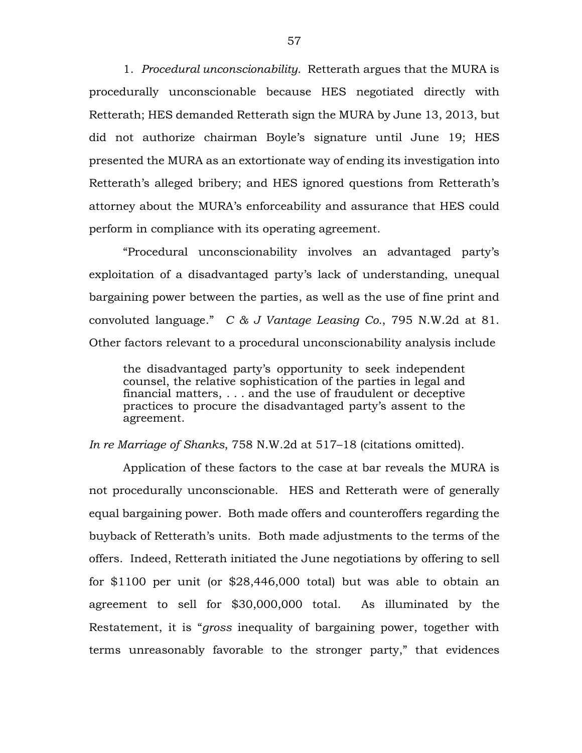1. *Procedural unconscionability.* Retterath argues that the MURA is procedurally unconscionable because HES negotiated directly with Retterath; HES demanded Retterath sign the MURA by June 13, 2013, but did not authorize chairman Boyle's signature until June 19; HES presented the MURA as an extortionate way of ending its investigation into Retterath's alleged bribery; and HES ignored questions from Retterath's attorney about the MURA's enforceability and assurance that HES could perform in compliance with its operating agreement.

"Procedural unconscionability involves an advantaged party's exploitation of a disadvantaged party's lack of understanding, unequal bargaining power between the parties, as well as the use of fine print and convoluted language." *C & J Vantage Leasing Co.*, 795 N.W.2d at 81. Other factors relevant to a procedural unconscionability analysis include

> the disadvantaged party's opportunity to seek independent counsel, the relative sophistication of the parties in legal and financial matters, . . . and the use of fraudulent or deceptive practices to procure the disadvantaged party's assent to the agreement.

*In re Marriage of Shanks*, 758 N.W.2d at 517–18 (citations omitted).

Application of these factors to the case at bar reveals the MURA is not procedurally unconscionable. HES and Retterath were of generally equal bargaining power. Both made offers and counteroffers regarding the buyback of Retterath's units. Both made adjustments to the terms of the offers. Indeed, Retterath initiated the June negotiations by offering to sell for $1100 per unit (or $28,446,000 total) but was able to obtain an agreement to sell for $30,000,000 total. As illuminated by the Restatement, it is "*gross* inequality of bargaining power, together with terms unreasonably favorable to the stronger party," that evidences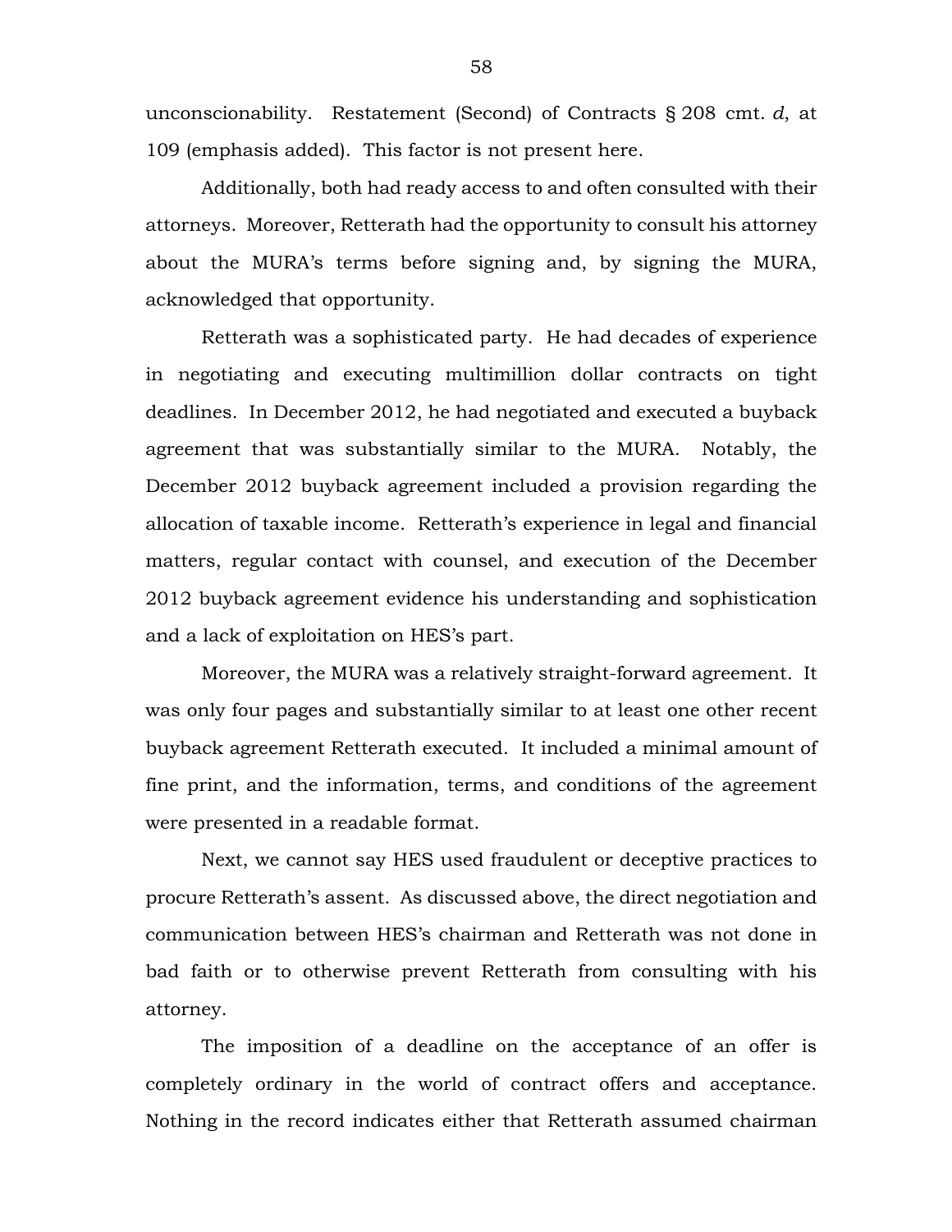unconscionability. Restatement (Second) of Contracts § 208 cmt. *d*, at 109 (emphasis added). This factor is not present here.

Additionally, both had ready access to and often consulted with their attorneys. Moreover, Retterath had the opportunity to consult his attorney about the MURA's terms before signing and, by signing the MURA, acknowledged that opportunity.

Retterath was a sophisticated party. He had decades of experience in negotiating and executing multimillion dollar contracts on tight deadlines. In December 2012, he had negotiated and executed a buyback agreement that was substantially similar to the MURA. Notably, the December 2012 buyback agreement included a provision regarding the allocation of taxable income. Retterath's experience in legal and financial matters, regular contact with counsel, and execution of the December 2012 buyback agreement evidence his understanding and sophistication and a lack of exploitation on HES's part.

Moreover, the MURA was a relatively straight-forward agreement. It was only four pages and substantially similar to at least one other recent buyback agreement Retterath executed. It included a minimal amount of fine print, and the information, terms, and conditions of the agreement were presented in a readable format.

Next, we cannot say HES used fraudulent or deceptive practices to procure Retterath's assent. As discussed above, the direct negotiation and communication between HES's chairman and Retterath was not done in bad faith or to otherwise prevent Retterath from consulting with his attorney.

The imposition of a deadline on the acceptance of an offer is completely ordinary in the world of contract offers and acceptance. Nothing in the record indicates either that Retterath assumed chairman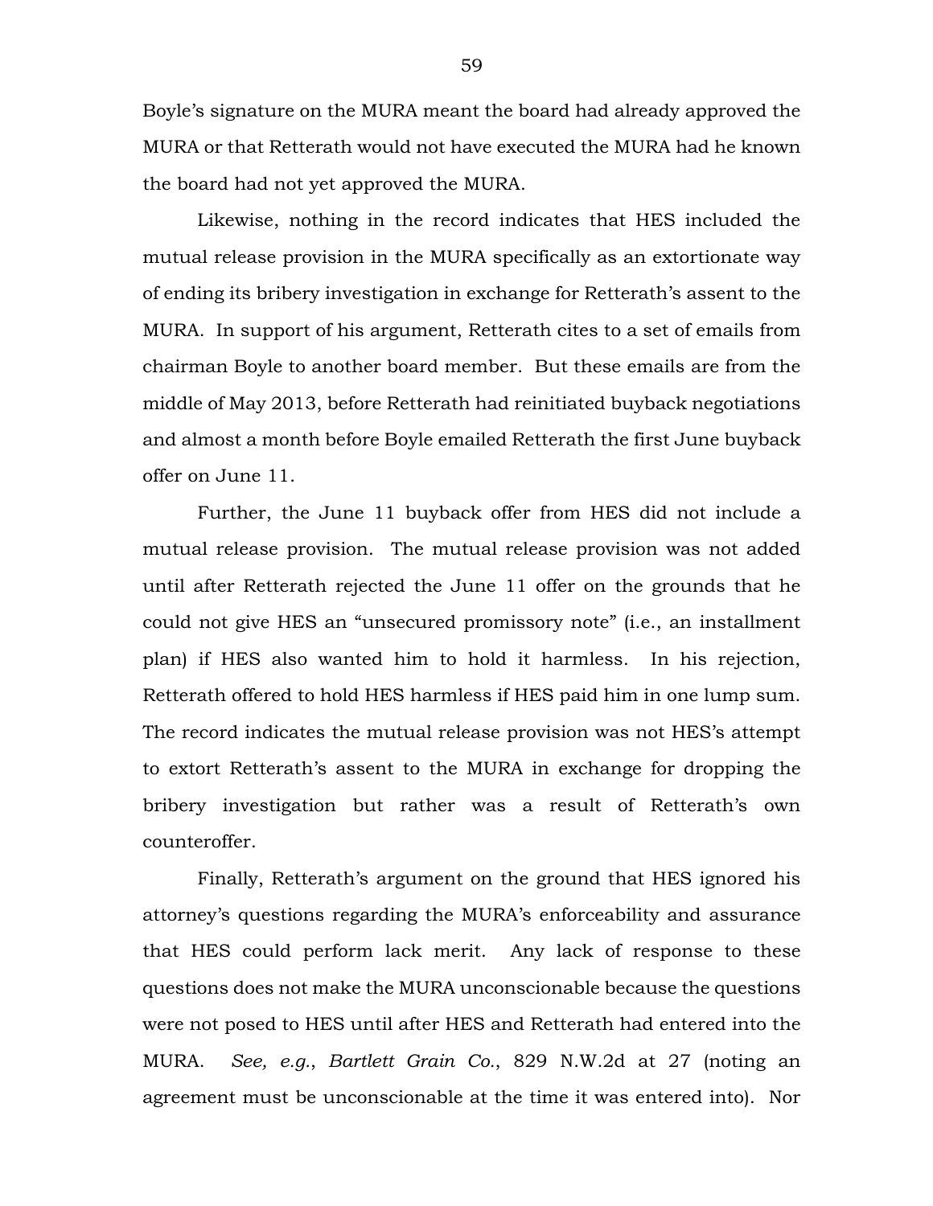Boyle's signature on the MURA meant the board had already approved the MURA or that Retterath would not have executed the MURA had he known the board had not yet approved the MURA.

Likewise, nothing in the record indicates that HES included the mutual release provision in the MURA specifically as an extortionate way of ending its bribery investigation in exchange for Retterath's assent to the MURA. In support of his argument, Retterath cites to a set of emails from chairman Boyle to another board member. But these emails are from the middle of May 2013, before Retterath had reinitiated buyback negotiations and almost a month before Boyle emailed Retterath the first June buyback offer on June 11.

Further, the June 11 buyback offer from HES did not include a mutual release provision. The mutual release provision was not added until after Retterath rejected the June 11 offer on the grounds that he could not give HES an "unsecured promissory note" (i.e., an installment plan) if HES also wanted him to hold it harmless. In his rejection, Retterath offered to hold HES harmless if HES paid him in one lump sum. The record indicates the mutual release provision was not HES's attempt to extort Retterath's assent to the MURA in exchange for dropping the bribery investigation but rather was a result of Retterath's own counteroffer.

Finally, Retterath's argument on the ground that HES ignored his attorney's questions regarding the MURA's enforceability and assurance that HES could perform lack merit. Any lack of response to these questions does not make the MURA unconscionable because the questions were not posed to HES until after HES and Retterath had entered into the MURA. *See, e.g.*, *Bartlett Grain Co.*, 829 N.W.2d at 27 (noting an agreement must be unconscionable at the time it was entered into). Nor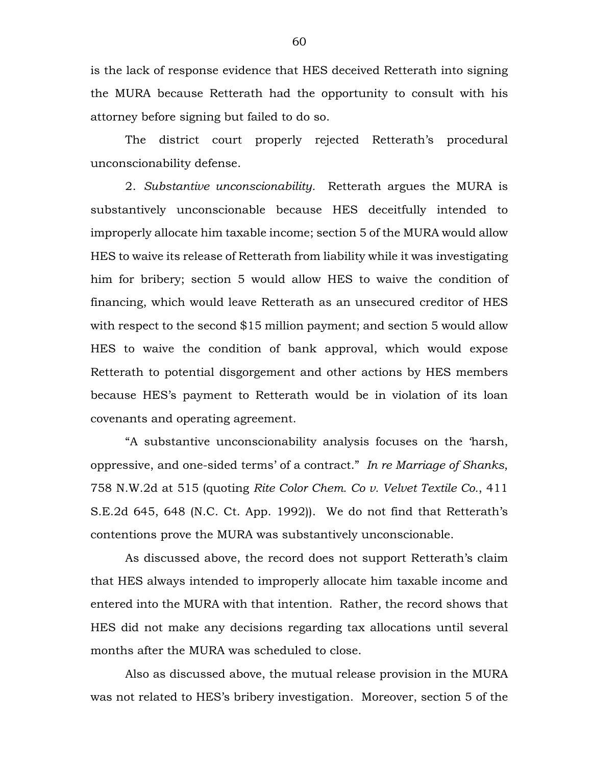is the lack of response evidence that HES deceived Retterath into signing the MURA because Retterath had the opportunity to consult with his attorney before signing but failed to do so.

The district court properly rejected Retterath's procedural unconscionability defense.

2. *Substantive unconscionability.* Retterath argues the MURA is substantively unconscionable because HES deceitfully intended to improperly allocate him taxable income; section 5 of the MURA would allow HES to waive its release of Retterath from liability while it was investigating him for bribery; section 5 would allow HES to waive the condition of financing, which would leave Retterath as an unsecured creditor of HES with respect to the second $15 million payment; and section 5 would allow HES to waive the condition of bank approval, which would expose Retterath to potential disgorgement and other actions by HES members because HES's payment to Retterath would be in violation of its loan covenants and operating agreement.

"A substantive unconscionability analysis focuses on the 'harsh, oppressive, and one-sided terms' of a contract." *In re Marriage of Shanks*, 758 N.W.2d at 515 (quoting *Rite Color Chem. Co v. Velvet Textile Co.*, 411 S.E.2d 645, 648 (N.C. Ct. App. 1992)). We do not find that Retterath's contentions prove the MURA was substantively unconscionable.

As discussed above, the record does not support Retterath's claim that HES always intended to improperly allocate him taxable income and entered into the MURA with that intention. Rather, the record shows that HES did not make any decisions regarding tax allocations until several months after the MURA was scheduled to close.

Also as discussed above, the mutual release provision in the MURA was not related to HES's bribery investigation. Moreover, section 5 of the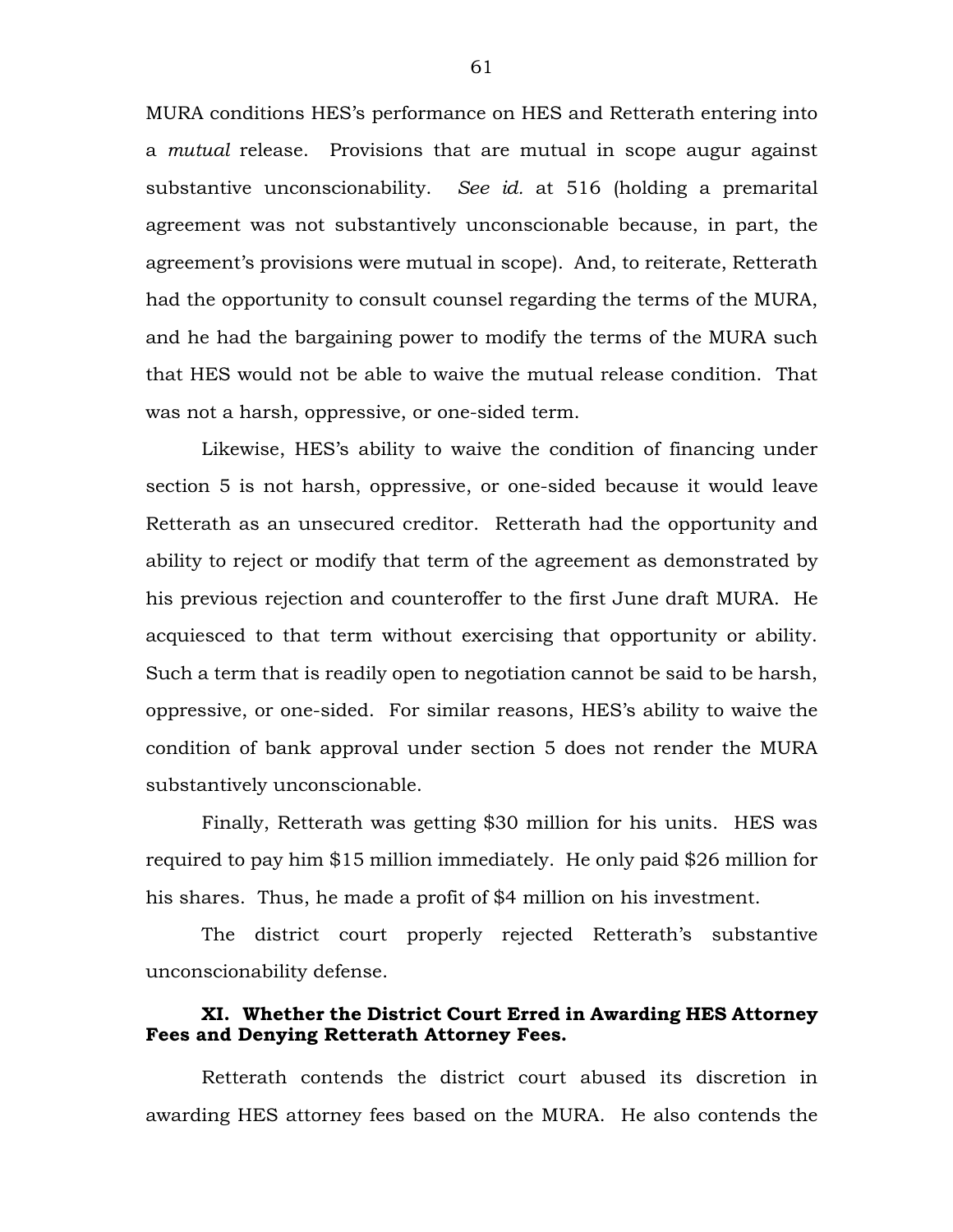MURA conditions HES's performance on HES and Retterath entering into a *mutual* release. Provisions that are mutual in scope augur against substantive unconscionability. *See id.* at 516 (holding a premarital agreement was not substantively unconscionable because, in part, the agreement's provisions were mutual in scope). And, to reiterate, Retterath had the opportunity to consult counsel regarding the terms of the MURA, and he had the bargaining power to modify the terms of the MURA such that HES would not be able to waive the mutual release condition. That was not a harsh, oppressive, or one-sided term.

Likewise, HES's ability to waive the condition of financing under section 5 is not harsh, oppressive, or one-sided because it would leave Retterath as an unsecured creditor. Retterath had the opportunity and ability to reject or modify that term of the agreement as demonstrated by his previous rejection and counteroffer to the first June draft MURA. He acquiesced to that term without exercising that opportunity or ability. Such a term that is readily open to negotiation cannot be said to be harsh, oppressive, or one-sided. For similar reasons, HES's ability to waive the condition of bank approval under section 5 does not render the MURA substantively unconscionable.

Finally, Retterath was getting $30 million for his units. HES was required to pay him $15 million immediately. He only paid $26 million for his shares. Thus, he made a profit of $4 million on his investment.

The district court properly rejected Retterath's substantive unconscionability defense.

### XI. Whether the District Court Erred in Awarding HES Attorney Fees and Denying Retterath Attorney Fees.

Retterath contends the district court abused its discretion in awarding HES attorney fees based on the MURA. He also contends the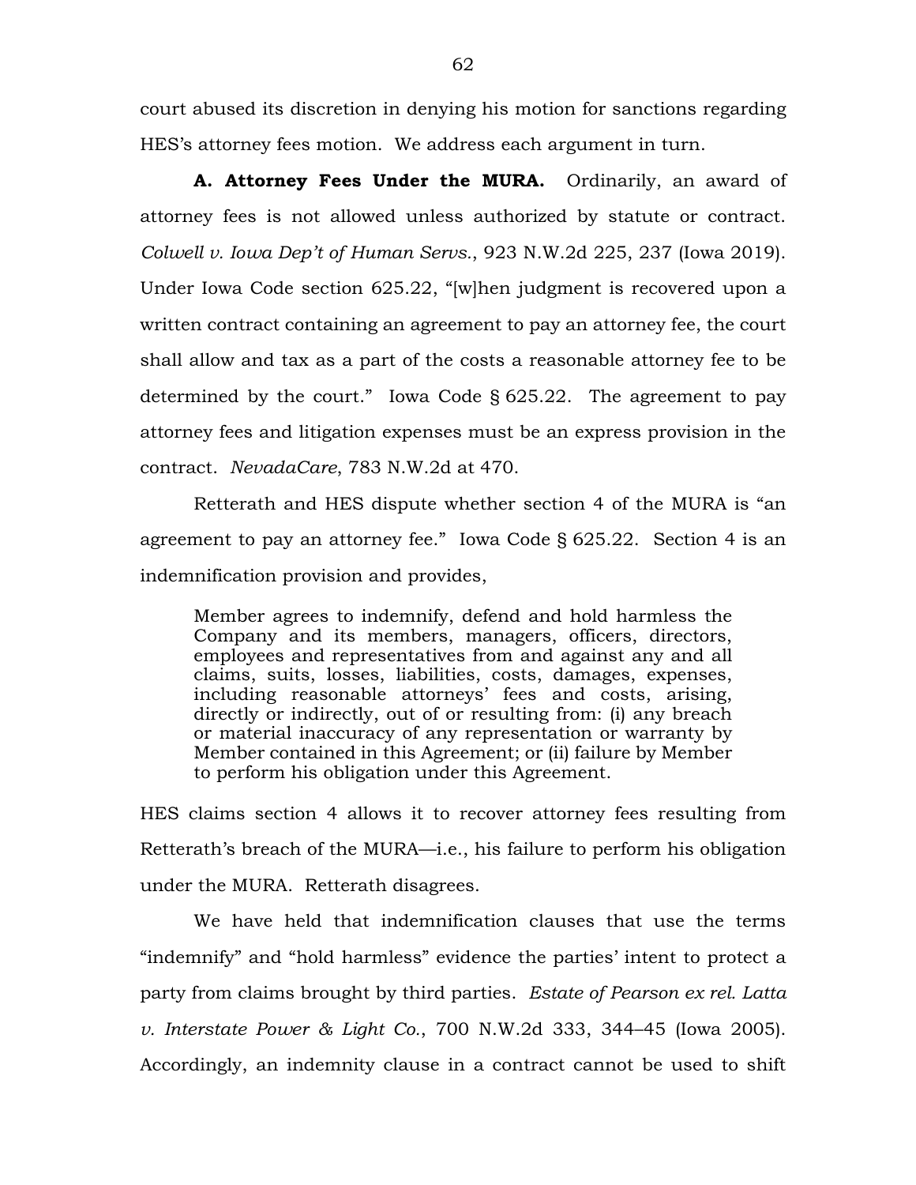court abused its discretion in denying his motion for sanctions regarding HES's attorney fees motion. We address each argument in turn.

**A. Attorney Fees Under the MURA.** Ordinarily, an award of attorney fees is not allowed unless authorized by statute or contract. *Colwell v. Iowa Dep't of Human Servs.*, 923 N.W.2d 225, 237 (Iowa 2019). Under Iowa Code section 625.22, "[w]hen judgment is recovered upon a written contract containing an agreement to pay an attorney fee, the court shall allow and tax as a part of the costs a reasonable attorney fee to be determined by the court." Iowa Code § 625.22. The agreement to pay attorney fees and litigation expenses must be an express provision in the contract. *NevadaCare*, 783 N.W.2d at 470.

Retterath and HES dispute whether section 4 of the MURA is "an agreement to pay an attorney fee." Iowa Code § 625.22. Section 4 is an indemnification provision and provides,

> Member agrees to indemnify, defend and hold harmless the Company and its members, managers, officers, directors, employees and representatives from and against any and all claims, suits, losses, liabilities, costs, damages, expenses, including reasonable attorneys' fees and costs, arising, directly or indirectly, out of or resulting from: (i) any breach or material inaccuracy of any representation or warranty by Member contained in this Agreement; or (ii) failure by Member to perform his obligation under this Agreement.

HES claims section 4 allows it to recover attorney fees resulting from Retterath's breach of the MURA—i.e., his failure to perform his obligation under the MURA. Retterath disagrees.

We have held that indemnification clauses that use the terms "indemnify" and "hold harmless" evidence the parties' intent to protect a party from claims brought by third parties. *Estate of Pearson ex rel. Latta v. Interstate Power & Light Co.*, 700 N.W.2d 333, 344–45 (Iowa 2005). Accordingly, an indemnity clause in a contract cannot be used to shift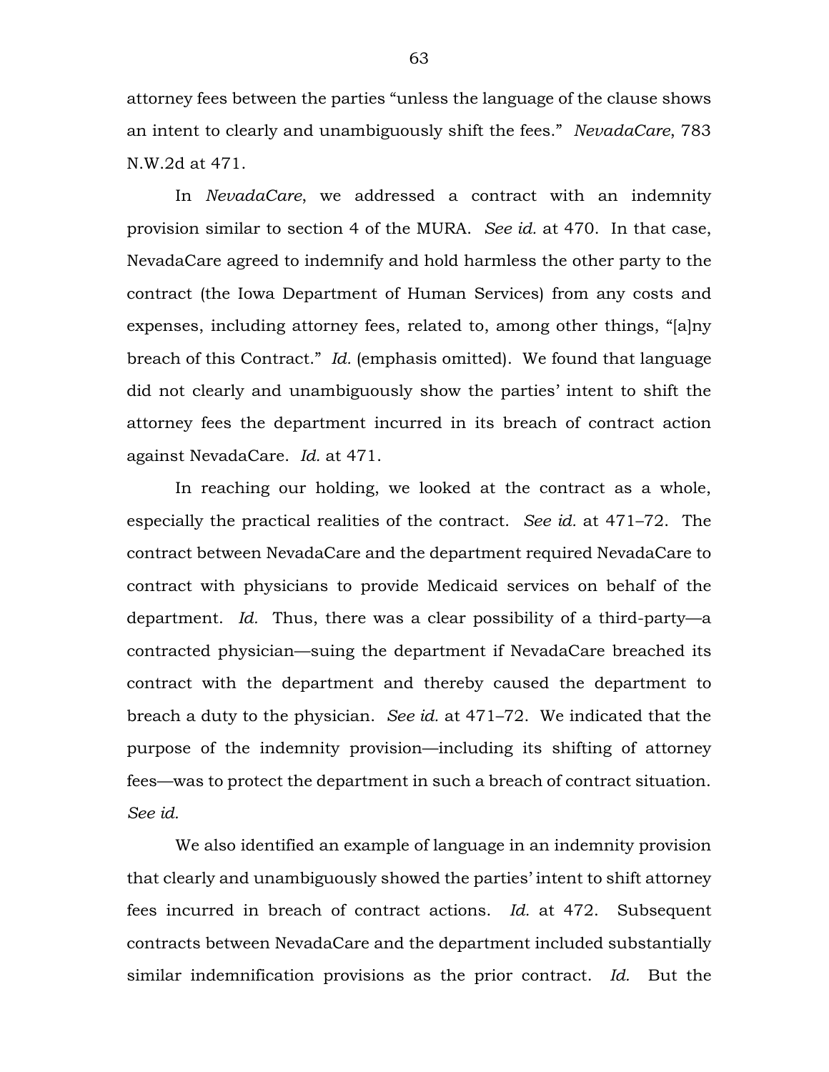attorney fees between the parties "unless the language of the clause shows an intent to clearly and unambiguously shift the fees." *NevadaCare*, 783 N.W.2d at 471.

In *NevadaCare*, we addressed a contract with an indemnity provision similar to section 4 of the MURA. *See id.* at 470. In that case, NevadaCare agreed to indemnify and hold harmless the other party to the contract (the Iowa Department of Human Services) from any costs and expenses, including attorney fees, related to, among other things, "[a]ny breach of this Contract." *Id.* (emphasis omitted). We found that language did not clearly and unambiguously show the parties' intent to shift the attorney fees the department incurred in its breach of contract action against NevadaCare. *Id.* at 471.

In reaching our holding, we looked at the contract as a whole, especially the practical realities of the contract. *See id.* at 471–72. The contract between NevadaCare and the department required NevadaCare to contract with physicians to provide Medicaid services on behalf of the department. *Id.* Thus, there was a clear possibility of a third-party—a contracted physician—suing the department if NevadaCare breached its contract with the department and thereby caused the department to breach a duty to the physician. *See id.* at 471–72. We indicated that the purpose of the indemnity provision—including its shifting of attorney fees—was to protect the department in such a breach of contract situation. *See id.*

We also identified an example of language in an indemnity provision that clearly and unambiguously showed the parties' intent to shift attorney fees incurred in breach of contract actions. *Id.* at 472. Subsequent contracts between NevadaCare and the department included substantially similar indemnification provisions as the prior contract. *Id.* But the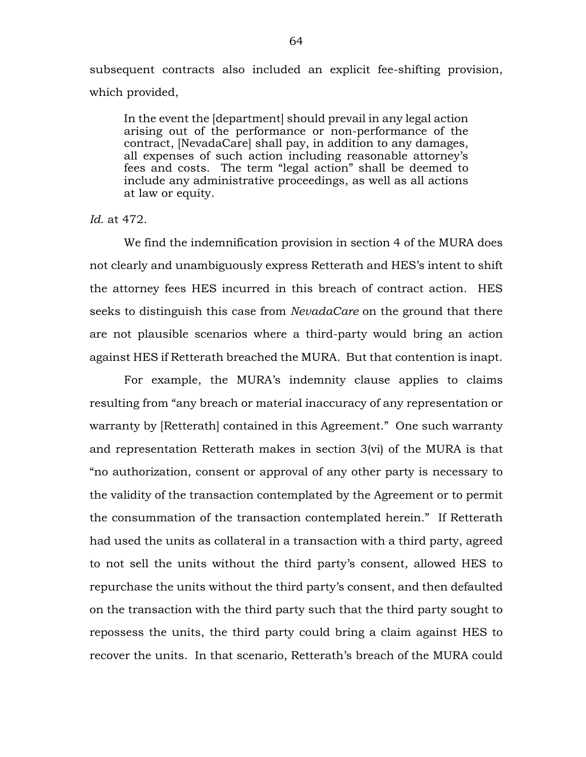subsequent contracts also included an explicit fee-shifting provision, which provided,

> In the event the [department] should prevail in any legal action arising out of the performance or non-performance of the contract, [NevadaCare] shall pay, in addition to any damages, all expenses of such action including reasonable attorney's fees and costs. The term "legal action" shall be deemed to include any administrative proceedings, as well as all actions at law or equity.

*Id.* at 472.

We find the indemnification provision in section 4 of the MURA does not clearly and unambiguously express Retterath and HES's intent to shift the attorney fees HES incurred in this breach of contract action. HES seeks to distinguish this case from *NevadaCare* on the ground that there are not plausible scenarios where a third-party would bring an action against HES if Retterath breached the MURA. But that contention is inapt.

For example, the MURA's indemnity clause applies to claims resulting from "any breach or material inaccuracy of any representation or warranty by [Retterath] contained in this Agreement." One such warranty and representation Retterath makes in section 3(vi) of the MURA is that "no authorization, consent or approval of any other party is necessary to the validity of the transaction contemplated by the Agreement or to permit the consummation of the transaction contemplated herein." If Retterath had used the units as collateral in a transaction with a third party, agreed to not sell the units without the third party's consent, allowed HES to repurchase the units without the third party's consent, and then defaulted on the transaction with the third party such that the third party sought to repossess the units, the third party could bring a claim against HES to recover the units. In that scenario, Retterath's breach of the MURA could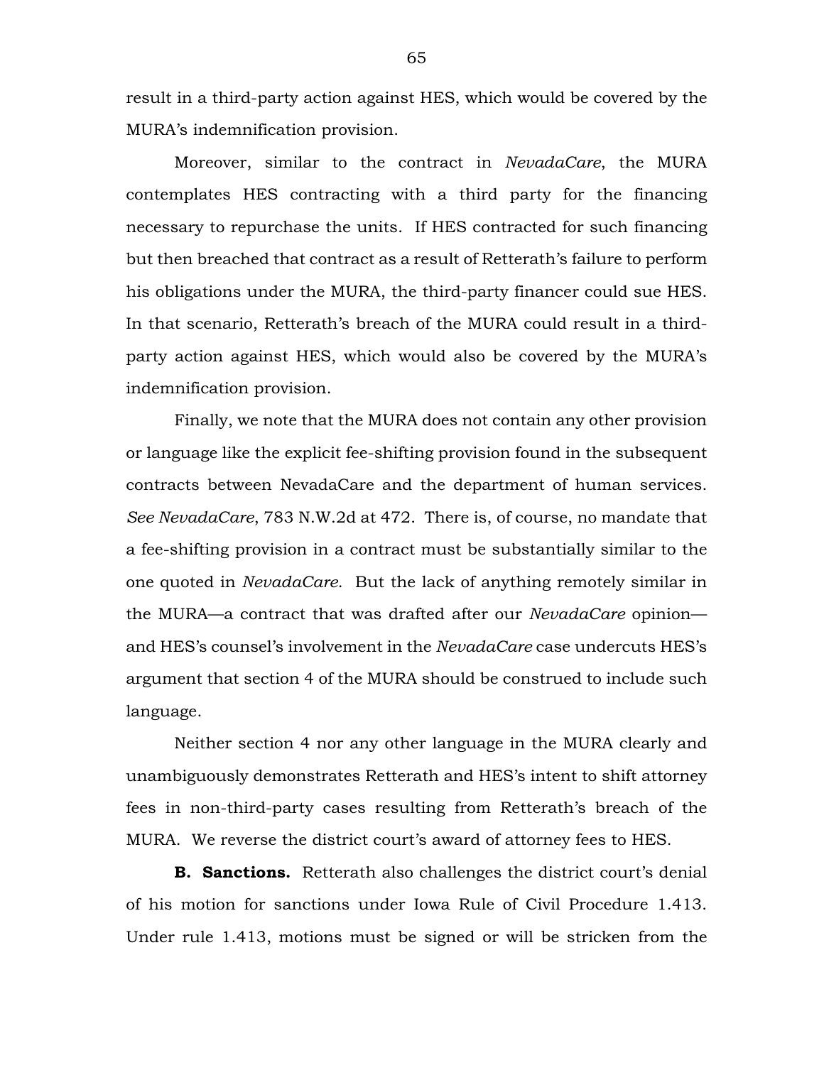result in a third-party action against HES, which would be covered by the MURA's indemnification provision.

Moreover, similar to the contract in *NevadaCare*, the MURA contemplates HES contracting with a third party for the financing necessary to repurchase the units. If HES contracted for such financing but then breached that contract as a result of Retterath's failure to perform his obligations under the MURA, the third-party financer could sue HES. In that scenario, Retterath's breach of the MURA could result in a third-party action against HES, which would also be covered by the MURA's indemnification provision.

Finally, we note that the MURA does not contain any other provision or language like the explicit fee-shifting provision found in the subsequent contracts between NevadaCare and the department of human services. *See NevadaCare*, 783 N.W.2d at 472. There is, of course, no mandate that a fee-shifting provision in a contract must be substantially similar to the one quoted in *NevadaCare*. But the lack of anything remotely similar in the MURA—a contract that was drafted after our *NevadaCare* opinion—and HES's counsel's involvement in the *NevadaCare* case undercuts HES's argument that section 4 of the MURA should be construed to include such language.

Neither section 4 nor any other language in the MURA clearly and unambiguously demonstrates Retterath and HES's intent to shift attorney fees in non-third-party cases resulting from Retterath's breach of the MURA. We reverse the district court's award of attorney fees to HES.

**B. Sanctions.** Retterath also challenges the district court's denial of his motion for sanctions under Iowa Rule of Civil Procedure 1.413. Under rule 1.413, motions must be signed or will be stricken from the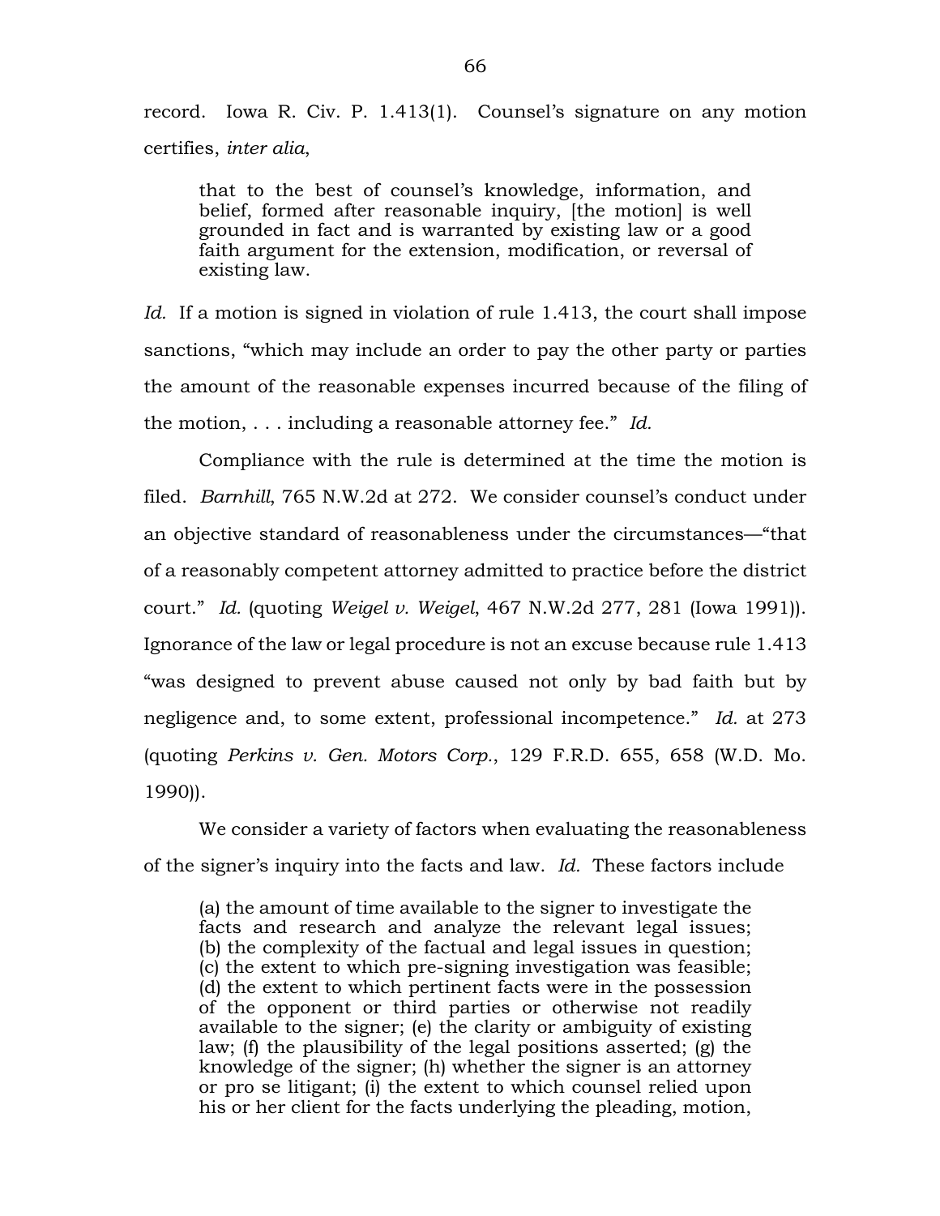record. Iowa R. Civ. P. 1.413(1). Counsel's signature on any motion certifies, *inter alia*,

> that to the best of counsel's knowledge, information, and belief, formed after reasonable inquiry, [the motion] is well grounded in fact and is warranted by existing law or a good faith argument for the extension, modification, or reversal of existing law.

*Id.* If a motion is signed in violation of rule 1.413, the court shall impose sanctions, "which may include an order to pay the other party or parties the amount of the reasonable expenses incurred because of the filing of the motion, . . . including a reasonable attorney fee." *Id.*

Compliance with the rule is determined at the time the motion is filed. *Barnhill*, 765 N.W.2d at 272. We consider counsel's conduct under an objective standard of reasonableness under the circumstances—"that of a reasonably competent attorney admitted to practice before the district court." *Id.* (quoting *Weigel v. Weigel*, 467 N.W.2d 277, 281 (Iowa 1991)). Ignorance of the law or legal procedure is not an excuse because rule 1.413 "was designed to prevent abuse caused not only by bad faith but by negligence and, to some extent, professional incompetence." *Id.* at 273 (quoting *Perkins v. Gen. Motors Corp.*, 129 F.R.D. 655, 658 (W.D. Mo. 1990)).

We consider a variety of factors when evaluating the reasonableness of the signer's inquiry into the facts and law. *Id.* These factors include

> (a) the amount of time available to the signer to investigate the facts and research and analyze the relevant legal issues; (b) the complexity of the factual and legal issues in question; (c) the extent to which pre-signing investigation was feasible; (d) the extent to which pertinent facts were in the possession of the opponent or third parties or otherwise not readily available to the signer; (e) the clarity or ambiguity of existing law; (f) the plausibility of the legal positions asserted; (g) the knowledge of the signer; (h) whether the signer is an attorney or pro se litigant; (i) the extent to which counsel relied upon his or her client for the facts underlying the pleading, motion,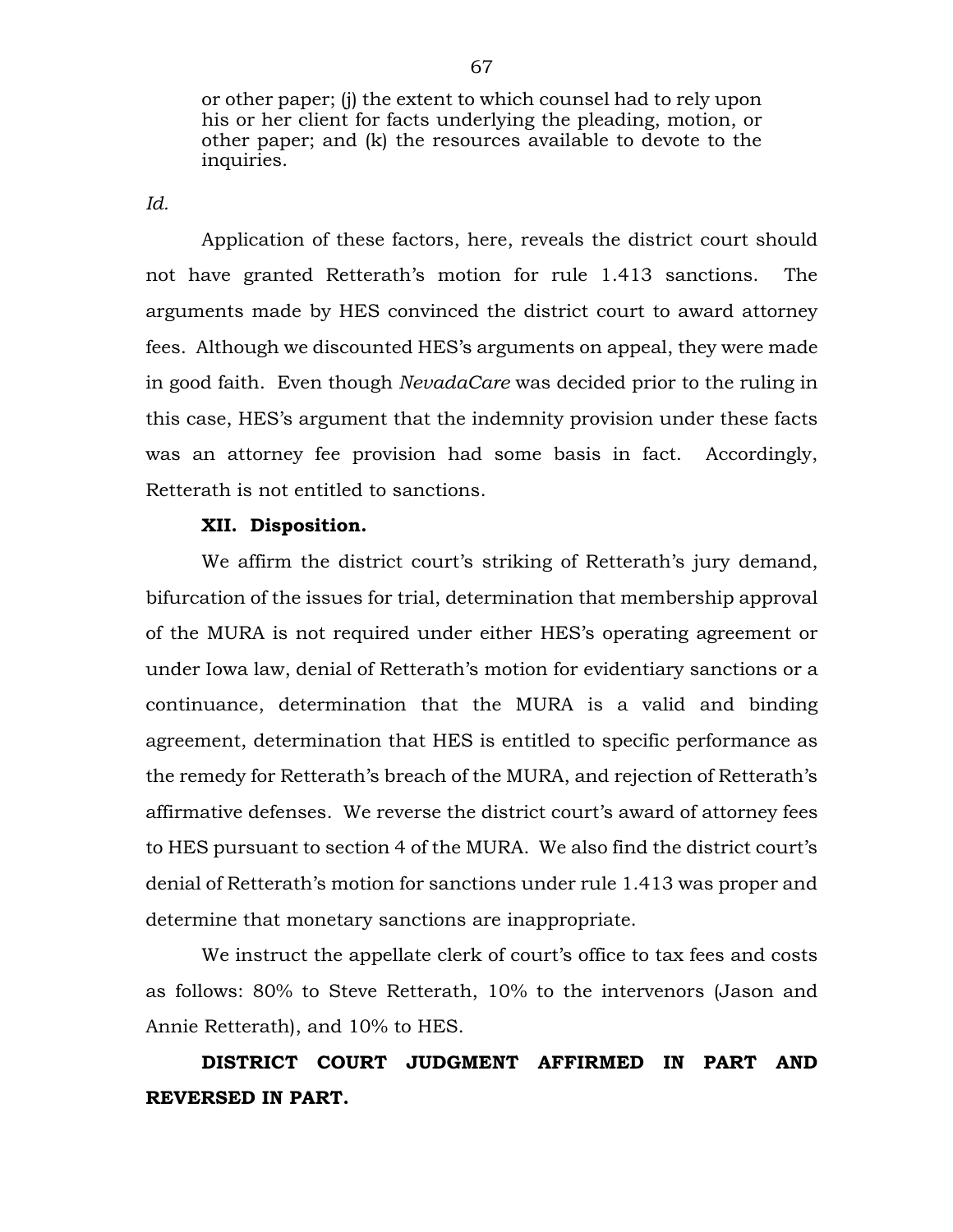> or other paper; (j) the extent to which counsel had to rely upon his or her client for facts underlying the pleading, motion, or other paper; and (k) the resources available to devote to the inquiries.

*Id.*

Application of these factors, here, reveals the district court should not have granted Retterath's motion for rule 1.413 sanctions. The arguments made by HES convinced the district court to award attorney fees. Although we discounted HES's arguments on appeal, they were made in good faith. Even though *NevadaCare* was decided prior to the ruling in this case, HES's argument that the indemnity provision under these facts was an attorney fee provision had some basis in fact. Accordingly, Retterath is not entitled to sanctions.

**XII. Disposition.**

We affirm the district court's striking of Retterath's jury demand, bifurcation of the issues for trial, determination that membership approval of the MURA is not required under either HES's operating agreement or under Iowa law, denial of Retterath's motion for evidentiary sanctions or a continuance, determination that the MURA is a valid and binding agreement, determination that HES is entitled to specific performance as the remedy for Retterath's breach of the MURA, and rejection of Retterath's affirmative defenses. We reverse the district court's award of attorney fees to HES pursuant to section 4 of the MURA. We also find the district court's denial of Retterath's motion for sanctions under rule 1.413 was proper and determine that monetary sanctions are inappropriate.

We instruct the appellate clerk of court's office to tax fees and costs as follows: 80% to Steve Retterath, 10% to the intervenors (Jason and Annie Retterath), and 10% to HES.

**DISTRICT COURT JUDGMENT AFFIRMED IN PART AND REVERSED IN PART.**